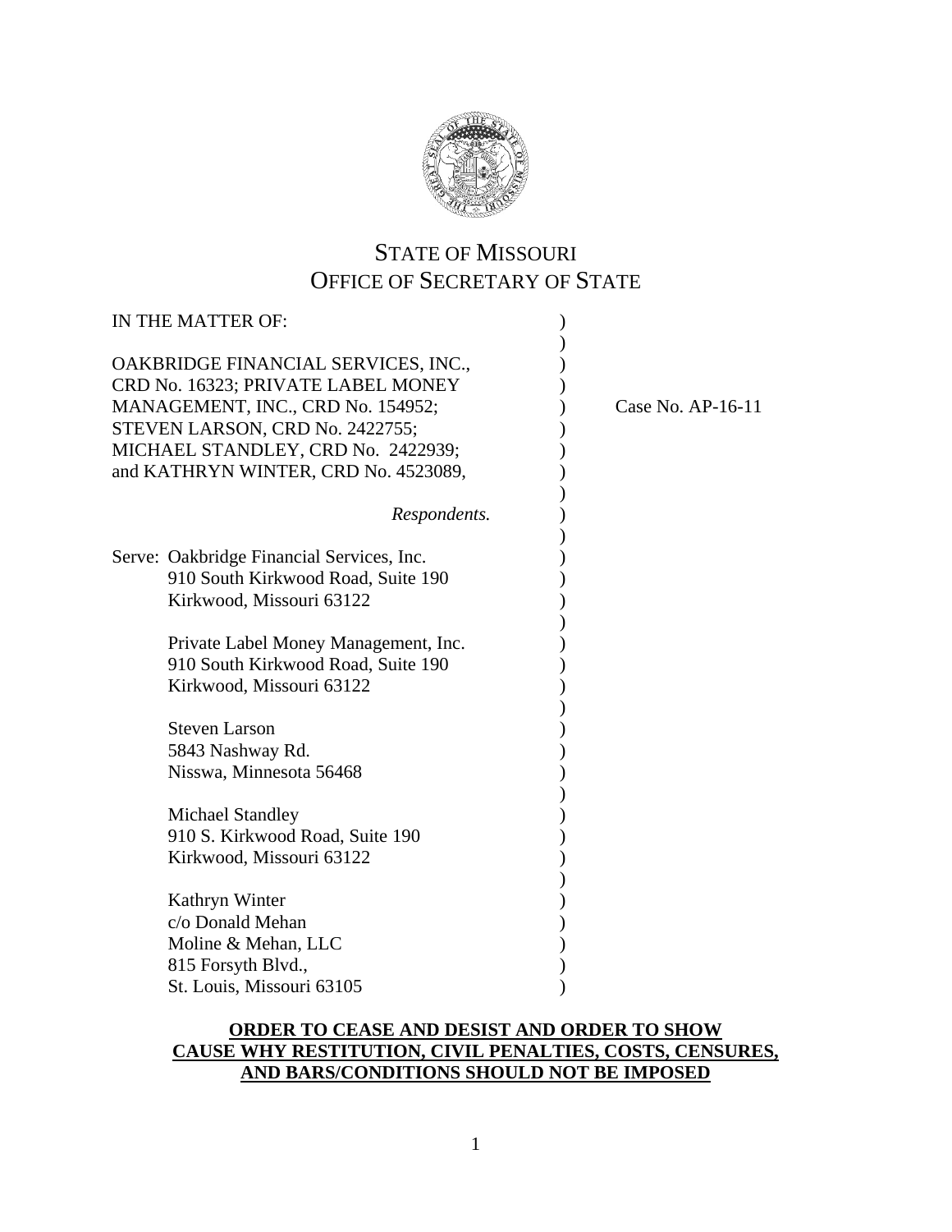# STATE OF MISSOURI
# OFFICE OF SECRETARY OF STATE

IN THE MATTER OF:

OAKBRIDGE FINANCIAL SERVICES, INC., CRD No. 16323; PRIVATE LABEL MONEY MANAGEMENT, INC., CRD No. 154952; STEVEN LARSON, CRD No. 2422755; MICHAEL STANDLEY, CRD No. 2422939; and KATHRYN WINTER, CRD No. 4523089,

*Respondents.*

Case No. AP-16-11

Serve: Oakbridge Financial Services, Inc.
910 South Kirkwood Road, Suite 190
Kirkwood, Missouri 63122

Private Label Money Management, Inc.
910 South Kirkwood Road, Suite 190
Kirkwood, Missouri 63122

Steven Larson
5843 Nashway Rd.
Nisswa, Minnesota 56468

Michael Standley
910 S. Kirkwood Road, Suite 190
Kirkwood, Missouri 63122

Kathryn Winter
c/o Donald Mehan
Moline & Mehan, LLC
815 Forsyth Blvd.,
St. Louis, Missouri 63105

**ORDER TO CEASE AND DESIST AND ORDER TO SHOW CAUSE WHY RESTITUTION, CIVIL PENALTIES, COSTS, CENSURES, AND BARS/CONDITIONS SHOULD NOT BE IMPOSED**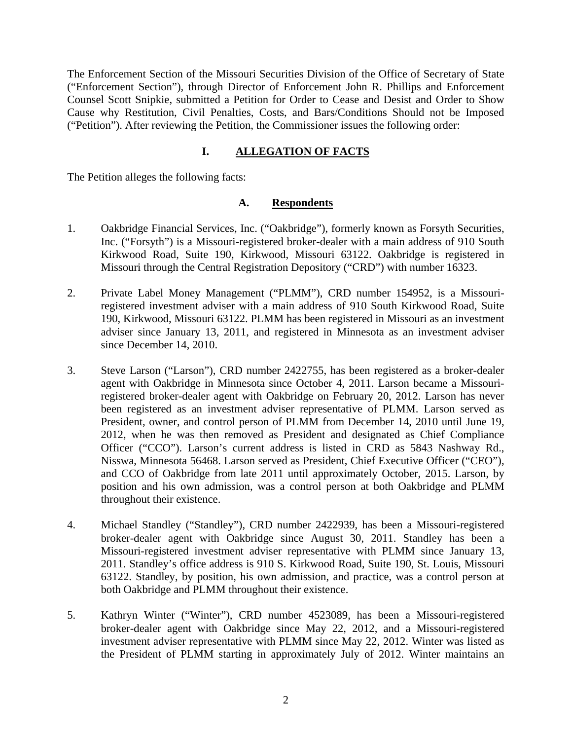The Enforcement Section of the Missouri Securities Division of the Office of Secretary of State ("Enforcement Section"), through Director of Enforcement John R. Phillips and Enforcement Counsel Scott Snipkie, submitted a Petition for Order to Cease and Desist and Order to Show Cause why Restitution, Civil Penalties, Costs, and Bars/Conditions Should not be Imposed ("Petition"). After reviewing the Petition, the Commissioner issues the following order:

## I. ALLEGATION OF FACTS

The Petition alleges the following facts:

### A. Respondents

1. Oakbridge Financial Services, Inc. ("Oakbridge"), formerly known as Forsyth Securities, Inc. ("Forsyth") is a Missouri-registered broker-dealer with a main address of 910 South Kirkwood Road, Suite 190, Kirkwood, Missouri 63122. Oakbridge is registered in Missouri through the Central Registration Depository ("CRD") with number 16323.

2. Private Label Money Management ("PLMM"), CRD number 154952, is a Missouri-registered investment adviser with a main address of 910 South Kirkwood Road, Suite 190, Kirkwood, Missouri 63122. PLMM has been registered in Missouri as an investment adviser since January 13, 2011, and registered in Minnesota as an investment adviser since December 14, 2010.

3. Steve Larson ("Larson"), CRD number 2422755, has been registered as a broker-dealer agent with Oakbridge in Minnesota since October 4, 2011. Larson became a Missouri-registered broker-dealer agent with Oakbridge on February 20, 2012. Larson has never been registered as an investment adviser representative of PLMM. Larson served as President, owner, and control person of PLMM from December 14, 2010 until June 19, 2012, when he was then removed as President and designated as Chief Compliance Officer ("CCO"). Larson's current address is listed in CRD as 5843 Nashway Rd., Nisswa, Minnesota 56468. Larson served as President, Chief Executive Officer ("CEO"), and CCO of Oakbridge from late 2011 until approximately October, 2015. Larson, by position and his own admission, was a control person at both Oakbridge and PLMM throughout their existence.

4. Michael Standley ("Standley"), CRD number 2422939, has been a Missouri-registered broker-dealer agent with Oakbridge since August 30, 2011. Standley has been a Missouri-registered investment adviser representative with PLMM since January 13, 2011. Standley's office address is 910 S. Kirkwood Road, Suite 190, St. Louis, Missouri 63122. Standley, by position, his own admission, and practice, was a control person at both Oakbridge and PLMM throughout their existence.

5. Kathryn Winter ("Winter"), CRD number 4523089, has been a Missouri-registered broker-dealer agent with Oakbridge since May 22, 2012, and a Missouri-registered investment adviser representative with PLMM since May 22, 2012. Winter was listed as the President of PLMM starting in approximately July of 2012. Winter maintains an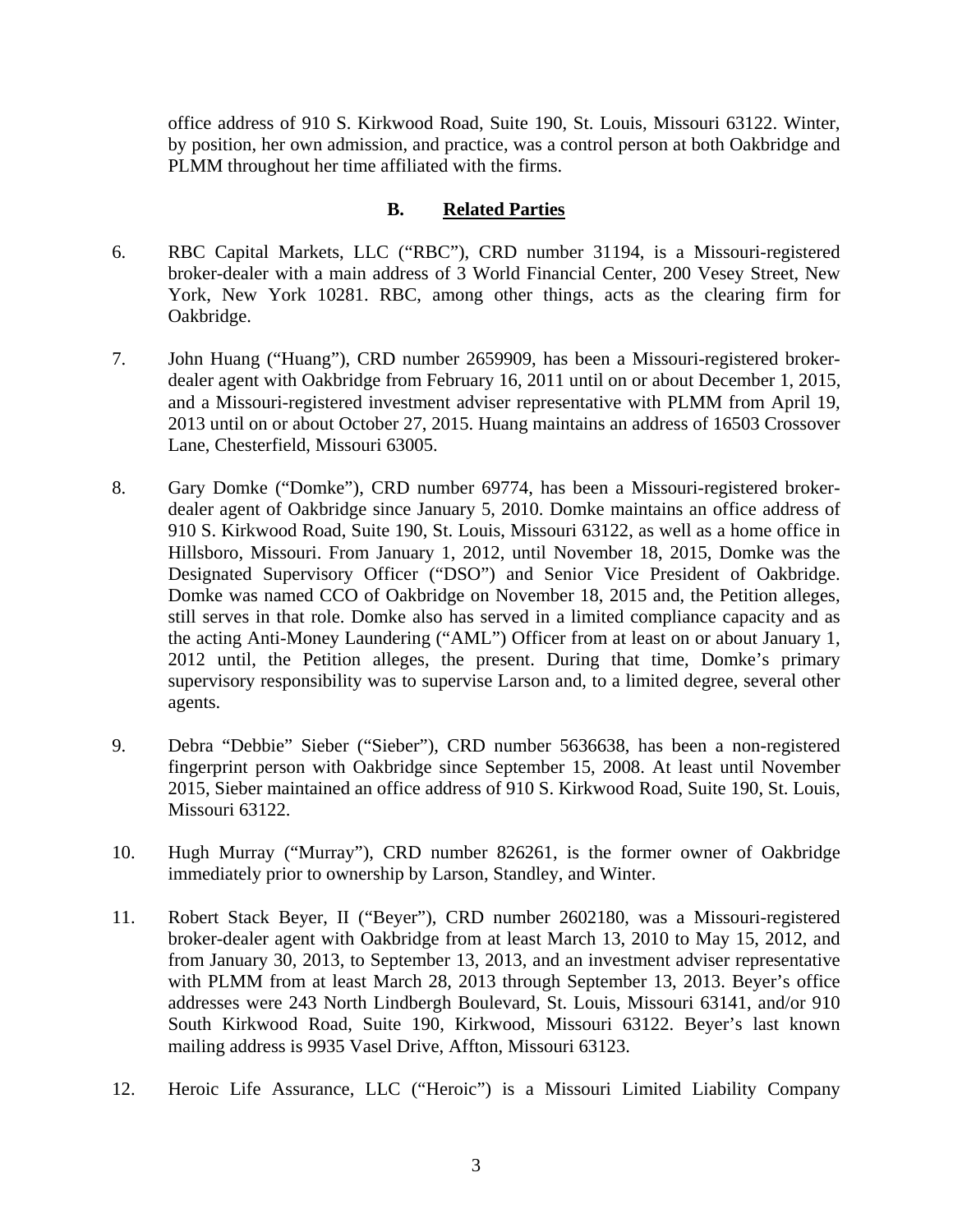office address of 910 S. Kirkwood Road, Suite 190, St. Louis, Missouri 63122. Winter, by position, her own admission, and practice, was a control person at both Oakbridge and PLMM throughout her time affiliated with the firms.

### B. Related Parties

6. RBC Capital Markets, LLC ("RBC"), CRD number 31194, is a Missouri-registered broker-dealer with a main address of 3 World Financial Center, 200 Vesey Street, New York, New York 10281. RBC, among other things, acts as the clearing firm for Oakbridge.

7. John Huang ("Huang"), CRD number 2659909, has been a Missouri-registered broker-dealer agent with Oakbridge from February 16, 2011 until on or about December 1, 2015, and a Missouri-registered investment adviser representative with PLMM from April 19, 2013 until on or about October 27, 2015. Huang maintains an address of 16503 Crossover Lane, Chesterfield, Missouri 63005.

8. Gary Domke ("Domke"), CRD number 69774, has been a Missouri-registered broker-dealer agent of Oakbridge since January 5, 2010. Domke maintains an office address of 910 S. Kirkwood Road, Suite 190, St. Louis, Missouri 63122, as well as a home office in Hillsboro, Missouri. From January 1, 2012, until November 18, 2015, Domke was the Designated Supervisory Officer ("DSO") and Senior Vice President of Oakbridge. Domke was named CCO of Oakbridge on November 18, 2015 and, the Petition alleges, still serves in that role. Domke also has served in a limited compliance capacity and as the acting Anti-Money Laundering ("AML") Officer from at least on or about January 1, 2012 until, the Petition alleges, the present. During that time, Domke's primary supervisory responsibility was to supervise Larson and, to a limited degree, several other agents.

9. Debra "Debbie" Sieber ("Sieber"), CRD number 5636638, has been a non-registered fingerprint person with Oakbridge since September 15, 2008. At least until November 2015, Sieber maintained an office address of 910 S. Kirkwood Road, Suite 190, St. Louis, Missouri 63122.

10. Hugh Murray ("Murray"), CRD number 826261, is the former owner of Oakbridge immediately prior to ownership by Larson, Standley, and Winter.

11. Robert Stack Beyer, II ("Beyer"), CRD number 2602180, was a Missouri-registered broker-dealer agent with Oakbridge from at least March 13, 2010 to May 15, 2012, and from January 30, 2013, to September 13, 2013, and an investment adviser representative with PLMM from at least March 28, 2013 through September 13, 2013. Beyer's office addresses were 243 North Lindbergh Boulevard, St. Louis, Missouri 63141, and/or 910 South Kirkwood Road, Suite 190, Kirkwood, Missouri 63122. Beyer's last known mailing address is 9935 Vasel Drive, Affton, Missouri 63123.

12. Heroic Life Assurance, LLC ("Heroic") is a Missouri Limited Liability Company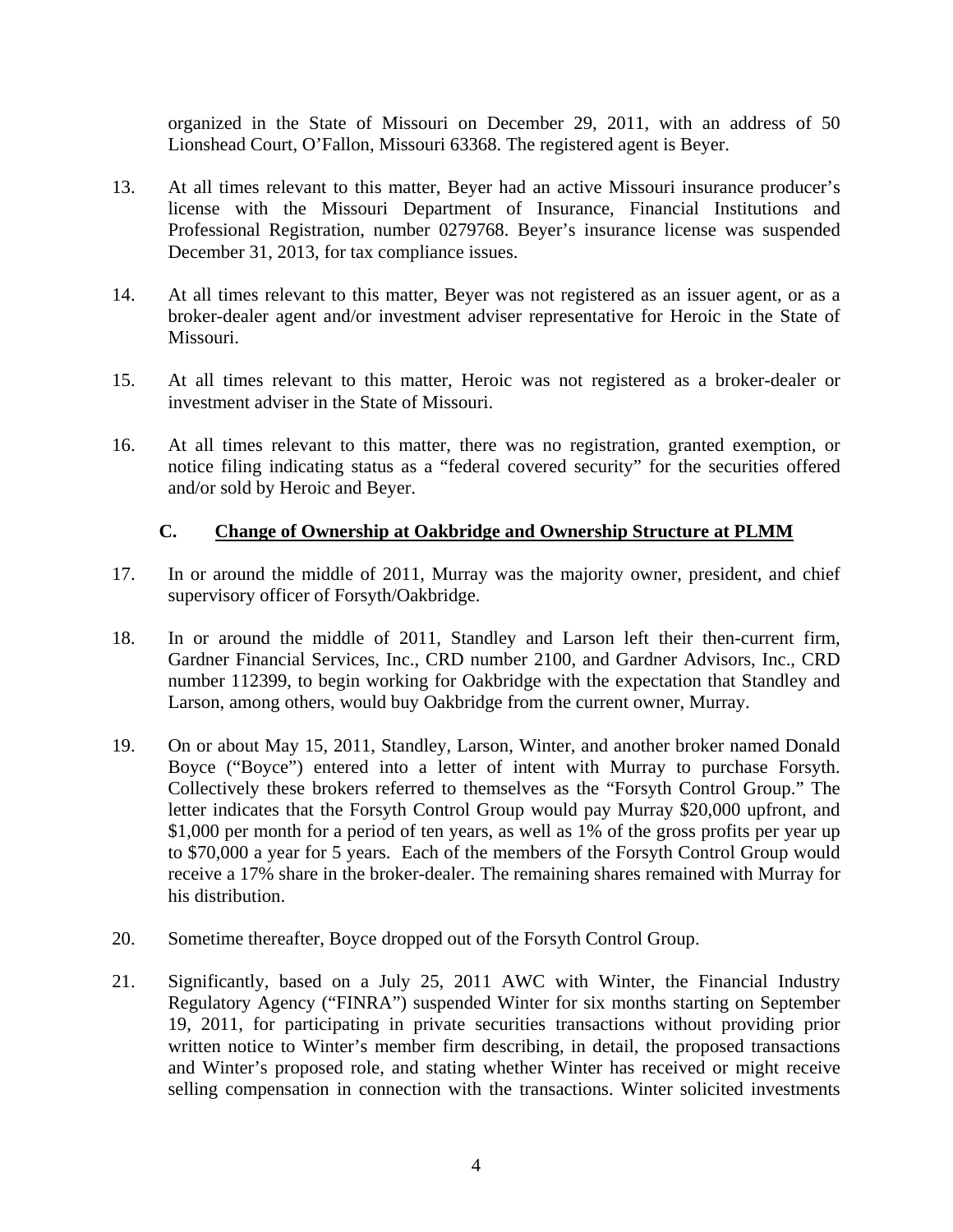organized in the State of Missouri on December 29, 2011, with an address of 50 Lionshead Court, O'Fallon, Missouri 63368. The registered agent is Beyer.

13. At all times relevant to this matter, Beyer had an active Missouri insurance producer's license with the Missouri Department of Insurance, Financial Institutions and Professional Registration, number 0279768. Beyer's insurance license was suspended December 31, 2013, for tax compliance issues.

14. At all times relevant to this matter, Beyer was not registered as an issuer agent, or as a broker-dealer agent and/or investment adviser representative for Heroic in the State of Missouri.

15. At all times relevant to this matter, Heroic was not registered as a broker-dealer or investment adviser in the State of Missouri.

16. At all times relevant to this matter, there was no registration, granted exemption, or notice filing indicating status as a "federal covered security" for the securities offered and/or sold by Heroic and Beyer.

### C. Change of Ownership at Oakbridge and Ownership Structure at PLMM

17. In or around the middle of 2011, Murray was the majority owner, president, and chief supervisory officer of Forsyth/Oakbridge.

18. In or around the middle of 2011, Standley and Larson left their then-current firm, Gardner Financial Services, Inc., CRD number 2100, and Gardner Advisors, Inc., CRD number 112399, to begin working for Oakbridge with the expectation that Standley and Larson, among others, would buy Oakbridge from the current owner, Murray.

19. On or about May 15, 2011, Standley, Larson, Winter, and another broker named Donald Boyce ("Boyce") entered into a letter of intent with Murray to purchase Forsyth. Collectively these brokers referred to themselves as the "Forsyth Control Group." The letter indicates that the Forsyth Control Group would pay Murray $20,000 upfront, and $1,000 per month for a period of ten years, as well as 1% of the gross profits per year up to $70,000 a year for 5 years. Each of the members of the Forsyth Control Group would receive a 17% share in the broker-dealer. The remaining shares remained with Murray for his distribution.

20. Sometime thereafter, Boyce dropped out of the Forsyth Control Group.

21. Significantly, based on a July 25, 2011 AWC with Winter, the Financial Industry Regulatory Agency ("FINRA") suspended Winter for six months starting on September 19, 2011, for participating in private securities transactions without providing prior written notice to Winter's member firm describing, in detail, the proposed transactions and Winter's proposed role, and stating whether Winter has received or might receive selling compensation in connection with the transactions. Winter solicited investments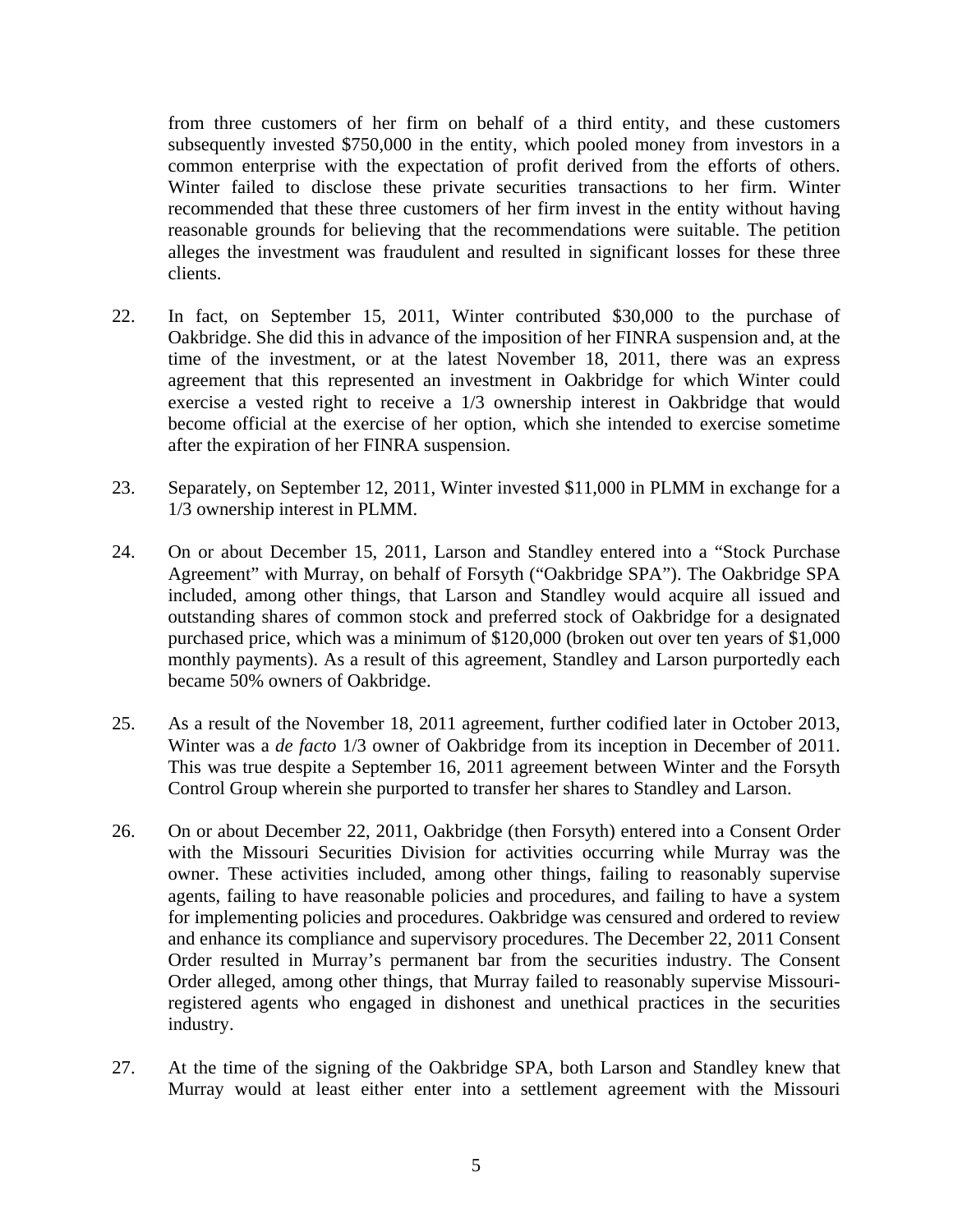from three customers of her firm on behalf of a third entity, and these customers subsequently invested $750,000 in the entity, which pooled money from investors in a common enterprise with the expectation of profit derived from the efforts of others. Winter failed to disclose these private securities transactions to her firm. Winter recommended that these three customers of her firm invest in the entity without having reasonable grounds for believing that the recommendations were suitable. The petition alleges the investment was fraudulent and resulted in significant losses for these three clients.

22. In fact, on September 15, 2011, Winter contributed $30,000 to the purchase of Oakbridge. She did this in advance of the imposition of her FINRA suspension and, at the time of the investment, or at the latest November 18, 2011, there was an express agreement that this represented an investment in Oakbridge for which Winter could exercise a vested right to receive a 1/3 ownership interest in Oakbridge that would become official at the exercise of her option, which she intended to exercise sometime after the expiration of her FINRA suspension.

23. Separately, on September 12, 2011, Winter invested $11,000 in PLMM in exchange for a 1/3 ownership interest in PLMM.

24. On or about December 15, 2011, Larson and Standley entered into a "Stock Purchase Agreement" with Murray, on behalf of Forsyth ("Oakbridge SPA"). The Oakbridge SPA included, among other things, that Larson and Standley would acquire all issued and outstanding shares of common stock and preferred stock of Oakbridge for a designated purchased price, which was a minimum of $120,000 (broken out over ten years of $1,000 monthly payments). As a result of this agreement, Standley and Larson purportedly each became 50% owners of Oakbridge.

25. As a result of the November 18, 2011 agreement, further codified later in October 2013, Winter was a *de facto* 1/3 owner of Oakbridge from its inception in December of 2011. This was true despite a September 16, 2011 agreement between Winter and the Forsyth Control Group wherein she purported to transfer her shares to Standley and Larson.

26. On or about December 22, 2011, Oakbridge (then Forsyth) entered into a Consent Order with the Missouri Securities Division for activities occurring while Murray was the owner. These activities included, among other things, failing to reasonably supervise agents, failing to have reasonable policies and procedures, and failing to have a system for implementing policies and procedures. Oakbridge was censured and ordered to review and enhance its compliance and supervisory procedures. The December 22, 2011 Consent Order resulted in Murray's permanent bar from the securities industry. The Consent Order alleged, among other things, that Murray failed to reasonably supervise Missouri-registered agents who engaged in dishonest and unethical practices in the securities industry.

27. At the time of the signing of the Oakbridge SPA, both Larson and Standley knew that Murray would at least either enter into a settlement agreement with the Missouri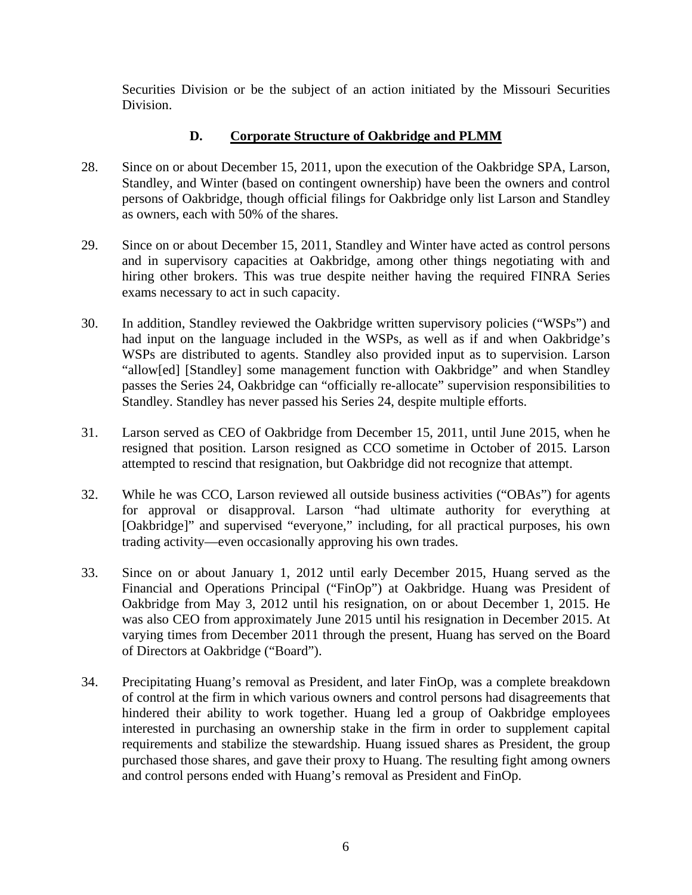Securities Division or be the subject of an action initiated by the Missouri Securities Division.

### D. Corporate Structure of Oakbridge and PLMM

28. Since on or about December 15, 2011, upon the execution of the Oakbridge SPA, Larson, Standley, and Winter (based on contingent ownership) have been the owners and control persons of Oakbridge, though official filings for Oakbridge only list Larson and Standley as owners, each with 50% of the shares.

29. Since on or about December 15, 2011, Standley and Winter have acted as control persons and in supervisory capacities at Oakbridge, among other things negotiating with and hiring other brokers. This was true despite neither having the required FINRA Series exams necessary to act in such capacity.

30. In addition, Standley reviewed the Oakbridge written supervisory policies ("WSPs") and had input on the language included in the WSPs, as well as if and when Oakbridge's WSPs are distributed to agents. Standley also provided input as to supervision. Larson "allow[ed] [Standley] some management function with Oakbridge" and when Standley passes the Series 24, Oakbridge can "officially re-allocate" supervision responsibilities to Standley. Standley has never passed his Series 24, despite multiple efforts.

31. Larson served as CEO of Oakbridge from December 15, 2011, until June 2015, when he resigned that position. Larson resigned as CCO sometime in October of 2015. Larson attempted to rescind that resignation, but Oakbridge did not recognize that attempt.

32. While he was CCO, Larson reviewed all outside business activities ("OBAs") for agents for approval or disapproval. Larson "had ultimate authority for everything at [Oakbridge]" and supervised "everyone," including, for all practical purposes, his own trading activity—even occasionally approving his own trades.

33. Since on or about January 1, 2012 until early December 2015, Huang served as the Financial and Operations Principal ("FinOp") at Oakbridge. Huang was President of Oakbridge from May 3, 2012 until his resignation, on or about December 1, 2015. He was also CEO from approximately June 2015 until his resignation in December 2015. At varying times from December 2011 through the present, Huang has served on the Board of Directors at Oakbridge ("Board").

34. Precipitating Huang's removal as President, and later FinOp, was a complete breakdown of control at the firm in which various owners and control persons had disagreements that hindered their ability to work together. Huang led a group of Oakbridge employees interested in purchasing an ownership stake in the firm in order to supplement capital requirements and stabilize the stewardship. Huang issued shares as President, the group purchased those shares, and gave their proxy to Huang. The resulting fight among owners and control persons ended with Huang's removal as President and FinOp.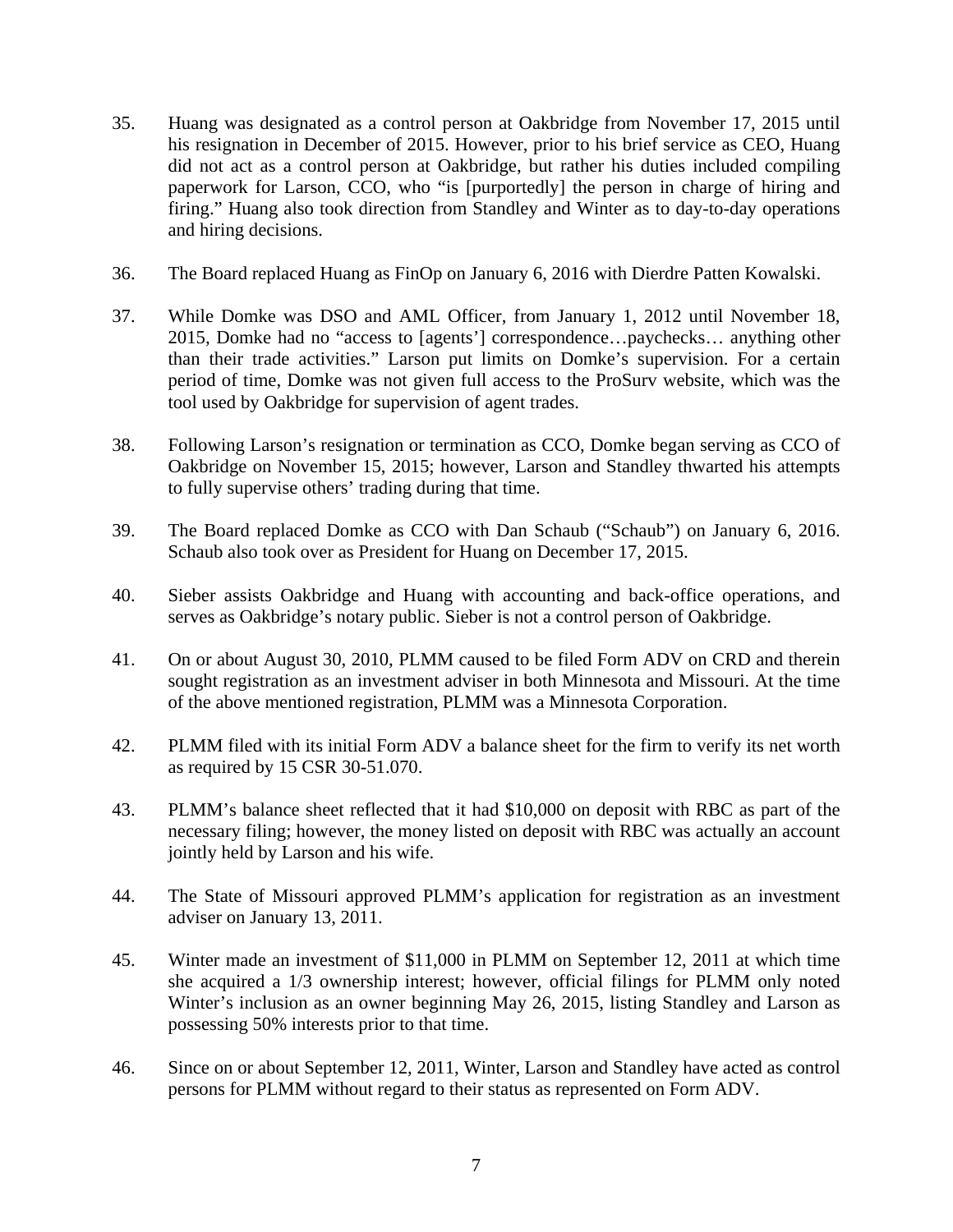35. Huang was designated as a control person at Oakbridge from November 17, 2015 until his resignation in December of 2015. However, prior to his brief service as CEO, Huang did not act as a control person at Oakbridge, but rather his duties included compiling paperwork for Larson, CCO, who "is [purportedly] the person in charge of hiring and firing." Huang also took direction from Standley and Winter as to day-to-day operations and hiring decisions.

36. The Board replaced Huang as FinOp on January 6, 2016 with Dierdre Patten Kowalski.

37. While Domke was DSO and AML Officer, from January 1, 2012 until November 18, 2015, Domke had no "access to [agents'] correspondence…paychecks… anything other than their trade activities." Larson put limits on Domke's supervision. For a certain period of time, Domke was not given full access to the ProSurv website, which was the tool used by Oakbridge for supervision of agent trades.

38. Following Larson's resignation or termination as CCO, Domke began serving as CCO of Oakbridge on November 15, 2015; however, Larson and Standley thwarted his attempts to fully supervise others' trading during that time.

39. The Board replaced Domke as CCO with Dan Schaub ("Schaub") on January 6, 2016. Schaub also took over as President for Huang on December 17, 2015.

40. Sieber assists Oakbridge and Huang with accounting and back-office operations, and serves as Oakbridge's notary public. Sieber is not a control person of Oakbridge.

41. On or about August 30, 2010, PLMM caused to be filed Form ADV on CRD and therein sought registration as an investment adviser in both Minnesota and Missouri. At the time of the above mentioned registration, PLMM was a Minnesota Corporation.

42. PLMM filed with its initial Form ADV a balance sheet for the firm to verify its net worth as required by 15 CSR 30-51.070.

43. PLMM's balance sheet reflected that it had $10,000 on deposit with RBC as part of the necessary filing; however, the money listed on deposit with RBC was actually an account jointly held by Larson and his wife.

44. The State of Missouri approved PLMM's application for registration as an investment adviser on January 13, 2011.

45. Winter made an investment of $11,000 in PLMM on September 12, 2011 at which time she acquired a 1/3 ownership interest; however, official filings for PLMM only noted Winter's inclusion as an owner beginning May 26, 2015, listing Standley and Larson as possessing 50% interests prior to that time.

46. Since on or about September 12, 2011, Winter, Larson and Standley have acted as control persons for PLMM without regard to their status as represented on Form ADV.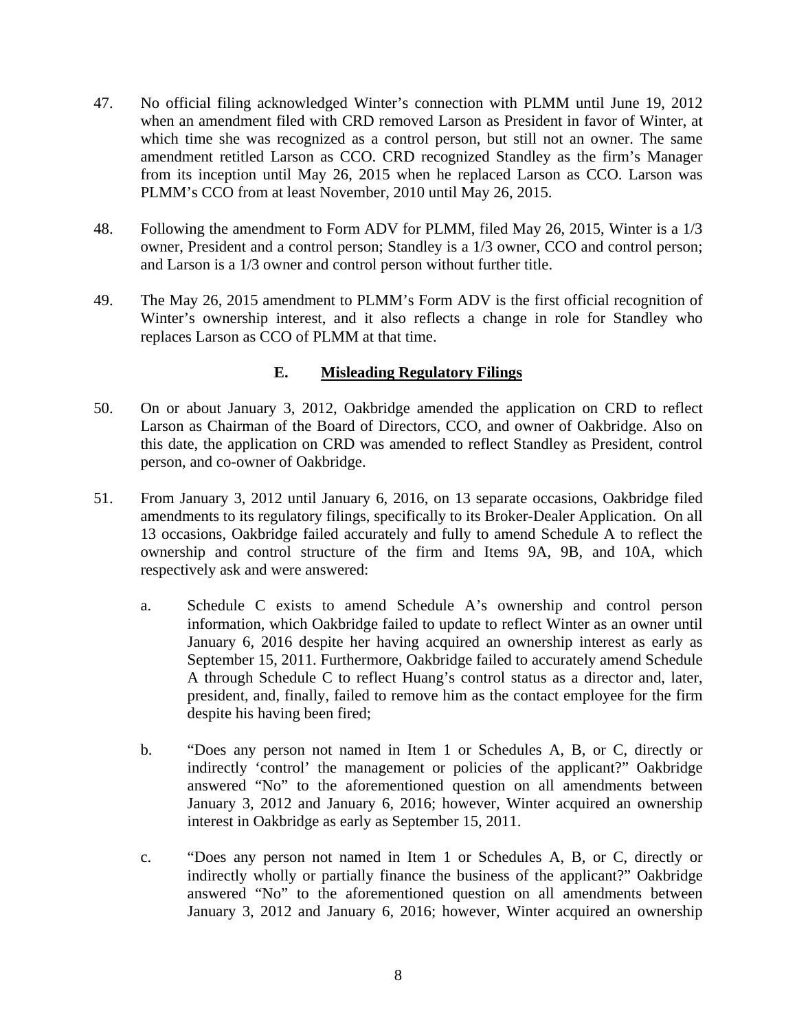47. No official filing acknowledged Winter's connection with PLMM until June 19, 2012 when an amendment filed with CRD removed Larson as President in favor of Winter, at which time she was recognized as a control person, but still not an owner. The same amendment retitled Larson as CCO. CRD recognized Standley as the firm's Manager from its inception until May 26, 2015 when he replaced Larson as CCO. Larson was PLMM's CCO from at least November, 2010 until May 26, 2015.

48. Following the amendment to Form ADV for PLMM, filed May 26, 2015, Winter is a 1/3 owner, President and a control person; Standley is a 1/3 owner, CCO and control person; and Larson is a 1/3 owner and control person without further title.

49. The May 26, 2015 amendment to PLMM's Form ADV is the first official recognition of Winter's ownership interest, and it also reflects a change in role for Standley who replaces Larson as CCO of PLMM at that time.

### E. Misleading Regulatory Filings

50. On or about January 3, 2012, Oakbridge amended the application on CRD to reflect Larson as Chairman of the Board of Directors, CCO, and owner of Oakbridge. Also on this date, the application on CRD was amended to reflect Standley as President, control person, and co-owner of Oakbridge.

51. From January 3, 2012 until January 6, 2016, on 13 separate occasions, Oakbridge filed amendments to its regulatory filings, specifically to its Broker-Dealer Application. On all 13 occasions, Oakbridge failed accurately and fully to amend Schedule A to reflect the ownership and control structure of the firm and Items 9A, 9B, and 10A, which respectively ask and were answered:

    a. Schedule C exists to amend Schedule A's ownership and control person information, which Oakbridge failed to update to reflect Winter as an owner until January 6, 2016 despite her having acquired an ownership interest as early as September 15, 2011. Furthermore, Oakbridge failed to accurately amend Schedule A through Schedule C to reflect Huang's control status as a director and, later, president, and, finally, failed to remove him as the contact employee for the firm despite his having been fired;

    b. "Does any person not named in Item 1 or Schedules A, B, or C, directly or indirectly 'control' the management or policies of the applicant?" Oakbridge answered "No" to the aforementioned question on all amendments between January 3, 2012 and January 6, 2016; however, Winter acquired an ownership interest in Oakbridge as early as September 15, 2011.

    c. "Does any person not named in Item 1 or Schedules A, B, or C, directly or indirectly wholly or partially finance the business of the applicant?" Oakbridge answered "No" to the aforementioned question on all amendments between January 3, 2012 and January 6, 2016; however, Winter acquired an ownership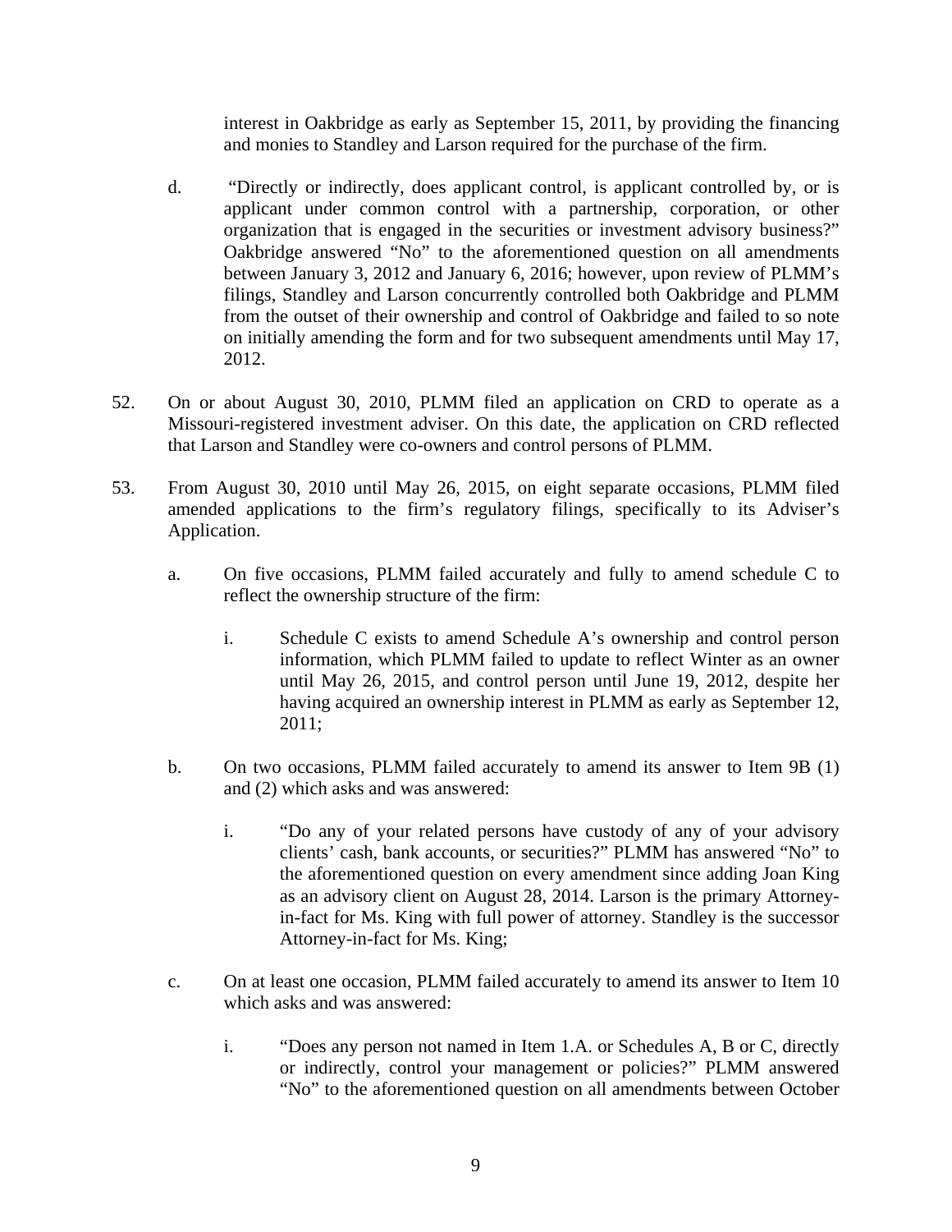interest in Oakbridge as early as September 15, 2011, by providing the financing and monies to Standley and Larson required for the purchase of the firm.

d. "Directly or indirectly, does applicant control, is applicant controlled by, or is applicant under common control with a partnership, corporation, or other organization that is engaged in the securities or investment advisory business?" Oakbridge answered "No" to the aforementioned question on all amendments between January 3, 2012 and January 6, 2016; however, upon review of PLMM's filings, Standley and Larson concurrently controlled both Oakbridge and PLMM from the outset of their ownership and control of Oakbridge and failed to so note on initially amending the form and for two subsequent amendments until May 17, 2012.

52. On or about August 30, 2010, PLMM filed an application on CRD to operate as a Missouri-registered investment adviser. On this date, the application on CRD reflected that Larson and Standley were co-owners and control persons of PLMM.

53. From August 30, 2010 until May 26, 2015, on eight separate occasions, PLMM filed amended applications to the firm's regulatory filings, specifically to its Adviser's Application.

   a. On five occasions, PLMM failed accurately and fully to amend schedule C to reflect the ownership structure of the firm:

      i. Schedule C exists to amend Schedule A's ownership and control person information, which PLMM failed to update to reflect Winter as an owner until May 26, 2015, and control person until June 19, 2012, despite her having acquired an ownership interest in PLMM as early as September 12, 2011;

   b. On two occasions, PLMM failed accurately to amend its answer to Item 9B (1) and (2) which asks and was answered:

      i. "Do any of your related persons have custody of any of your advisory clients' cash, bank accounts, or securities?" PLMM has answered "No" to the aforementioned question on every amendment since adding Joan King as an advisory client on August 28, 2014. Larson is the primary Attorney-in-fact for Ms. King with full power of attorney. Standley is the successor Attorney-in-fact for Ms. King;

   c. On at least one occasion, PLMM failed accurately to amend its answer to Item 10 which asks and was answered:

      i. "Does any person not named in Item 1.A. or Schedules A, B or C, directly or indirectly, control your management or policies?" PLMM answered "No" to the aforementioned question on all amendments between October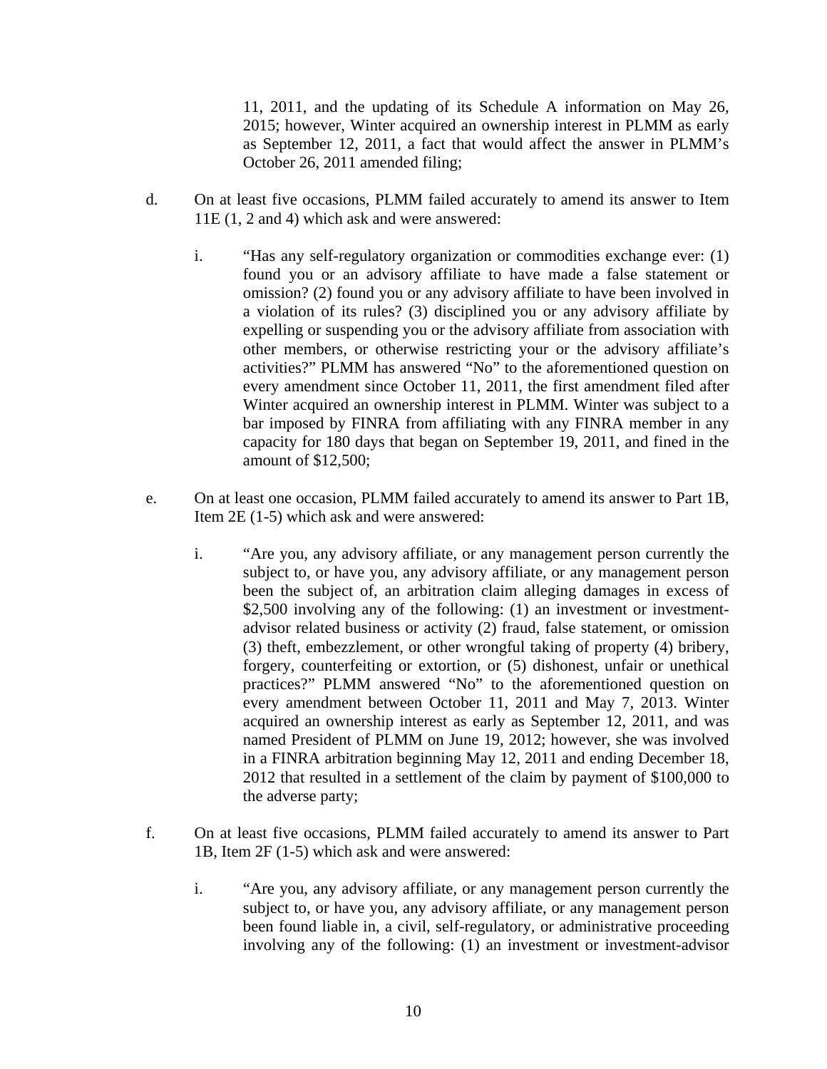11, 2011, and the updating of its Schedule A information on May 26, 2015; however, Winter acquired an ownership interest in PLMM as early as September 12, 2011, a fact that would affect the answer in PLMM's October 26, 2011 amended filing;

d. On at least five occasions, PLMM failed accurately to amend its answer to Item 11E (1, 2 and 4) which ask and were answered:

   i. "Has any self-regulatory organization or commodities exchange ever: (1) found you or an advisory affiliate to have made a false statement or omission? (2) found you or any advisory affiliate to have been involved in a violation of its rules? (3) disciplined you or any advisory affiliate by expelling or suspending you or the advisory affiliate from association with other members, or otherwise restricting your or the advisory affiliate's activities?" PLMM has answered "No" to the aforementioned question on every amendment since October 11, 2011, the first amendment filed after Winter acquired an ownership interest in PLMM. Winter was subject to a bar imposed by FINRA from affiliating with any FINRA member in any capacity for 180 days that began on September 19, 2011, and fined in the amount of $12,500;

e. On at least one occasion, PLMM failed accurately to amend its answer to Part 1B, Item 2E (1-5) which ask and were answered:

   i. "Are you, any advisory affiliate, or any management person currently the subject to, or have you, any advisory affiliate, or any management person been the subject of, an arbitration claim alleging damages in excess of $2,500 involving any of the following: (1) an investment or investment-advisor related business or activity (2) fraud, false statement, or omission (3) theft, embezzlement, or other wrongful taking of property (4) bribery, forgery, counterfeiting or extortion, or (5) dishonest, unfair or unethical practices?" PLMM answered "No" to the aforementioned question on every amendment between October 11, 2011 and May 7, 2013. Winter acquired an ownership interest as early as September 12, 2011, and was named President of PLMM on June 19, 2012; however, she was involved in a FINRA arbitration beginning May 12, 2011 and ending December 18, 2012 that resulted in a settlement of the claim by payment of $100,000 to the adverse party;

f. On at least five occasions, PLMM failed accurately to amend its answer to Part 1B, Item 2F (1-5) which ask and were answered:

   i. "Are you, any advisory affiliate, or any management person currently the subject to, or have you, any advisory affiliate, or any management person been found liable in, a civil, self-regulatory, or administrative proceeding involving any of the following: (1) an investment or investment-advisor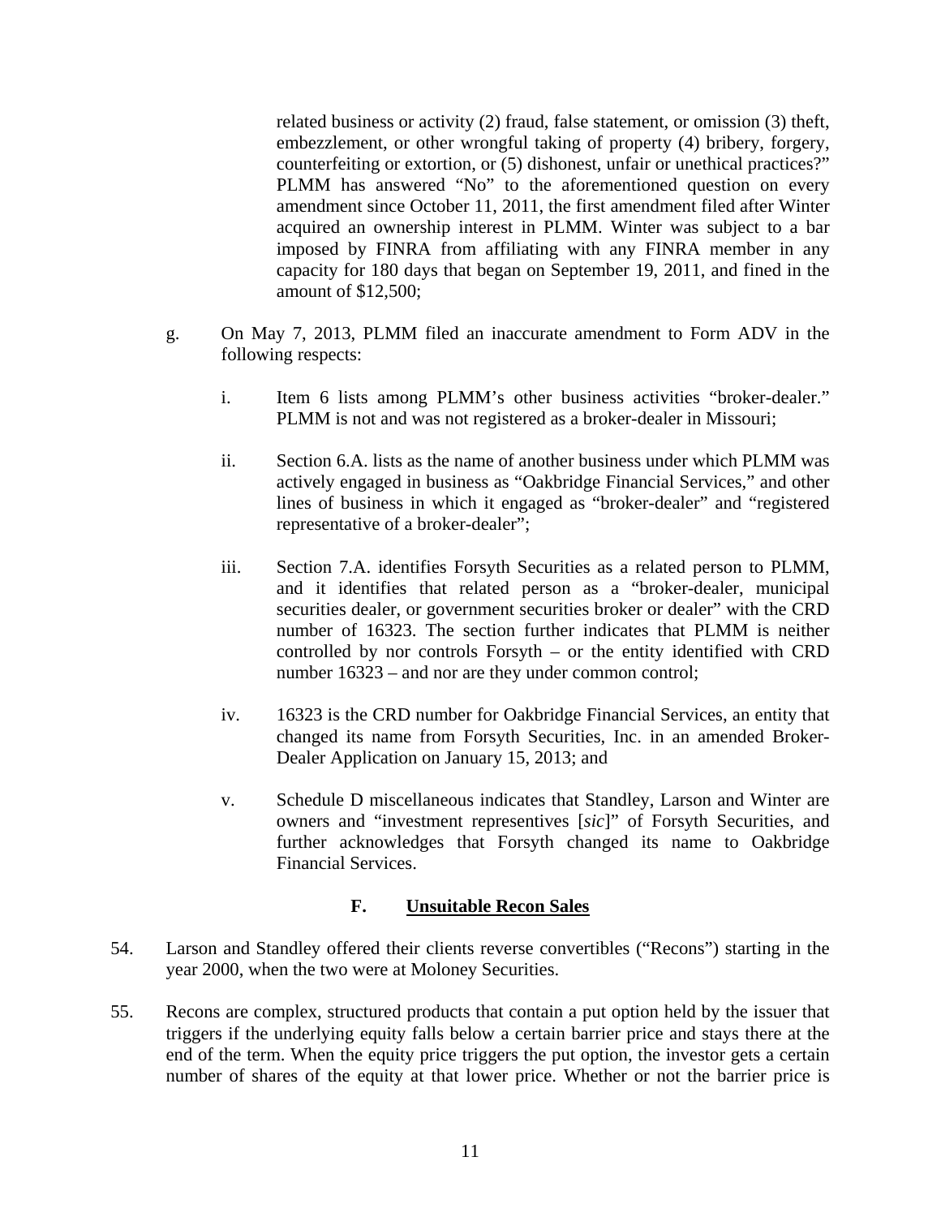related business or activity (2) fraud, false statement, or omission (3) theft, embezzlement, or other wrongful taking of property (4) bribery, forgery, counterfeiting or extortion, or (5) dishonest, unfair or unethical practices?" PLMM has answered "No" to the aforementioned question on every amendment since October 11, 2011, the first amendment filed after Winter acquired an ownership interest in PLMM. Winter was subject to a bar imposed by FINRA from affiliating with any FINRA member in any capacity for 180 days that began on September 19, 2011, and fined in the amount of $12,500;

g. On May 7, 2013, PLMM filed an inaccurate amendment to Form ADV in the following respects:

   i. Item 6 lists among PLMM's other business activities "broker-dealer." PLMM is not and was not registered as a broker-dealer in Missouri;

   ii. Section 6.A. lists as the name of another business under which PLMM was actively engaged in business as "Oakbridge Financial Services," and other lines of business in which it engaged as "broker-dealer" and "registered representative of a broker-dealer";

   iii. Section 7.A. identifies Forsyth Securities as a related person to PLMM, and it identifies that related person as a "broker-dealer, municipal securities dealer, or government securities broker or dealer" with the CRD number of 16323. The section further indicates that PLMM is neither controlled by nor controls Forsyth – or the entity identified with CRD number 16323 – and nor are they under common control;

   iv. 16323 is the CRD number for Oakbridge Financial Services, an entity that changed its name from Forsyth Securities, Inc. in an amended Broker-Dealer Application on January 15, 2013; and

   v. Schedule D miscellaneous indicates that Standley, Larson and Winter are owners and "investment representives [*sic*]" of Forsyth Securities, and further acknowledges that Forsyth changed its name to Oakbridge Financial Services.

### F. Unsuitable Recon Sales

54. Larson and Standley offered their clients reverse convertibles ("Recons") starting in the year 2000, when the two were at Moloney Securities.

55. Recons are complex, structured products that contain a put option held by the issuer that triggers if the underlying equity falls below a certain barrier price and stays there at the end of the term. When the equity price triggers the put option, the investor gets a certain number of shares of the equity at that lower price. Whether or not the barrier price is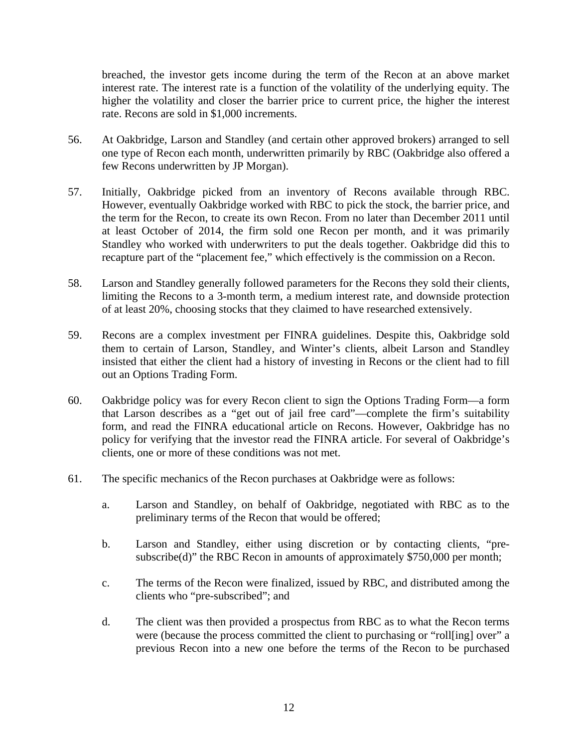breached, the investor gets income during the term of the Recon at an above market interest rate. The interest rate is a function of the volatility of the underlying equity. The higher the volatility and closer the barrier price to current price, the higher the interest rate. Recons are sold in $1,000 increments.

56. At Oakbridge, Larson and Standley (and certain other approved brokers) arranged to sell one type of Recon each month, underwritten primarily by RBC (Oakbridge also offered a few Recons underwritten by JP Morgan).

57. Initially, Oakbridge picked from an inventory of Recons available through RBC. However, eventually Oakbridge worked with RBC to pick the stock, the barrier price, and the term for the Recon, to create its own Recon. From no later than December 2011 until at least October of 2014, the firm sold one Recon per month, and it was primarily Standley who worked with underwriters to put the deals together. Oakbridge did this to recapture part of the "placement fee," which effectively is the commission on a Recon.

58. Larson and Standley generally followed parameters for the Recons they sold their clients, limiting the Recons to a 3-month term, a medium interest rate, and downside protection of at least 20%, choosing stocks that they claimed to have researched extensively.

59. Recons are a complex investment per FINRA guidelines. Despite this, Oakbridge sold them to certain of Larson, Standley, and Winter's clients, albeit Larson and Standley insisted that either the client had a history of investing in Recons or the client had to fill out an Options Trading Form.

60. Oakbridge policy was for every Recon client to sign the Options Trading Form—a form that Larson describes as a "get out of jail free card"—complete the firm's suitability form, and read the FINRA educational article on Recons. However, Oakbridge has no policy for verifying that the investor read the FINRA article. For several of Oakbridge's clients, one or more of these conditions was not met.

61. The specific mechanics of the Recon purchases at Oakbridge were as follows:

    a. Larson and Standley, on behalf of Oakbridge, negotiated with RBC as to the preliminary terms of the Recon that would be offered;

    b. Larson and Standley, either using discretion or by contacting clients, "pre-subscribe(d)" the RBC Recon in amounts of approximately $750,000 per month;

    c. The terms of the Recon were finalized, issued by RBC, and distributed among the clients who "pre-subscribed"; and

    d. The client was then provided a prospectus from RBC as to what the Recon terms were (because the process committed the client to purchasing or "roll[ing] over" a previous Recon into a new one before the terms of the Recon to be purchased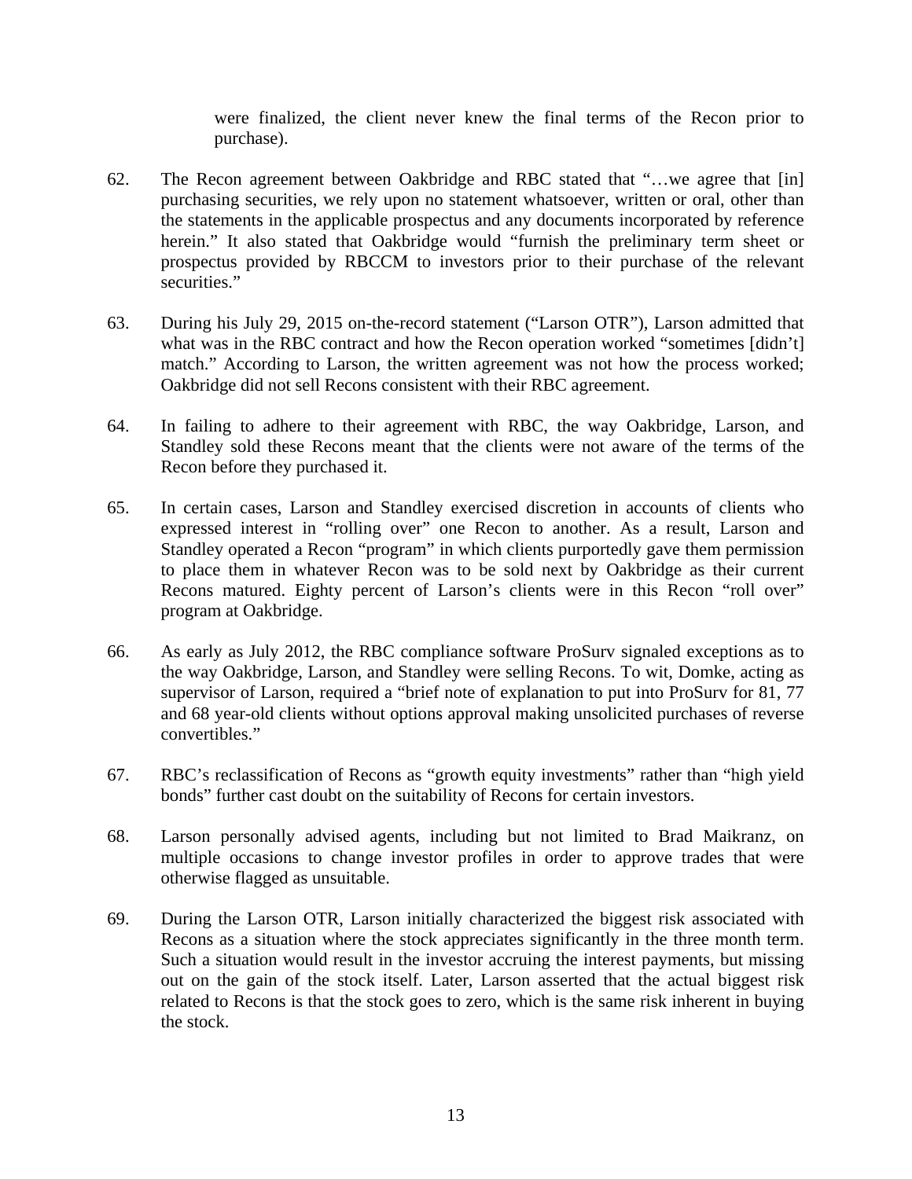were finalized, the client never knew the final terms of the Recon prior to purchase).

62. The Recon agreement between Oakbridge and RBC stated that "…we agree that [in] purchasing securities, we rely upon no statement whatsoever, written or oral, other than the statements in the applicable prospectus and any documents incorporated by reference herein." It also stated that Oakbridge would "furnish the preliminary term sheet or prospectus provided by RBCCM to investors prior to their purchase of the relevant securities."

63. During his July 29, 2015 on-the-record statement ("Larson OTR"), Larson admitted that what was in the RBC contract and how the Recon operation worked "sometimes [didn't] match." According to Larson, the written agreement was not how the process worked; Oakbridge did not sell Recons consistent with their RBC agreement.

64. In failing to adhere to their agreement with RBC, the way Oakbridge, Larson, and Standley sold these Recons meant that the clients were not aware of the terms of the Recon before they purchased it.

65. In certain cases, Larson and Standley exercised discretion in accounts of clients who expressed interest in "rolling over" one Recon to another. As a result, Larson and Standley operated a Recon "program" in which clients purportedly gave them permission to place them in whatever Recon was to be sold next by Oakbridge as their current Recons matured. Eighty percent of Larson's clients were in this Recon "roll over" program at Oakbridge.

66. As early as July 2012, the RBC compliance software ProSurv signaled exceptions as to the way Oakbridge, Larson, and Standley were selling Recons. To wit, Domke, acting as supervisor of Larson, required a "brief note of explanation to put into ProSurv for 81, 77 and 68 year-old clients without options approval making unsolicited purchases of reverse convertibles."

67. RBC's reclassification of Recons as "growth equity investments" rather than "high yield bonds" further cast doubt on the suitability of Recons for certain investors.

68. Larson personally advised agents, including but not limited to Brad Maikranz, on multiple occasions to change investor profiles in order to approve trades that were otherwise flagged as unsuitable.

69. During the Larson OTR, Larson initially characterized the biggest risk associated with Recons as a situation where the stock appreciates significantly in the three month term. Such a situation would result in the investor accruing the interest payments, but missing out on the gain of the stock itself. Later, Larson asserted that the actual biggest risk related to Recons is that the stock goes to zero, which is the same risk inherent in buying the stock.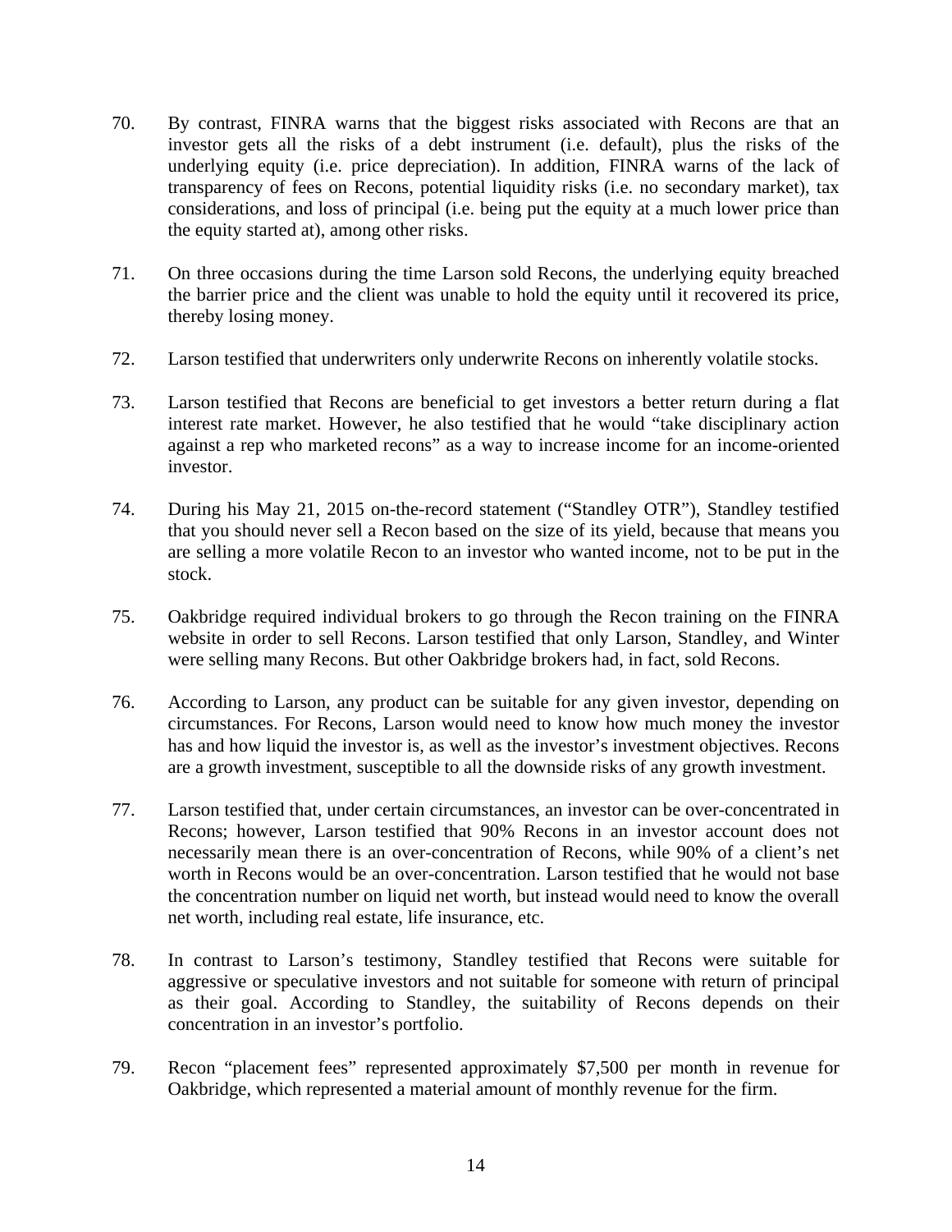70. By contrast, FINRA warns that the biggest risks associated with Recons are that an investor gets all the risks of a debt instrument (i.e. default), plus the risks of the underlying equity (i.e. price depreciation). In addition, FINRA warns of the lack of transparency of fees on Recons, potential liquidity risks (i.e. no secondary market), tax considerations, and loss of principal (i.e. being put the equity at a much lower price than the equity started at), among other risks.

71. On three occasions during the time Larson sold Recons, the underlying equity breached the barrier price and the client was unable to hold the equity until it recovered its price, thereby losing money.

72. Larson testified that underwriters only underwrite Recons on inherently volatile stocks.

73. Larson testified that Recons are beneficial to get investors a better return during a flat interest rate market. However, he also testified that he would "take disciplinary action against a rep who marketed recons" as a way to increase income for an income-oriented investor.

74. During his May 21, 2015 on-the-record statement ("Standley OTR"), Standley testified that you should never sell a Recon based on the size of its yield, because that means you are selling a more volatile Recon to an investor who wanted income, not to be put in the stock.

75. Oakbridge required individual brokers to go through the Recon training on the FINRA website in order to sell Recons. Larson testified that only Larson, Standley, and Winter were selling many Recons. But other Oakbridge brokers had, in fact, sold Recons.

76. According to Larson, any product can be suitable for any given investor, depending on circumstances. For Recons, Larson would need to know how much money the investor has and how liquid the investor is, as well as the investor's investment objectives. Recons are a growth investment, susceptible to all the downside risks of any growth investment.

77. Larson testified that, under certain circumstances, an investor can be over-concentrated in Recons; however, Larson testified that 90% Recons in an investor account does not necessarily mean there is an over-concentration of Recons, while 90% of a client's net worth in Recons would be an over-concentration. Larson testified that he would not base the concentration number on liquid net worth, but instead would need to know the overall net worth, including real estate, life insurance, etc.

78. In contrast to Larson's testimony, Standley testified that Recons were suitable for aggressive or speculative investors and not suitable for someone with return of principal as their goal. According to Standley, the suitability of Recons depends on their concentration in an investor's portfolio.

79. Recon "placement fees" represented approximately $7,500 per month in revenue for Oakbridge, which represented a material amount of monthly revenue for the firm.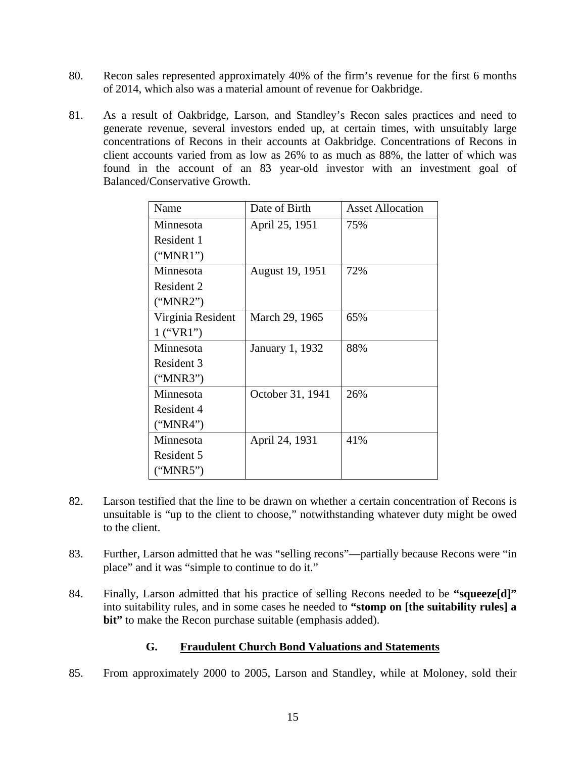80. Recon sales represented approximately 40% of the firm's revenue for the first 6 months of 2014, which also was a material amount of revenue for Oakbridge.

81. As a result of Oakbridge, Larson, and Standley's Recon sales practices and need to generate revenue, several investors ended up, at certain times, with unsuitably large concentrations of Recons in their accounts at Oakbridge. Concentrations of Recons in client accounts varied from as low as 26% to as much as 88%, the latter of which was found in the account of an 83 year-old investor with an investment goal of Balanced/Conservative Growth.

| Name | Date of Birth | Asset Allocation |
|---|---|---|
| Minnesota Resident 1 ("MNR1") | April 25, 1951 | 75% |
| Minnesota Resident 2 ("MNR2") | August 19, 1951 | 72% |
| Virginia Resident 1 ("VR1") | March 29, 1965 | 65% |
| Minnesota Resident 3 ("MNR3") | January 1, 1932 | 88% |
| Minnesota Resident 4 ("MNR4") | October 31, 1941 | 26% |
| Minnesota Resident 5 ("MNR5") | April 24, 1931 | 41% |

82. Larson testified that the line to be drawn on whether a certain concentration of Recons is unsuitable is "up to the client to choose," notwithstanding whatever duty might be owed to the client.

83. Further, Larson admitted that he was "selling recons"—partially because Recons were "in place" and it was "simple to continue to do it."

84. Finally, Larson admitted that his practice of selling Recons needed to be **"squeeze[d]"** into suitability rules, and in some cases he needed to **"stomp on [the suitability rules] a bit"** to make the Recon purchase suitable (emphasis added).

### G. Fraudulent Church Bond Valuations and Statements

85. From approximately 2000 to 2005, Larson and Standley, while at Moloney, sold their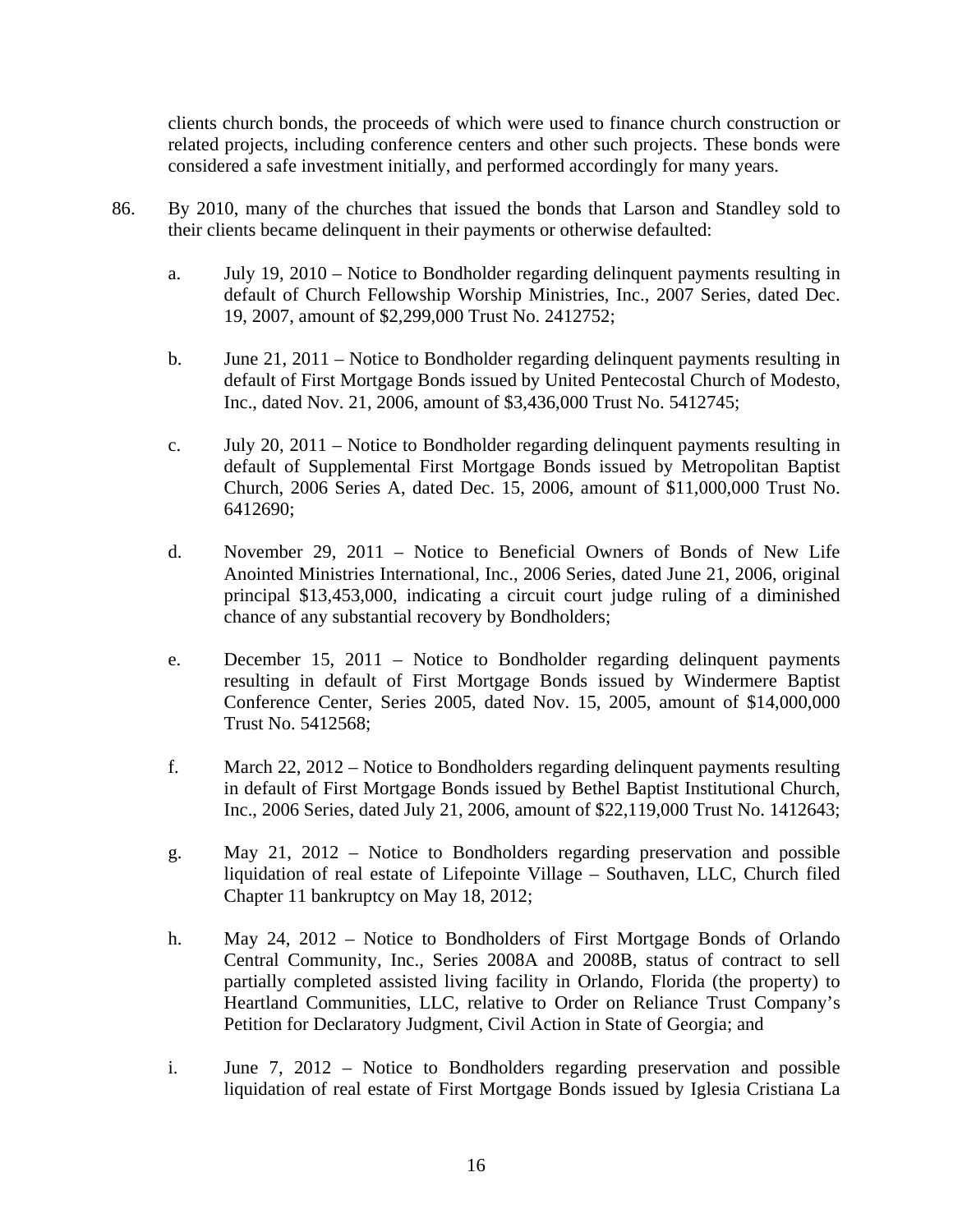clients church bonds, the proceeds of which were used to finance church construction or related projects, including conference centers and other such projects. These bonds were considered a safe investment initially, and performed accordingly for many years.

86. By 2010, many of the churches that issued the bonds that Larson and Standley sold to their clients became delinquent in their payments or otherwise defaulted:

    a. July 19, 2010 – Notice to Bondholder regarding delinquent payments resulting in default of Church Fellowship Worship Ministries, Inc., 2007 Series, dated Dec. 19, 2007, amount of $2,299,000 Trust No. 2412752;

    b. June 21, 2011 – Notice to Bondholder regarding delinquent payments resulting in default of First Mortgage Bonds issued by United Pentecostal Church of Modesto, Inc., dated Nov. 21, 2006, amount of $3,436,000 Trust No. 5412745;

    c. July 20, 2011 – Notice to Bondholder regarding delinquent payments resulting in default of Supplemental First Mortgage Bonds issued by Metropolitan Baptist Church, 2006 Series A, dated Dec. 15, 2006, amount of $11,000,000 Trust No. 6412690;

    d. November 29, 2011 – Notice to Beneficial Owners of Bonds of New Life Anointed Ministries International, Inc., 2006 Series, dated June 21, 2006, original principal $13,453,000, indicating a circuit court judge ruling of a diminished chance of any substantial recovery by Bondholders;

    e. December 15, 2011 – Notice to Bondholder regarding delinquent payments resulting in default of First Mortgage Bonds issued by Windermere Baptist Conference Center, Series 2005, dated Nov. 15, 2005, amount of $14,000,000 Trust No. 5412568;

    f. March 22, 2012 – Notice to Bondholders regarding delinquent payments resulting in default of First Mortgage Bonds issued by Bethel Baptist Institutional Church, Inc., 2006 Series, dated July 21, 2006, amount of $22,119,000 Trust No. 1412643;

    g. May 21, 2012 – Notice to Bondholders regarding preservation and possible liquidation of real estate of Lifepointe Village – Southaven, LLC, Church filed Chapter 11 bankruptcy on May 18, 2012;

    h. May 24, 2012 – Notice to Bondholders of First Mortgage Bonds of Orlando Central Community, Inc., Series 2008A and 2008B, status of contract to sell partially completed assisted living facility in Orlando, Florida (the property) to Heartland Communities, LLC, relative to Order on Reliance Trust Company's Petition for Declaratory Judgment, Civil Action in State of Georgia; and

    i. June 7, 2012 – Notice to Bondholders regarding preservation and possible liquidation of real estate of First Mortgage Bonds issued by Iglesia Cristiana La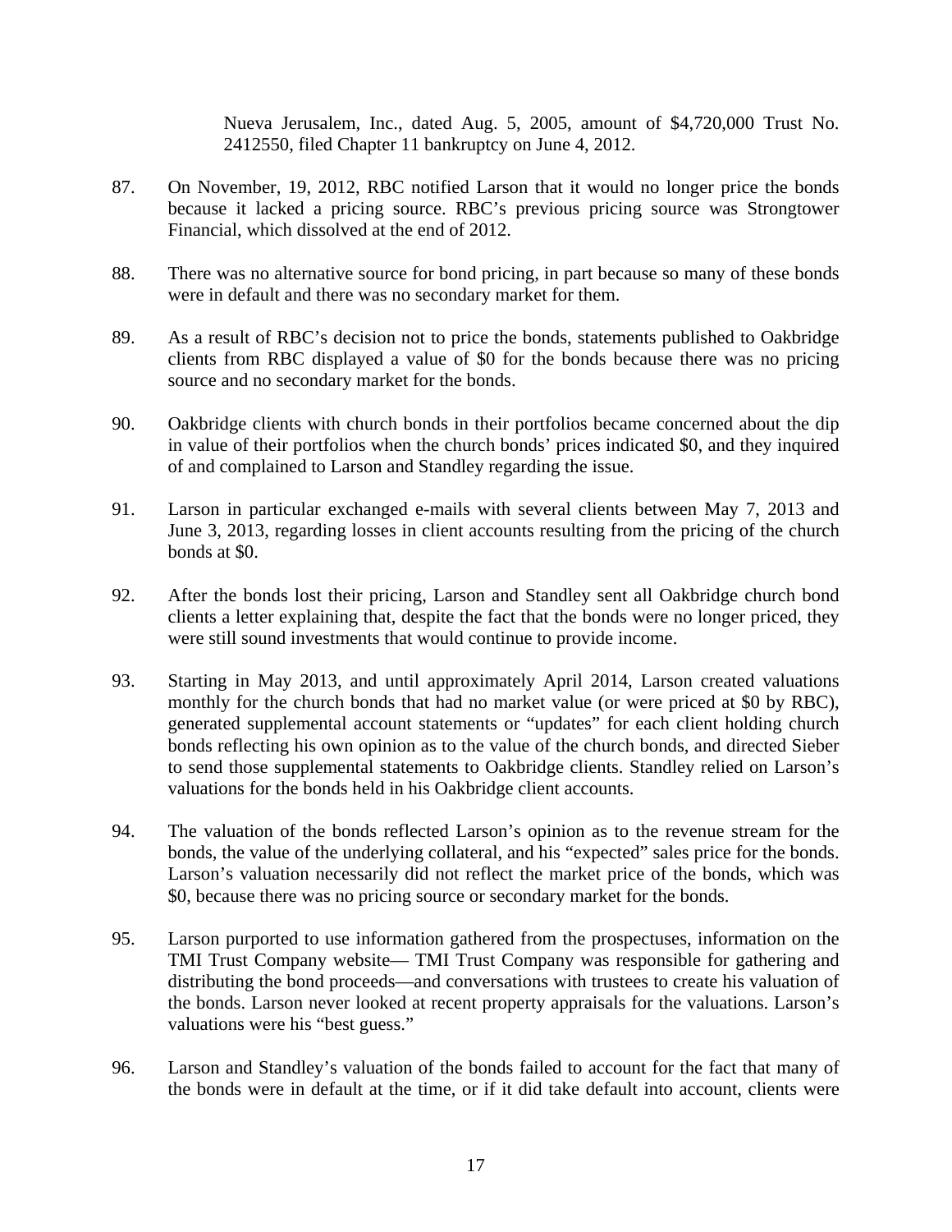Nueva Jerusalem, Inc., dated Aug. 5, 2005, amount of $4,720,000 Trust No. 2412550, filed Chapter 11 bankruptcy on June 4, 2012.

87. On November, 19, 2012, RBC notified Larson that it would no longer price the bonds because it lacked a pricing source. RBC's previous pricing source was Strongtower Financial, which dissolved at the end of 2012.

88. There was no alternative source for bond pricing, in part because so many of these bonds were in default and there was no secondary market for them.

89. As a result of RBC's decision not to price the bonds, statements published to Oakbridge clients from RBC displayed a value of $0 for the bonds because there was no pricing source and no secondary market for the bonds.

90. Oakbridge clients with church bonds in their portfolios became concerned about the dip in value of their portfolios when the church bonds' prices indicated $0, and they inquired of and complained to Larson and Standley regarding the issue.

91. Larson in particular exchanged e-mails with several clients between May 7, 2013 and June 3, 2013, regarding losses in client accounts resulting from the pricing of the church bonds at $0.

92. After the bonds lost their pricing, Larson and Standley sent all Oakbridge church bond clients a letter explaining that, despite the fact that the bonds were no longer priced, they were still sound investments that would continue to provide income.

93. Starting in May 2013, and until approximately April 2014, Larson created valuations monthly for the church bonds that had no market value (or were priced at $0 by RBC), generated supplemental account statements or "updates" for each client holding church bonds reflecting his own opinion as to the value of the church bonds, and directed Sieber to send those supplemental statements to Oakbridge clients. Standley relied on Larson's valuations for the bonds held in his Oakbridge client accounts.

94. The valuation of the bonds reflected Larson's opinion as to the revenue stream for the bonds, the value of the underlying collateral, and his "expected" sales price for the bonds. Larson's valuation necessarily did not reflect the market price of the bonds, which was $0, because there was no pricing source or secondary market for the bonds.

95. Larson purported to use information gathered from the prospectuses, information on the TMI Trust Company website— TMI Trust Company was responsible for gathering and distributing the bond proceeds—and conversations with trustees to create his valuation of the bonds. Larson never looked at recent property appraisals for the valuations. Larson's valuations were his "best guess."

96. Larson and Standley's valuation of the bonds failed to account for the fact that many of the bonds were in default at the time, or if it did take default into account, clients were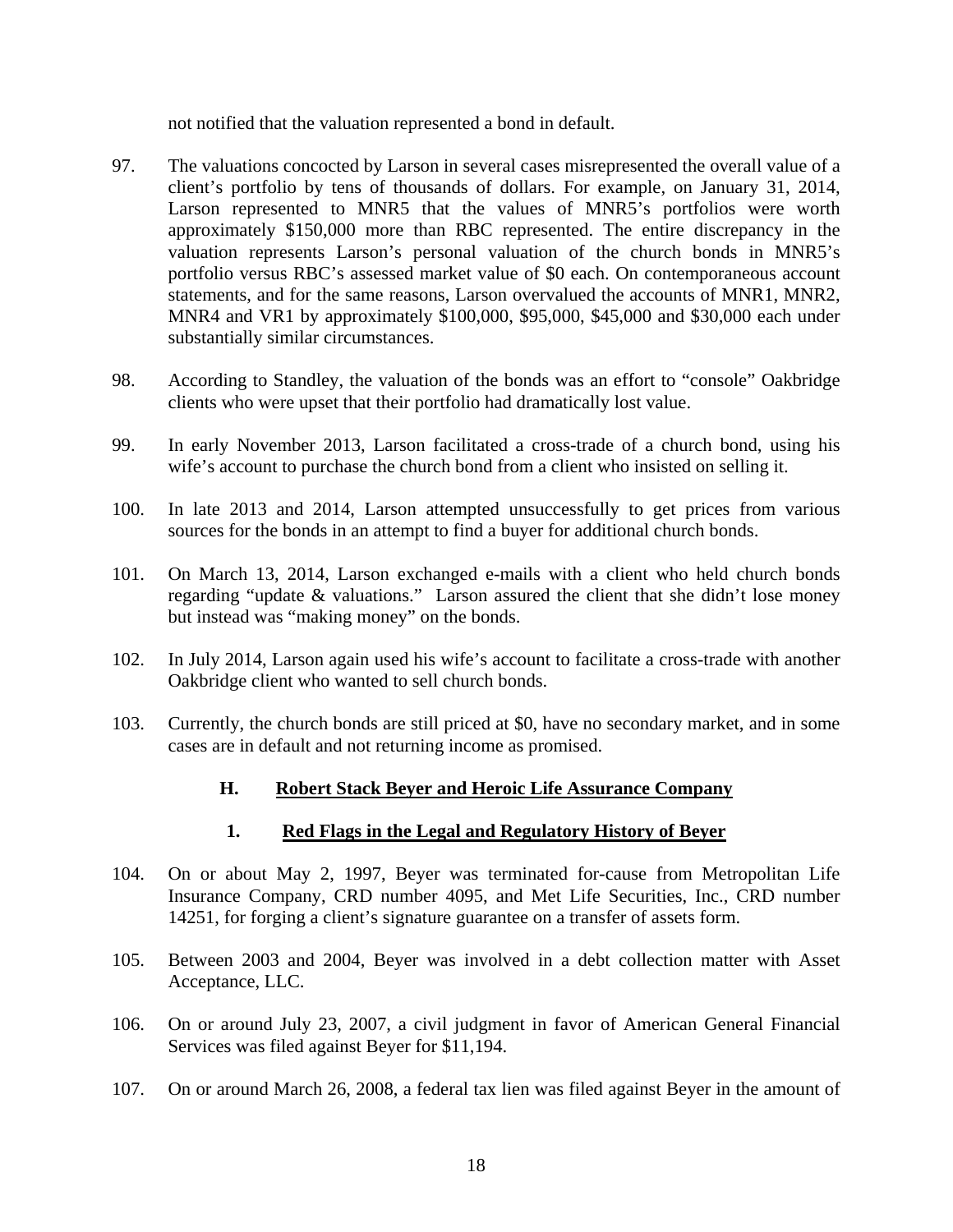not notified that the valuation represented a bond in default.

97. The valuations concocted by Larson in several cases misrepresented the overall value of a client's portfolio by tens of thousands of dollars. For example, on January 31, 2014, Larson represented to MNR5 that the values of MNR5's portfolios were worth approximately $150,000 more than RBC represented. The entire discrepancy in the valuation represents Larson's personal valuation of the church bonds in MNR5's portfolio versus RBC's assessed market value of $0 each. On contemporaneous account statements, and for the same reasons, Larson overvalued the accounts of MNR1, MNR2, MNR4 and VR1 by approximately $100,000, $95,000, $45,000 and $30,000 each under substantially similar circumstances.

98. According to Standley, the valuation of the bonds was an effort to "console" Oakbridge clients who were upset that their portfolio had dramatically lost value.

99. In early November 2013, Larson facilitated a cross-trade of a church bond, using his wife's account to purchase the church bond from a client who insisted on selling it.

100. In late 2013 and 2014, Larson attempted unsuccessfully to get prices from various sources for the bonds in an attempt to find a buyer for additional church bonds.

101. On March 13, 2014, Larson exchanged e-mails with a client who held church bonds regarding "update & valuations." Larson assured the client that she didn't lose money but instead was "making money" on the bonds.

102. In July 2014, Larson again used his wife's account to facilitate a cross-trade with another Oakbridge client who wanted to sell church bonds.

103. Currently, the church bonds are still priced at $0, have no secondary market, and in some cases are in default and not returning income as promised.

### H. Robert Stack Beyer and Heroic Life Assurance Company

#### 1. Red Flags in the Legal and Regulatory History of Beyer

104. On or about May 2, 1997, Beyer was terminated for-cause from Metropolitan Life Insurance Company, CRD number 4095, and Met Life Securities, Inc., CRD number 14251, for forging a client's signature guarantee on a transfer of assets form.

105. Between 2003 and 2004, Beyer was involved in a debt collection matter with Asset Acceptance, LLC.

106. On or around July 23, 2007, a civil judgment in favor of American General Financial Services was filed against Beyer for $11,194.

107. On or around March 26, 2008, a federal tax lien was filed against Beyer in the amount of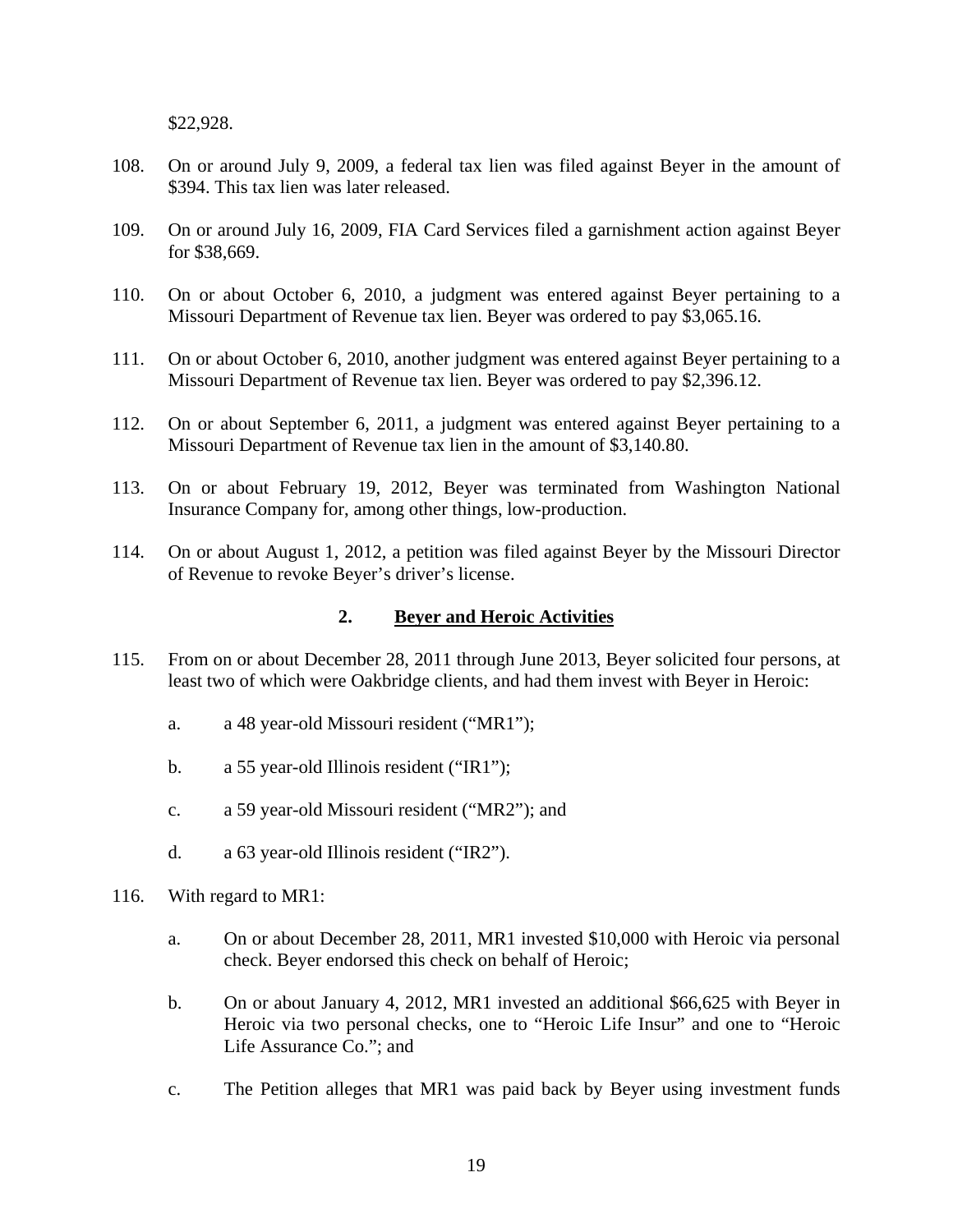$22,928.

108. On or around July 9, 2009, a federal tax lien was filed against Beyer in the amount of $394. This tax lien was later released.

109. On or around July 16, 2009, FIA Card Services filed a garnishment action against Beyer for $38,669.

110. On or about October 6, 2010, a judgment was entered against Beyer pertaining to a Missouri Department of Revenue tax lien. Beyer was ordered to pay $3,065.16.

111. On or about October 6, 2010, another judgment was entered against Beyer pertaining to a Missouri Department of Revenue tax lien. Beyer was ordered to pay $2,396.12.

112. On or about September 6, 2011, a judgment was entered against Beyer pertaining to a Missouri Department of Revenue tax lien in the amount of $3,140.80.

113. On or about February 19, 2012, Beyer was terminated from Washington National Insurance Company for, among other things, low-production.

114. On or about August 1, 2012, a petition was filed against Beyer by the Missouri Director of Revenue to revoke Beyer's driver's license.

### 2. <u>Beyer and Heroic Activities</u>

115. From on or about December 28, 2011 through June 2013, Beyer solicited four persons, at least two of which were Oakbridge clients, and had them invest with Beyer in Heroic:

    a. a 48 year-old Missouri resident ("MR1");

    b. a 55 year-old Illinois resident ("IR1");

    c. a 59 year-old Missouri resident ("MR2"); and

    d. a 63 year-old Illinois resident ("IR2").

116. With regard to MR1:

    a. On or about December 28, 2011, MR1 invested $10,000 with Heroic via personal check. Beyer endorsed this check on behalf of Heroic;

    b. On or about January 4, 2012, MR1 invested an additional $66,625 with Beyer in Heroic via two personal checks, one to "Heroic Life Insur" and one to "Heroic Life Assurance Co."; and

    c. The Petition alleges that MR1 was paid back by Beyer using investment funds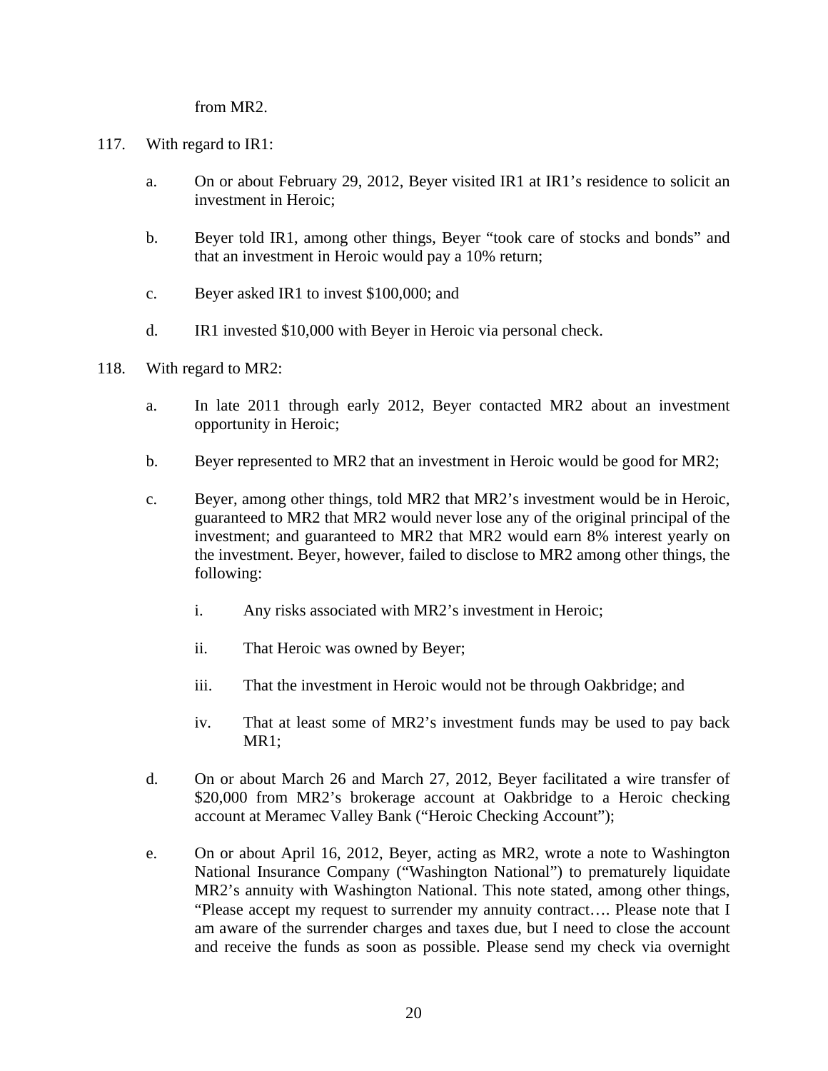from MR2.

117. With regard to IR1:

   a. On or about February 29, 2012, Beyer visited IR1 at IR1's residence to solicit an investment in Heroic;

   b. Beyer told IR1, among other things, Beyer "took care of stocks and bonds" and that an investment in Heroic would pay a 10% return;

   c. Beyer asked IR1 to invest $100,000; and

   d. IR1 invested $10,000 with Beyer in Heroic via personal check.

118. With regard to MR2:

   a. In late 2011 through early 2012, Beyer contacted MR2 about an investment opportunity in Heroic;

   b. Beyer represented to MR2 that an investment in Heroic would be good for MR2;

   c. Beyer, among other things, told MR2 that MR2's investment would be in Heroic, guaranteed to MR2 that MR2 would never lose any of the original principal of the investment; and guaranteed to MR2 that MR2 would earn 8% interest yearly on the investment. Beyer, however, failed to disclose to MR2 among other things, the following:

      i. Any risks associated with MR2's investment in Heroic;

      ii. That Heroic was owned by Beyer;

      iii. That the investment in Heroic would not be through Oakbridge; and

      iv. That at least some of MR2's investment funds may be used to pay back MR1;

   d. On or about March 26 and March 27, 2012, Beyer facilitated a wire transfer of $20,000 from MR2's brokerage account at Oakbridge to a Heroic checking account at Meramec Valley Bank ("Heroic Checking Account");

   e. On or about April 16, 2012, Beyer, acting as MR2, wrote a note to Washington National Insurance Company ("Washington National") to prematurely liquidate MR2's annuity with Washington National. This note stated, among other things, "Please accept my request to surrender my annuity contract…. Please note that I am aware of the surrender charges and taxes due, but I need to close the account and receive the funds as soon as possible. Please send my check via overnight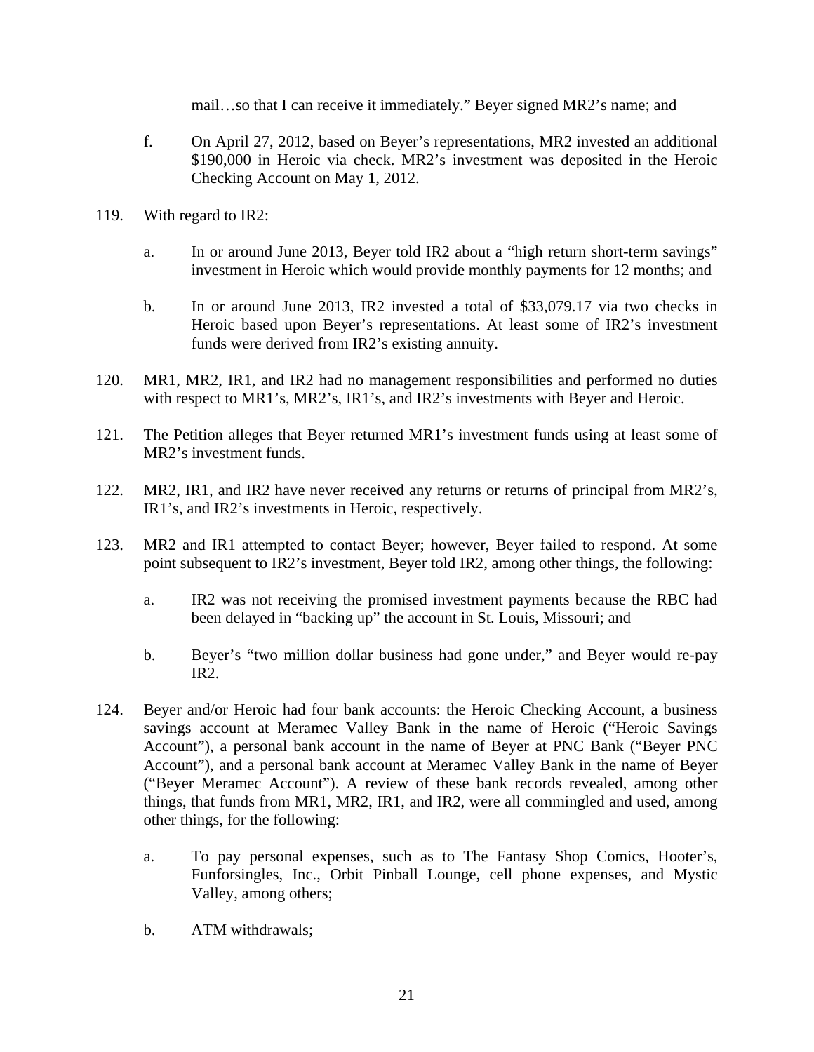mail…so that I can receive it immediately." Beyer signed MR2's name; and

f. On April 27, 2012, based on Beyer's representations, MR2 invested an additional $190,000 in Heroic via check. MR2's investment was deposited in the Heroic Checking Account on May 1, 2012.

119. With regard to IR2:

a. In or around June 2013, Beyer told IR2 about a "high return short-term savings" investment in Heroic which would provide monthly payments for 12 months; and

b. In or around June 2013, IR2 invested a total of $33,079.17 via two checks in Heroic based upon Beyer's representations. At least some of IR2's investment funds were derived from IR2's existing annuity.

120. MR1, MR2, IR1, and IR2 had no management responsibilities and performed no duties with respect to MR1's, MR2's, IR1's, and IR2's investments with Beyer and Heroic.

121. The Petition alleges that Beyer returned MR1's investment funds using at least some of MR2's investment funds.

122. MR2, IR1, and IR2 have never received any returns or returns of principal from MR2's, IR1's, and IR2's investments in Heroic, respectively.

123. MR2 and IR1 attempted to contact Beyer; however, Beyer failed to respond. At some point subsequent to IR2's investment, Beyer told IR2, among other things, the following:

a. IR2 was not receiving the promised investment payments because the RBC had been delayed in "backing up" the account in St. Louis, Missouri; and

b. Beyer's "two million dollar business had gone under," and Beyer would re-pay IR2.

124. Beyer and/or Heroic had four bank accounts: the Heroic Checking Account, a business savings account at Meramec Valley Bank in the name of Heroic ("Heroic Savings Account"), a personal bank account in the name of Beyer at PNC Bank ("Beyer PNC Account"), and a personal bank account at Meramec Valley Bank in the name of Beyer ("Beyer Meramec Account"). A review of these bank records revealed, among other things, that funds from MR1, MR2, IR1, and IR2, were all commingled and used, among other things, for the following:

a. To pay personal expenses, such as to The Fantasy Shop Comics, Hooter's, Funforsingles, Inc., Orbit Pinball Lounge, cell phone expenses, and Mystic Valley, among others;

b. ATM withdrawals;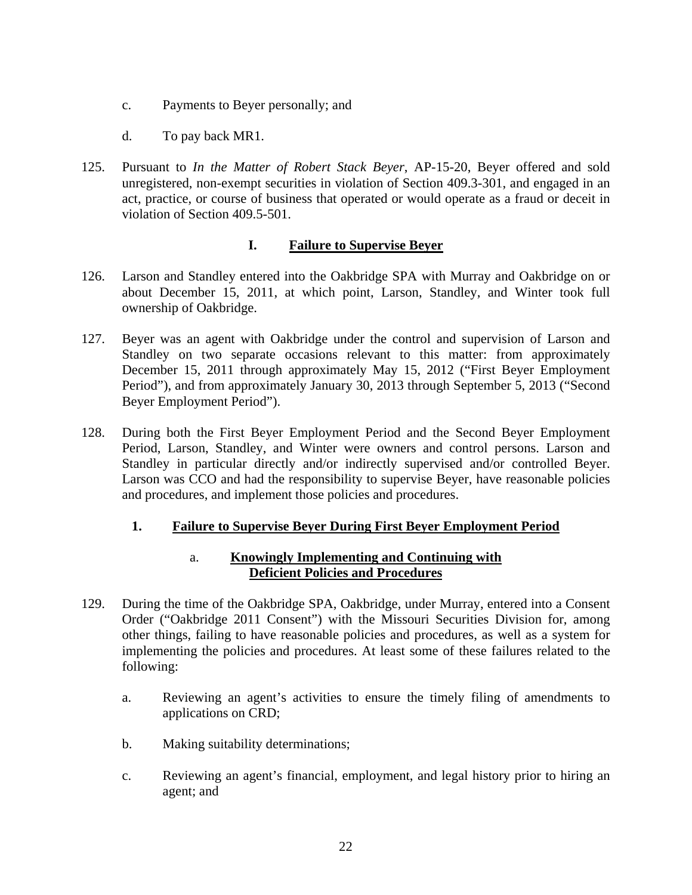c. Payments to Beyer personally; and

d. To pay back MR1.

125. Pursuant to *In the Matter of Robert Stack Beyer*, AP-15-20, Beyer offered and sold unregistered, non-exempt securities in violation of Section 409.3-301, and engaged in an act, practice, or course of business that operated or would operate as a fraud or deceit in violation of Section 409.5-501.

### I. Failure to Supervise Beyer

126. Larson and Standley entered into the Oakbridge SPA with Murray and Oakbridge on or about December 15, 2011, at which point, Larson, Standley, and Winter took full ownership of Oakbridge.

127. Beyer was an agent with Oakbridge under the control and supervision of Larson and Standley on two separate occasions relevant to this matter: from approximately December 15, 2011 through approximately May 15, 2012 ("First Beyer Employment Period"), and from approximately January 30, 2013 through September 5, 2013 ("Second Beyer Employment Period").

128. During both the First Beyer Employment Period and the Second Beyer Employment Period, Larson, Standley, and Winter were owners and control persons. Larson and Standley in particular directly and/or indirectly supervised and/or controlled Beyer. Larson was CCO and had the responsibility to supervise Beyer, have reasonable policies and procedures, and implement those policies and procedures.

#### 1. Failure to Supervise Beyer During First Beyer Employment Period

##### a. Knowingly Implementing and Continuing with Deficient Policies and Procedures

129. During the time of the Oakbridge SPA, Oakbridge, under Murray, entered into a Consent Order ("Oakbridge 2011 Consent") with the Missouri Securities Division for, among other things, failing to have reasonable policies and procedures, as well as a system for implementing the policies and procedures. At least some of these failures related to the following:

a. Reviewing an agent's activities to ensure the timely filing of amendments to applications on CRD;

b. Making suitability determinations;

c. Reviewing an agent's financial, employment, and legal history prior to hiring an agent; and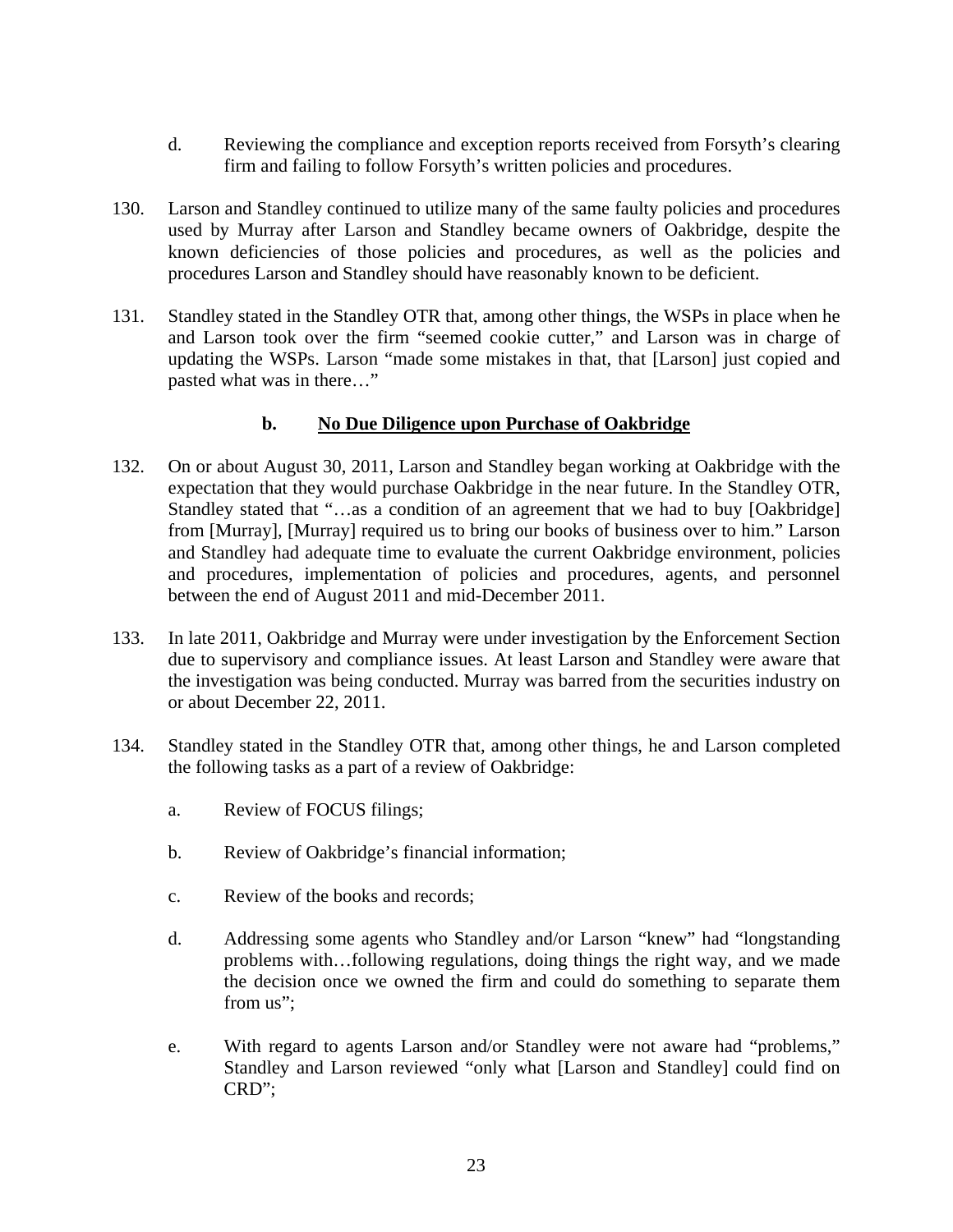d. Reviewing the compliance and exception reports received from Forsyth's clearing firm and failing to follow Forsyth's written policies and procedures.

130. Larson and Standley continued to utilize many of the same faulty policies and procedures used by Murray after Larson and Standley became owners of Oakbridge, despite the known deficiencies of those policies and procedures, as well as the policies and procedures Larson and Standley should have reasonably known to be deficient.

131. Standley stated in the Standley OTR that, among other things, the WSPs in place when he and Larson took over the firm "seemed cookie cutter," and Larson was in charge of updating the WSPs. Larson "made some mistakes in that, that [Larson] just copied and pasted what was in there…"

### b. No Due Diligence upon Purchase of Oakbridge

132. On or about August 30, 2011, Larson and Standley began working at Oakbridge with the expectation that they would purchase Oakbridge in the near future. In the Standley OTR, Standley stated that "…as a condition of an agreement that we had to buy [Oakbridge] from [Murray], [Murray] required us to bring our books of business over to him." Larson and Standley had adequate time to evaluate the current Oakbridge environment, policies and procedures, implementation of policies and procedures, agents, and personnel between the end of August 2011 and mid-December 2011.

133. In late 2011, Oakbridge and Murray were under investigation by the Enforcement Section due to supervisory and compliance issues. At least Larson and Standley were aware that the investigation was being conducted. Murray was barred from the securities industry on or about December 22, 2011.

134. Standley stated in the Standley OTR that, among other things, he and Larson completed the following tasks as a part of a review of Oakbridge:

a. Review of FOCUS filings;

b. Review of Oakbridge's financial information;

c. Review of the books and records;

d. Addressing some agents who Standley and/or Larson "knew" had "longstanding problems with…following regulations, doing things the right way, and we made the decision once we owned the firm and could do something to separate them from us";

e. With regard to agents Larson and/or Standley were not aware had "problems," Standley and Larson reviewed "only what [Larson and Standley] could find on CRD";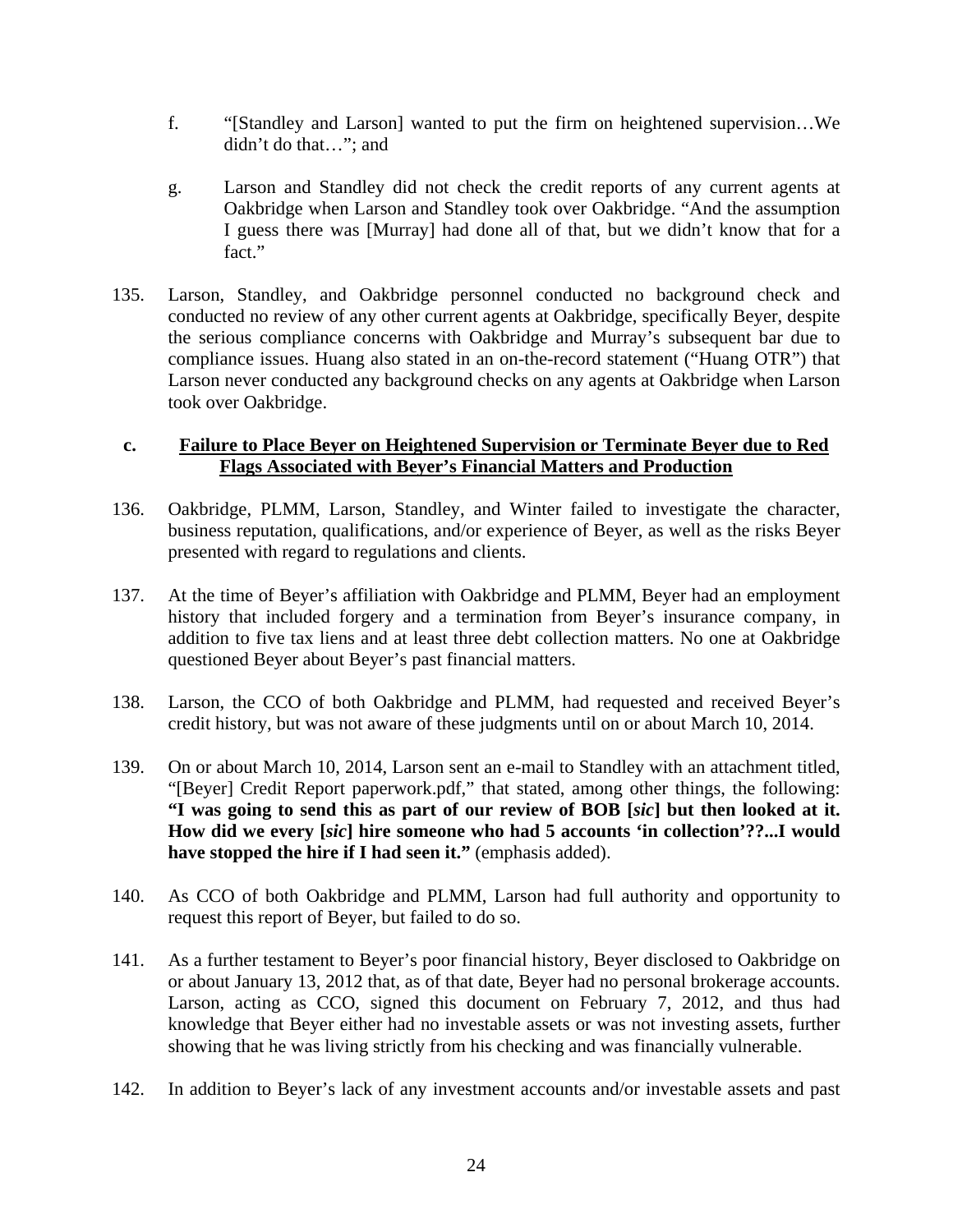f. "[Standley and Larson] wanted to put the firm on heightened supervision…We didn't do that…"; and

g. Larson and Standley did not check the credit reports of any current agents at Oakbridge when Larson and Standley took over Oakbridge. "And the assumption I guess there was [Murray] had done all of that, but we didn't know that for a fact."

135. Larson, Standley, and Oakbridge personnel conducted no background check and conducted no review of any other current agents at Oakbridge, specifically Beyer, despite the serious compliance concerns with Oakbridge and Murray's subsequent bar due to compliance issues. Huang also stated in an on-the-record statement ("Huang OTR") that Larson never conducted any background checks on any agents at Oakbridge when Larson took over Oakbridge.

### c. Failure to Place Beyer on Heightened Supervision or Terminate Beyer due to Red Flags Associated with Beyer's Financial Matters and Production

136. Oakbridge, PLMM, Larson, Standley, and Winter failed to investigate the character, business reputation, qualifications, and/or experience of Beyer, as well as the risks Beyer presented with regard to regulations and clients.

137. At the time of Beyer's affiliation with Oakbridge and PLMM, Beyer had an employment history that included forgery and a termination from Beyer's insurance company, in addition to five tax liens and at least three debt collection matters. No one at Oakbridge questioned Beyer about Beyer's past financial matters.

138. Larson, the CCO of both Oakbridge and PLMM, had requested and received Beyer's credit history, but was not aware of these judgments until on or about March 10, 2014.

139. On or about March 10, 2014, Larson sent an e-mail to Standley with an attachment titled, "[Beyer] Credit Report paperwork.pdf," that stated, among other things, the following: **"I was going to send this as part of our review of BOB [*sic*] but then looked at it. How did we every [*sic*] hire someone who had 5 accounts 'in collection'??...I would have stopped the hire if I had seen it."** (emphasis added).

140. As CCO of both Oakbridge and PLMM, Larson had full authority and opportunity to request this report of Beyer, but failed to do so.

141. As a further testament to Beyer's poor financial history, Beyer disclosed to Oakbridge on or about January 13, 2012 that, as of that date, Beyer had no personal brokerage accounts. Larson, acting as CCO, signed this document on February 7, 2012, and thus had knowledge that Beyer either had no investable assets or was not investing assets, further showing that he was living strictly from his checking and was financially vulnerable.

142. In addition to Beyer's lack of any investment accounts and/or investable assets and past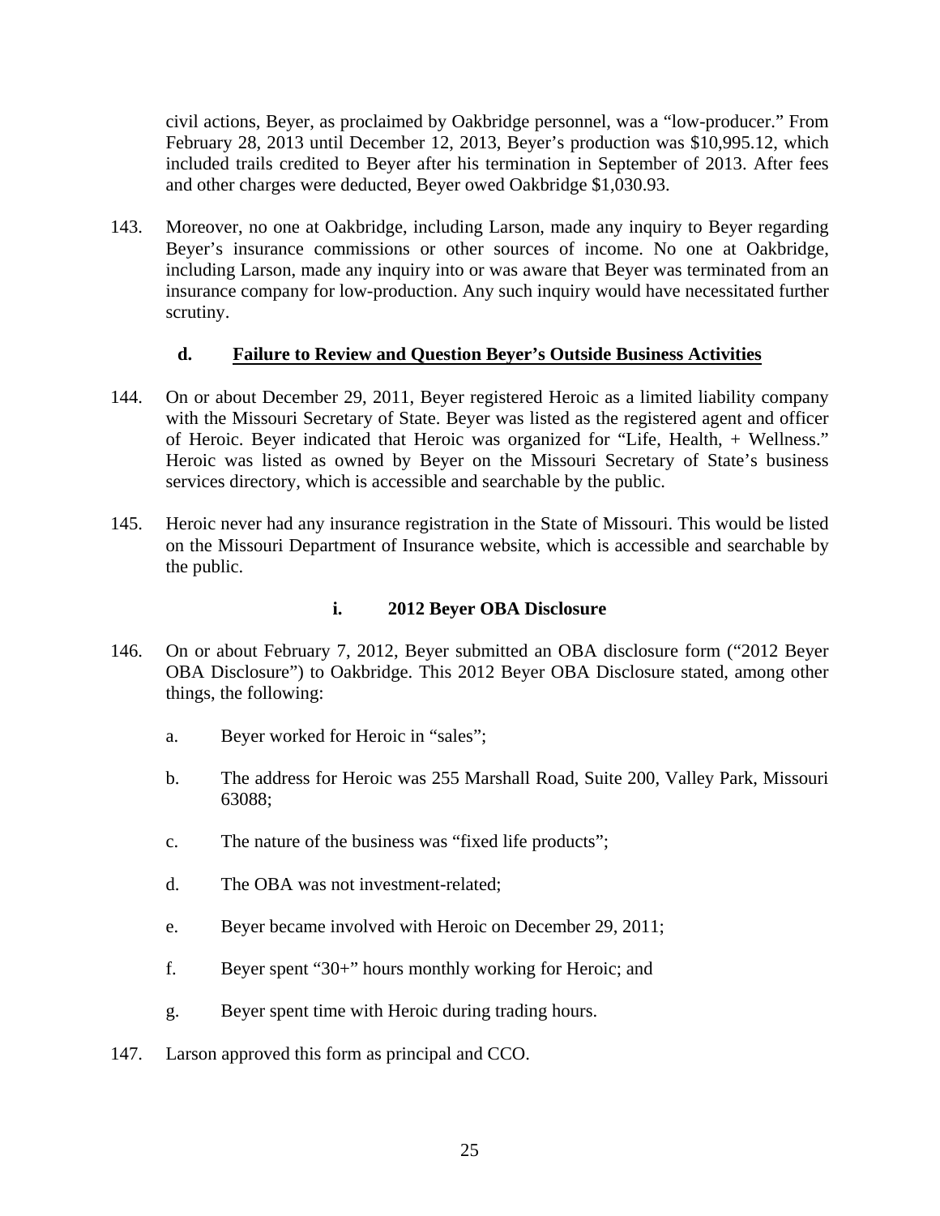civil actions, Beyer, as proclaimed by Oakbridge personnel, was a "low-producer." From February 28, 2013 until December 12, 2013, Beyer's production was $10,995.12, which included trails credited to Beyer after his termination in September of 2013. After fees and other charges were deducted, Beyer owed Oakbridge $1,030.93.

143. Moreover, no one at Oakbridge, including Larson, made any inquiry to Beyer regarding Beyer's insurance commissions or other sources of income. No one at Oakbridge, including Larson, made any inquiry into or was aware that Beyer was terminated from an insurance company for low-production. Any such inquiry would have necessitated further scrutiny.

### d. Failure to Review and Question Beyer's Outside Business Activities

144. On or about December 29, 2011, Beyer registered Heroic as a limited liability company with the Missouri Secretary of State. Beyer was listed as the registered agent and officer of Heroic. Beyer indicated that Heroic was organized for "Life, Health, + Wellness." Heroic was listed as owned by Beyer on the Missouri Secretary of State's business services directory, which is accessible and searchable by the public.

145. Heroic never had any insurance registration in the State of Missouri. This would be listed on the Missouri Department of Insurance website, which is accessible and searchable by the public.

#### i. 2012 Beyer OBA Disclosure

146. On or about February 7, 2012, Beyer submitted an OBA disclosure form ("2012 Beyer OBA Disclosure") to Oakbridge. This 2012 Beyer OBA Disclosure stated, among other things, the following:

   a. Beyer worked for Heroic in "sales";

   b. The address for Heroic was 255 Marshall Road, Suite 200, Valley Park, Missouri 63088;

   c. The nature of the business was "fixed life products";

   d. The OBA was not investment-related;

   e. Beyer became involved with Heroic on December 29, 2011;

   f. Beyer spent "30+" hours monthly working for Heroic; and

   g. Beyer spent time with Heroic during trading hours.

147. Larson approved this form as principal and CCO.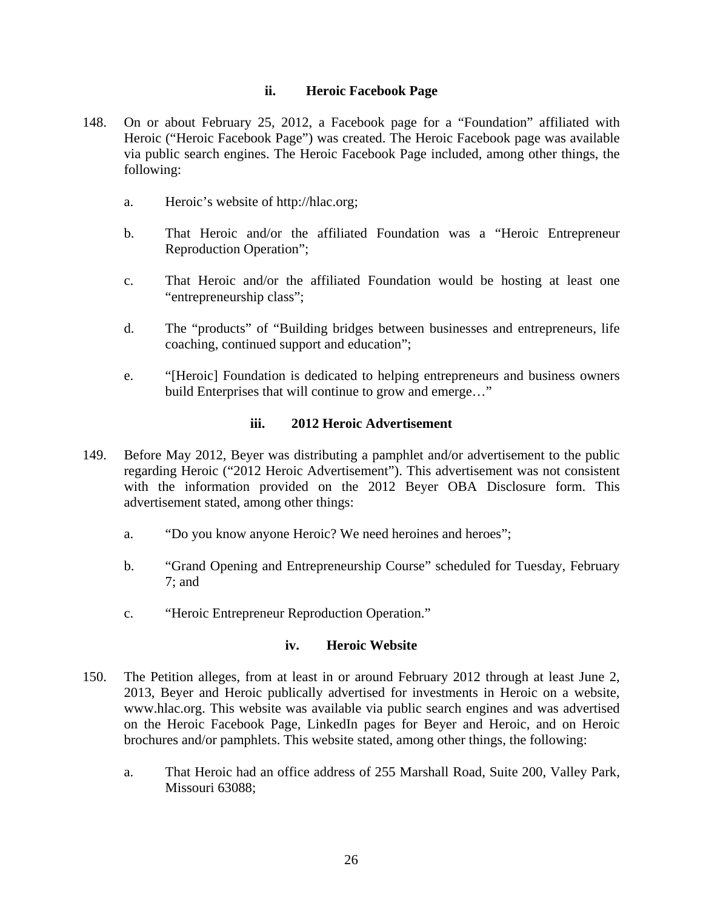#### ii. Heroic Facebook Page

148. On or about February 25, 2012, a Facebook page for a "Foundation" affiliated with Heroic ("Heroic Facebook Page") was created. The Heroic Facebook page was available via public search engines. The Heroic Facebook Page included, among other things, the following:

    a. Heroic's website of http://hlac.org;

    b. That Heroic and/or the affiliated Foundation was a "Heroic Entrepreneur Reproduction Operation";

    c. That Heroic and/or the affiliated Foundation would be hosting at least one "entrepreneurship class";

    d. The "products" of "Building bridges between businesses and entrepreneurs, life coaching, continued support and education";

    e. "[Heroic] Foundation is dedicated to helping entrepreneurs and business owners build Enterprises that will continue to grow and emerge…"

#### iii. 2012 Heroic Advertisement

149. Before May 2012, Beyer was distributing a pamphlet and/or advertisement to the public regarding Heroic ("2012 Heroic Advertisement"). This advertisement was not consistent with the information provided on the 2012 Beyer OBA Disclosure form. This advertisement stated, among other things:

    a. "Do you know anyone Heroic? We need heroines and heroes";

    b. "Grand Opening and Entrepreneurship Course" scheduled for Tuesday, February 7; and

    c. "Heroic Entrepreneur Reproduction Operation."

#### iv. Heroic Website

150. The Petition alleges, from at least in or around February 2012 through at least June 2, 2013, Beyer and Heroic publically advertised for investments in Heroic on a website, www.hlac.org. This website was available via public search engines and was advertised on the Heroic Facebook Page, LinkedIn pages for Beyer and Heroic, and on Heroic brochures and/or pamphlets. This website stated, among other things, the following:

    a. That Heroic had an office address of 255 Marshall Road, Suite 200, Valley Park, Missouri 63088;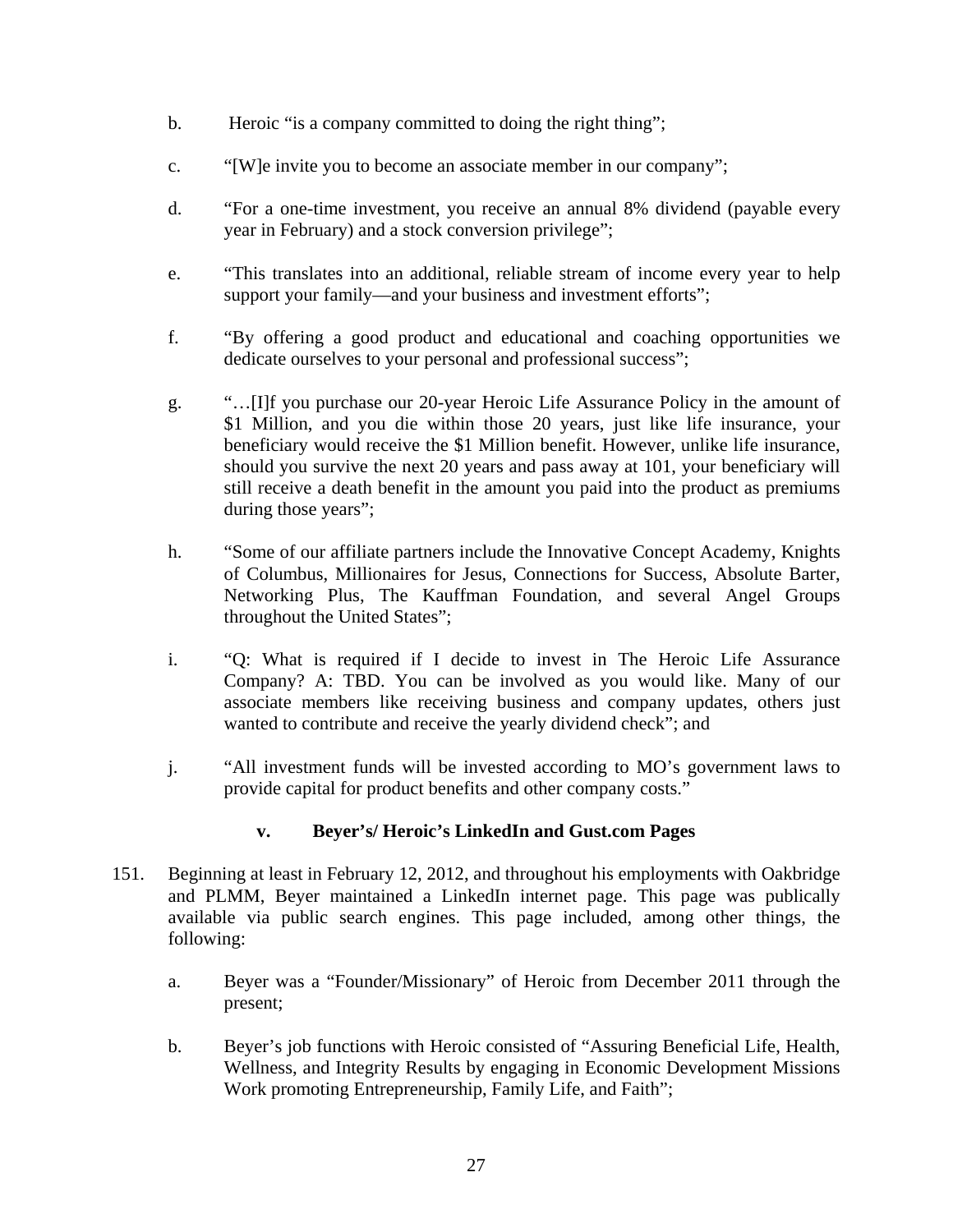b. Heroic “is a company committed to doing the right thing”;

c. “[W]e invite you to become an associate member in our company”;

d. “For a one-time investment, you receive an annual 8% dividend (payable every year in February) and a stock conversion privilege”;

e. “This translates into an additional, reliable stream of income every year to help support your family—and your business and investment efforts”;

f. “By offering a good product and educational and coaching opportunities we dedicate ourselves to your personal and professional success”;

g. “…[I]f you purchase our 20-year Heroic Life Assurance Policy in the amount of $1 Million, and you die within those 20 years, just like life insurance, your beneficiary would receive the $1 Million benefit. However, unlike life insurance, should you survive the next 20 years and pass away at 101, your beneficiary will still receive a death benefit in the amount you paid into the product as premiums during those years”;

h. “Some of our affiliate partners include the Innovative Concept Academy, Knights of Columbus, Millionaires for Jesus, Connections for Success, Absolute Barter, Networking Plus, The Kauffman Foundation, and several Angel Groups throughout the United States”;

i. “Q: What is required if I decide to invest in The Heroic Life Assurance Company? A: TBD. You can be involved as you would like. Many of our associate members like receiving business and company updates, others just wanted to contribute and receive the yearly dividend check”; and

j. “All investment funds will be invested according to MO’s government laws to provide capital for product benefits and other company costs.”

**v. Beyer’s/ Heroic’s LinkedIn and Gust.com Pages**

151. Beginning at least in February 12, 2012, and throughout his employments with Oakbridge and PLMM, Beyer maintained a LinkedIn internet page. This page was publically available via public search engines. This page included, among other things, the following:

a. Beyer was a “Founder/Missionary” of Heroic from December 2011 through the present;

b. Beyer’s job functions with Heroic consisted of “Assuring Beneficial Life, Health, Wellness, and Integrity Results by engaging in Economic Development Missions Work promoting Entrepreneurship, Family Life, and Faith”;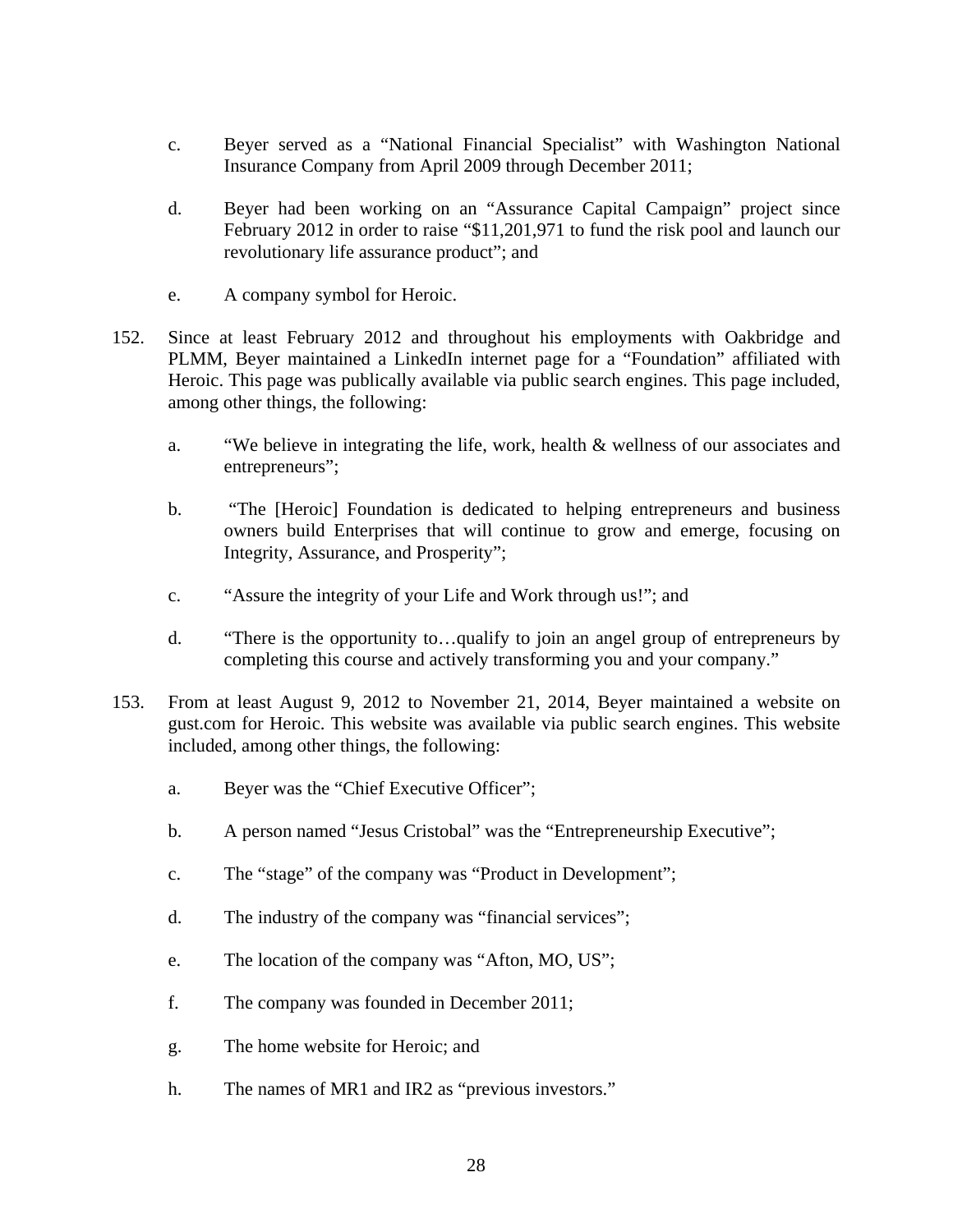c. Beyer served as a "National Financial Specialist" with Washington National Insurance Company from April 2009 through December 2011;

d. Beyer had been working on an "Assurance Capital Campaign" project since February 2012 in order to raise "$11,201,971 to fund the risk pool and launch our revolutionary life assurance product"; and

e. A company symbol for Heroic.

152. Since at least February 2012 and throughout his employments with Oakbridge and PLMM, Beyer maintained a LinkedIn internet page for a "Foundation" affiliated with Heroic. This page was publically available via public search engines. This page included, among other things, the following:

a. "We believe in integrating the life, work, health & wellness of our associates and entrepreneurs";

b. "The [Heroic] Foundation is dedicated to helping entrepreneurs and business owners build Enterprises that will continue to grow and emerge, focusing on Integrity, Assurance, and Prosperity";

c. "Assure the integrity of your Life and Work through us!"; and

d. "There is the opportunity to…qualify to join an angel group of entrepreneurs by completing this course and actively transforming you and your company."

153. From at least August 9, 2012 to November 21, 2014, Beyer maintained a website on gust.com for Heroic. This website was available via public search engines. This website included, among other things, the following:

a. Beyer was the "Chief Executive Officer";

b. A person named "Jesus Cristobal" was the "Entrepreneurship Executive";

c. The "stage" of the company was "Product in Development";

d. The industry of the company was "financial services";

e. The location of the company was "Afton, MO, US";

f. The company was founded in December 2011;

g. The home website for Heroic; and

h. The names of MR1 and IR2 as "previous investors."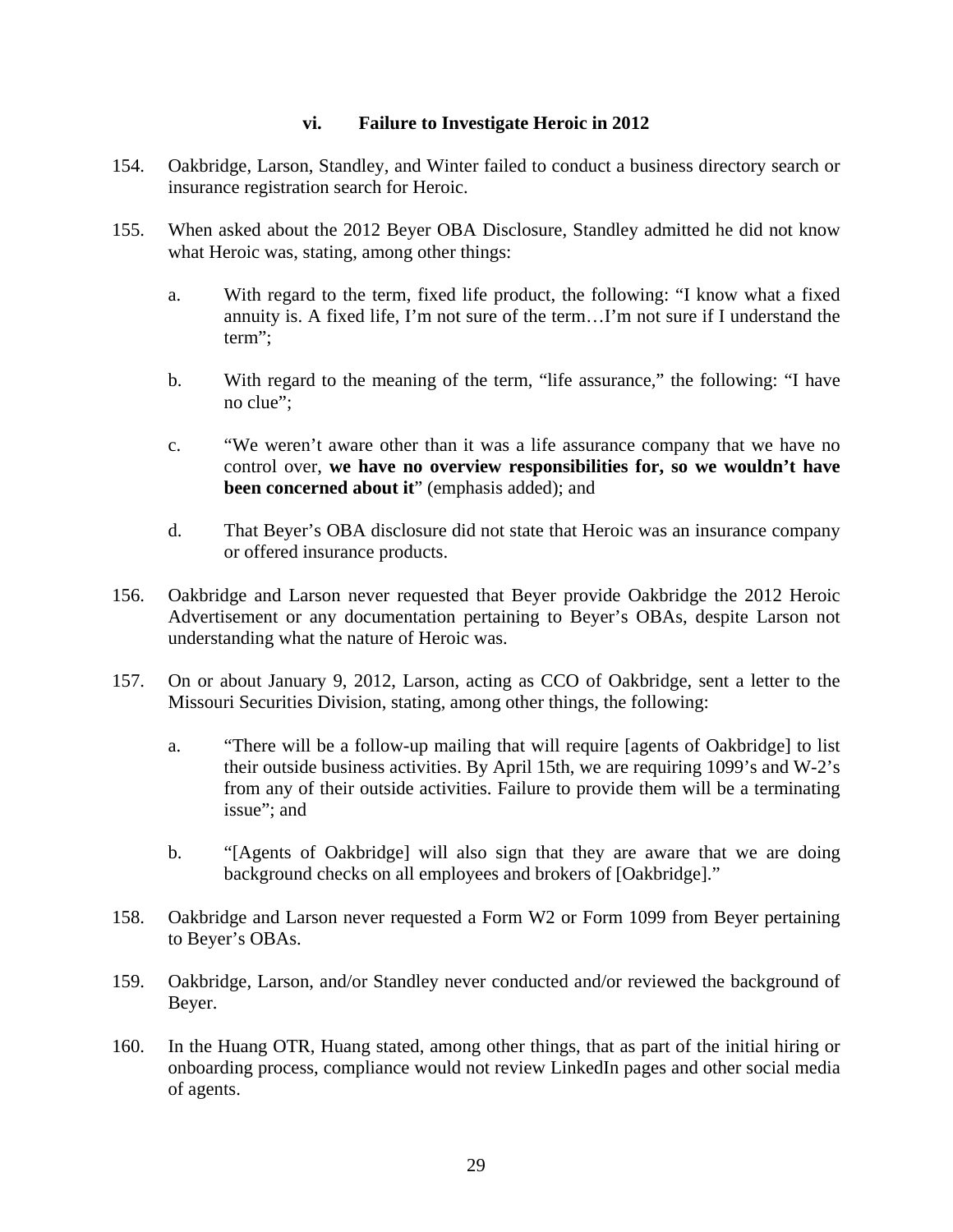### vi. Failure to Investigate Heroic in 2012

154. Oakbridge, Larson, Standley, and Winter failed to conduct a business directory search or insurance registration search for Heroic.

155. When asked about the 2012 Beyer OBA Disclosure, Standley admitted he did not know what Heroic was, stating, among other things:

    a. With regard to the term, fixed life product, the following: "I know what a fixed annuity is. A fixed life, I'm not sure of the term…I'm not sure if I understand the term";

    b. With regard to the meaning of the term, "life assurance," the following: "I have no clue";

    c. "We weren't aware other than it was a life assurance company that we have no control over, **we have no overview responsibilities for, so we wouldn't have been concerned about it**" (emphasis added); and

    d. That Beyer's OBA disclosure did not state that Heroic was an insurance company or offered insurance products.

156. Oakbridge and Larson never requested that Beyer provide Oakbridge the 2012 Heroic Advertisement or any documentation pertaining to Beyer's OBAs, despite Larson not understanding what the nature of Heroic was.

157. On or about January 9, 2012, Larson, acting as CCO of Oakbridge, sent a letter to the Missouri Securities Division, stating, among other things, the following:

    a. "There will be a follow-up mailing that will require [agents of Oakbridge] to list their outside business activities. By April 15th, we are requiring 1099's and W-2's from any of their outside activities. Failure to provide them will be a terminating issue"; and

    b. "[Agents of Oakbridge] will also sign that they are aware that we are doing background checks on all employees and brokers of [Oakbridge]."

158. Oakbridge and Larson never requested a Form W2 or Form 1099 from Beyer pertaining to Beyer's OBAs.

159. Oakbridge, Larson, and/or Standley never conducted and/or reviewed the background of Beyer.

160. In the Huang OTR, Huang stated, among other things, that as part of the initial hiring or onboarding process, compliance would not review LinkedIn pages and other social media of agents.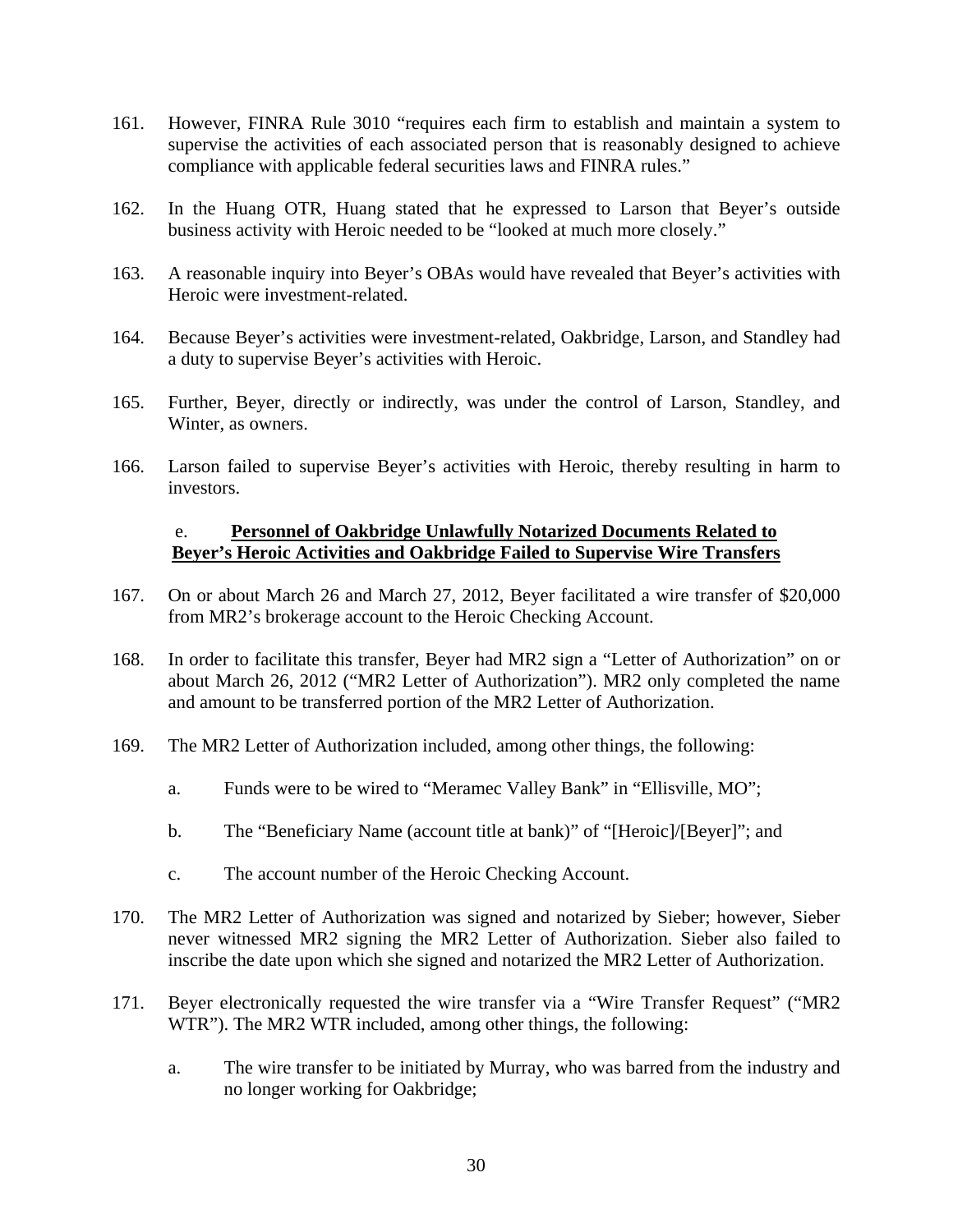161. However, FINRA Rule 3010 "requires each firm to establish and maintain a system to supervise the activities of each associated person that is reasonably designed to achieve compliance with applicable federal securities laws and FINRA rules."

162. In the Huang OTR, Huang stated that he expressed to Larson that Beyer's outside business activity with Heroic needed to be "looked at much more closely."

163. A reasonable inquiry into Beyer's OBAs would have revealed that Beyer's activities with Heroic were investment-related.

164. Because Beyer's activities were investment-related, Oakbridge, Larson, and Standley had a duty to supervise Beyer's activities with Heroic.

165. Further, Beyer, directly or indirectly, was under the control of Larson, Standley, and Winter, as owners.

166. Larson failed to supervise Beyer's activities with Heroic, thereby resulting in harm to investors.

### e. Personnel of Oakbridge Unlawfully Notarized Documents Related to Beyer's Heroic Activities and Oakbridge Failed to Supervise Wire Transfers

167. On or about March 26 and March 27, 2012, Beyer facilitated a wire transfer of $20,000 from MR2's brokerage account to the Heroic Checking Account.

168. In order to facilitate this transfer, Beyer had MR2 sign a "Letter of Authorization" on or about March 26, 2012 ("MR2 Letter of Authorization"). MR2 only completed the name and amount to be transferred portion of the MR2 Letter of Authorization.

169. The MR2 Letter of Authorization included, among other things, the following:

    a. Funds were to be wired to "Meramec Valley Bank" in "Ellisville, MO";

    b. The "Beneficiary Name (account title at bank)" of "[Heroic]/[Beyer]"; and

    c. The account number of the Heroic Checking Account.

170. The MR2 Letter of Authorization was signed and notarized by Sieber; however, Sieber never witnessed MR2 signing the MR2 Letter of Authorization. Sieber also failed to inscribe the date upon which she signed and notarized the MR2 Letter of Authorization.

171. Beyer electronically requested the wire transfer via a "Wire Transfer Request" ("MR2 WTR"). The MR2 WTR included, among other things, the following:

    a. The wire transfer to be initiated by Murray, who was barred from the industry and no longer working for Oakbridge;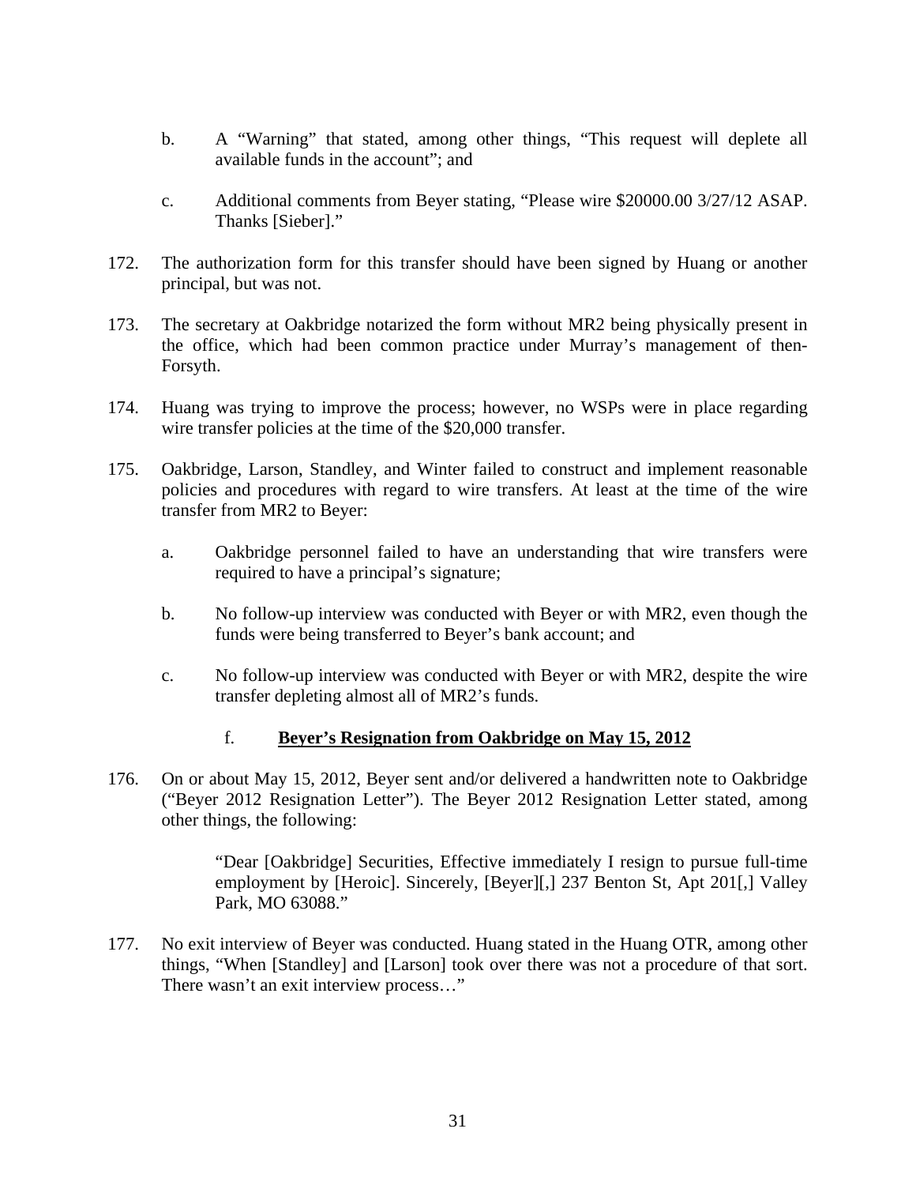b. A "Warning" that stated, among other things, "This request will deplete all available funds in the account"; and

c. Additional comments from Beyer stating, "Please wire $20000.00 3/27/12 ASAP. Thanks [Sieber]."

172. The authorization form for this transfer should have been signed by Huang or another principal, but was not.

173. The secretary at Oakbridge notarized the form without MR2 being physically present in the office, which had been common practice under Murray's management of then-Forsyth.

174. Huang was trying to improve the process; however, no WSPs were in place regarding wire transfer policies at the time of the $20,000 transfer.

175. Oakbridge, Larson, Standley, and Winter failed to construct and implement reasonable policies and procedures with regard to wire transfers. At least at the time of the wire transfer from MR2 to Beyer:

   a. Oakbridge personnel failed to have an understanding that wire transfers were required to have a principal's signature;

   b. No follow-up interview was conducted with Beyer or with MR2, even though the funds were being transferred to Beyer's bank account; and

   c. No follow-up interview was conducted with Beyer or with MR2, despite the wire transfer depleting almost all of MR2's funds.

### f. **Beyer's Resignation from Oakbridge on May 15, 2012**

176. On or about May 15, 2012, Beyer sent and/or delivered a handwritten note to Oakbridge ("Beyer 2012 Resignation Letter"). The Beyer 2012 Resignation Letter stated, among other things, the following:

> "Dear [Oakbridge] Securities, Effective immediately I resign to pursue full-time employment by [Heroic]. Sincerely, [Beyer][,] 237 Benton St, Apt 201[,] Valley Park, MO 63088."

177. No exit interview of Beyer was conducted. Huang stated in the Huang OTR, among other things, "When [Standley] and [Larson] took over there was not a procedure of that sort. There wasn't an exit interview process…"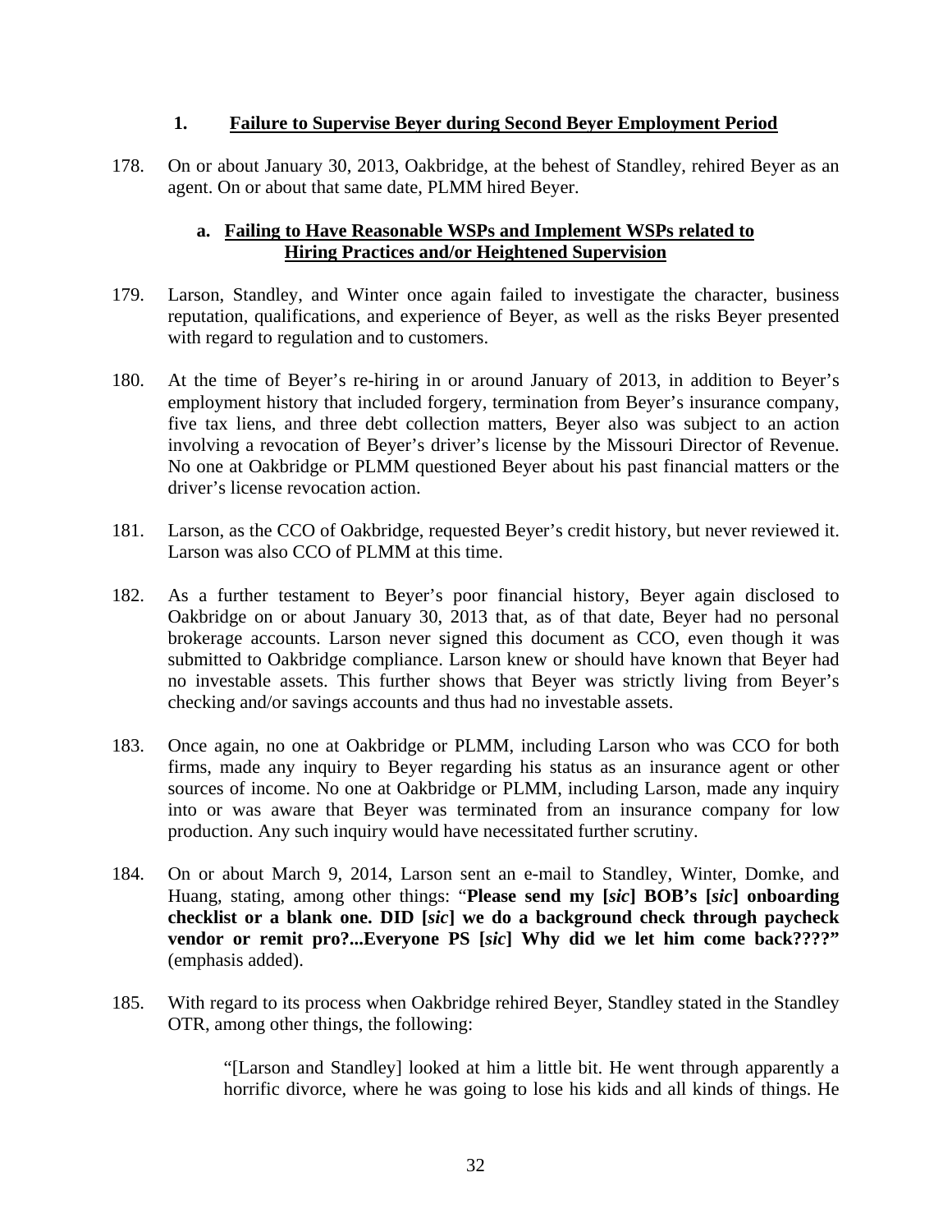### 1. Failure to Supervise Beyer during Second Beyer Employment Period

178. On or about January 30, 2013, Oakbridge, at the behest of Standley, rehired Beyer as an agent. On or about that same date, PLMM hired Beyer.

#### a. Failing to Have Reasonable WSPs and Implement WSPs related to Hiring Practices and/or Heightened Supervision

179. Larson, Standley, and Winter once again failed to investigate the character, business reputation, qualifications, and experience of Beyer, as well as the risks Beyer presented with regard to regulation and to customers.

180. At the time of Beyer's re-hiring in or around January of 2013, in addition to Beyer's employment history that included forgery, termination from Beyer's insurance company, five tax liens, and three debt collection matters, Beyer also was subject to an action involving a revocation of Beyer's driver's license by the Missouri Director of Revenue. No one at Oakbridge or PLMM questioned Beyer about his past financial matters or the driver's license revocation action.

181. Larson, as the CCO of Oakbridge, requested Beyer's credit history, but never reviewed it. Larson was also CCO of PLMM at this time.

182. As a further testament to Beyer's poor financial history, Beyer again disclosed to Oakbridge on or about January 30, 2013 that, as of that date, Beyer had no personal brokerage accounts. Larson never signed this document as CCO, even though it was submitted to Oakbridge compliance. Larson knew or should have known that Beyer had no investable assets. This further shows that Beyer was strictly living from Beyer's checking and/or savings accounts and thus had no investable assets.

183. Once again, no one at Oakbridge or PLMM, including Larson who was CCO for both firms, made any inquiry to Beyer regarding his status as an insurance agent or other sources of income. No one at Oakbridge or PLMM, including Larson, made any inquiry into or was aware that Beyer was terminated from an insurance company for low production. Any such inquiry would have necessitated further scrutiny.

184. On or about March 9, 2014, Larson sent an e-mail to Standley, Winter, Domke, and Huang, stating, among other things: "**Please send my [*sic*] BOB's [*sic*] onboarding checklist or a blank one. DID [*sic*] we do a background check through paycheck vendor or remit pro?...Everyone PS [*sic*] Why did we let him come back????"** (emphasis added).

185. With regard to its process when Oakbridge rehired Beyer, Standley stated in the Standley OTR, among other things, the following:

> "[Larson and Standley] looked at him a little bit. He went through apparently a horrific divorce, where he was going to lose his kids and all kinds of things. He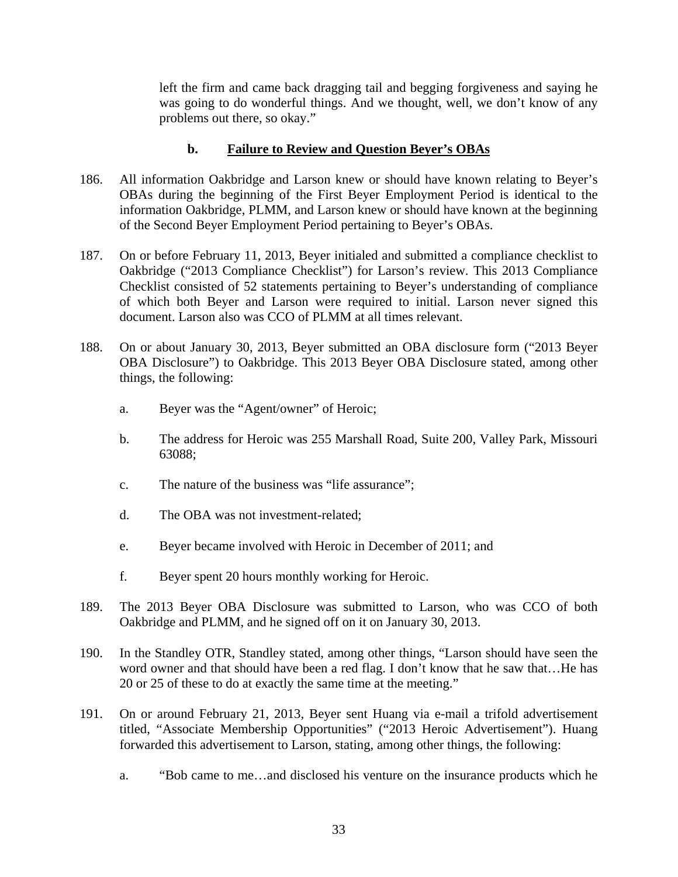> left the firm and came back dragging tail and begging forgiveness and saying he was going to do wonderful things. And we thought, well, we don't know of any problems out there, so okay."

### b. Failure to Review and Question Beyer's OBAs

186. All information Oakbridge and Larson knew or should have known relating to Beyer's OBAs during the beginning of the First Beyer Employment Period is identical to the information Oakbridge, PLMM, and Larson knew or should have known at the beginning of the Second Beyer Employment Period pertaining to Beyer's OBAs.

187. On or before February 11, 2013, Beyer initialed and submitted a compliance checklist to Oakbridge ("2013 Compliance Checklist") for Larson's review. This 2013 Compliance Checklist consisted of 52 statements pertaining to Beyer's understanding of compliance of which both Beyer and Larson were required to initial. Larson never signed this document. Larson also was CCO of PLMM at all times relevant.

188. On or about January 30, 2013, Beyer submitted an OBA disclosure form ("2013 Beyer OBA Disclosure") to Oakbridge. This 2013 Beyer OBA Disclosure stated, among other things, the following:

    a. Beyer was the "Agent/owner" of Heroic;

    b. The address for Heroic was 255 Marshall Road, Suite 200, Valley Park, Missouri 63088;

    c. The nature of the business was "life assurance";

    d. The OBA was not investment-related;

    e. Beyer became involved with Heroic in December of 2011; and

    f. Beyer spent 20 hours monthly working for Heroic.

189. The 2013 Beyer OBA Disclosure was submitted to Larson, who was CCO of both Oakbridge and PLMM, and he signed off on it on January 30, 2013.

190. In the Standley OTR, Standley stated, among other things, "Larson should have seen the word owner and that should have been a red flag. I don't know that he saw that…He has 20 or 25 of these to do at exactly the same time at the meeting."

191. On or around February 21, 2013, Beyer sent Huang via e-mail a trifold advertisement titled, "Associate Membership Opportunities" ("2013 Heroic Advertisement"). Huang forwarded this advertisement to Larson, stating, among other things, the following:

    a. "Bob came to me…and disclosed his venture on the insurance products which he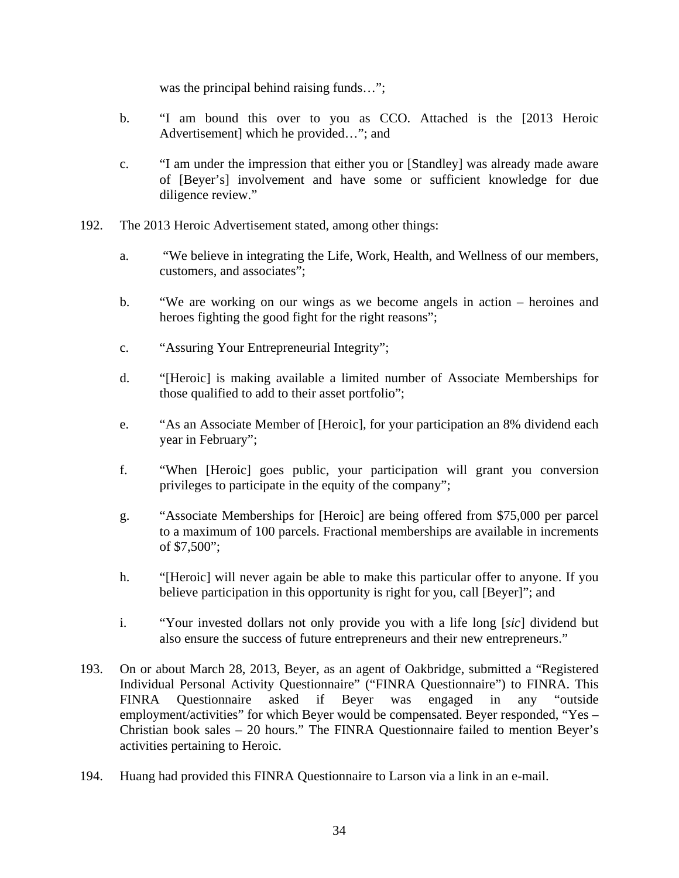was the principal behind raising funds…";

b. "I am bound this over to you as CCO. Attached is the [2013 Heroic Advertisement] which he provided…"; and

c. "I am under the impression that either you or [Standley] was already made aware of [Beyer's] involvement and have some or sufficient knowledge for due diligence review."

192. The 2013 Heroic Advertisement stated, among other things:

a. "We believe in integrating the Life, Work, Health, and Wellness of our members, customers, and associates";

b. "We are working on our wings as we become angels in action – heroines and heroes fighting the good fight for the right reasons";

c. "Assuring Your Entrepreneurial Integrity";

d. "[Heroic] is making available a limited number of Associate Memberships for those qualified to add to their asset portfolio";

e. "As an Associate Member of [Heroic], for your participation an 8% dividend each year in February";

f. "When [Heroic] goes public, your participation will grant you conversion privileges to participate in the equity of the company";

g. "Associate Memberships for [Heroic] are being offered from $75,000 per parcel to a maximum of 100 parcels. Fractional memberships are available in increments of $7,500";

h. "[Heroic] will never again be able to make this particular offer to anyone. If you believe participation in this opportunity is right for you, call [Beyer]"; and

i. "Your invested dollars not only provide you with a life long [*sic*] dividend but also ensure the success of future entrepreneurs and their new entrepreneurs."

193. On or about March 28, 2013, Beyer, as an agent of Oakbridge, submitted a "Registered Individual Personal Activity Questionnaire" ("FINRA Questionnaire") to FINRA. This FINRA Questionnaire asked if Beyer was engaged in any "outside employment/activities" for which Beyer would be compensated. Beyer responded, "Yes – Christian book sales – 20 hours." The FINRA Questionnaire failed to mention Beyer's activities pertaining to Heroic.

194. Huang had provided this FINRA Questionnaire to Larson via a link in an e-mail.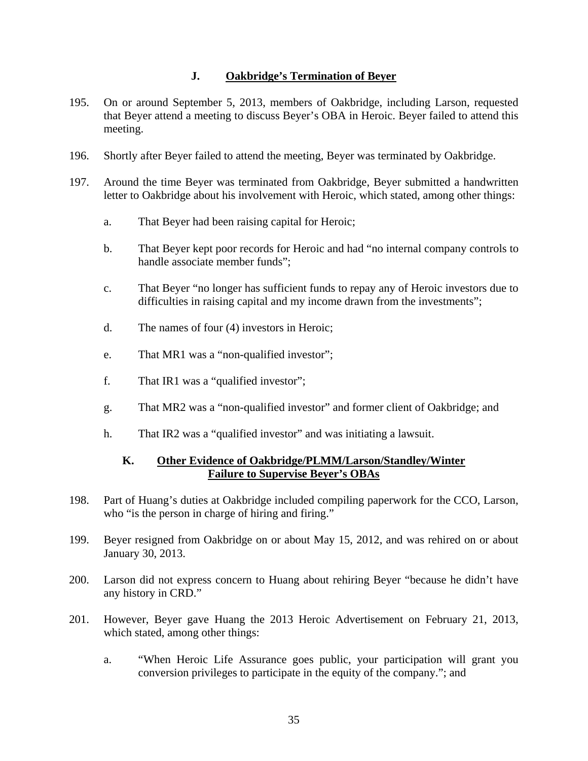## J. Oakbridge's Termination of Beyer

195. On or around September 5, 2013, members of Oakbridge, including Larson, requested that Beyer attend a meeting to discuss Beyer's OBA in Heroic. Beyer failed to attend this meeting.

196. Shortly after Beyer failed to attend the meeting, Beyer was terminated by Oakbridge.

197. Around the time Beyer was terminated from Oakbridge, Beyer submitted a handwritten letter to Oakbridge about his involvement with Heroic, which stated, among other things:

   a. That Beyer had been raising capital for Heroic;

   b. That Beyer kept poor records for Heroic and had "no internal company controls to handle associate member funds";

   c. That Beyer "no longer has sufficient funds to repay any of Heroic investors due to difficulties in raising capital and my income drawn from the investments";

   d. The names of four (4) investors in Heroic;

   e. That MR1 was a "non-qualified investor";

   f. That IR1 was a "qualified investor";

   g. That MR2 was a "non-qualified investor" and former client of Oakbridge; and

   h. That IR2 was a "qualified investor" and was initiating a lawsuit.

## K. Other Evidence of Oakbridge/PLMM/Larson/Standley/Winter Failure to Supervise Beyer's OBAs

198. Part of Huang's duties at Oakbridge included compiling paperwork for the CCO, Larson, who "is the person in charge of hiring and firing."

199. Beyer resigned from Oakbridge on or about May 15, 2012, and was rehired on or about January 30, 2013.

200. Larson did not express concern to Huang about rehiring Beyer "because he didn't have any history in CRD."

201. However, Beyer gave Huang the 2013 Heroic Advertisement on February 21, 2013, which stated, among other things:

   a. "When Heroic Life Assurance goes public, your participation will grant you conversion privileges to participate in the equity of the company."; and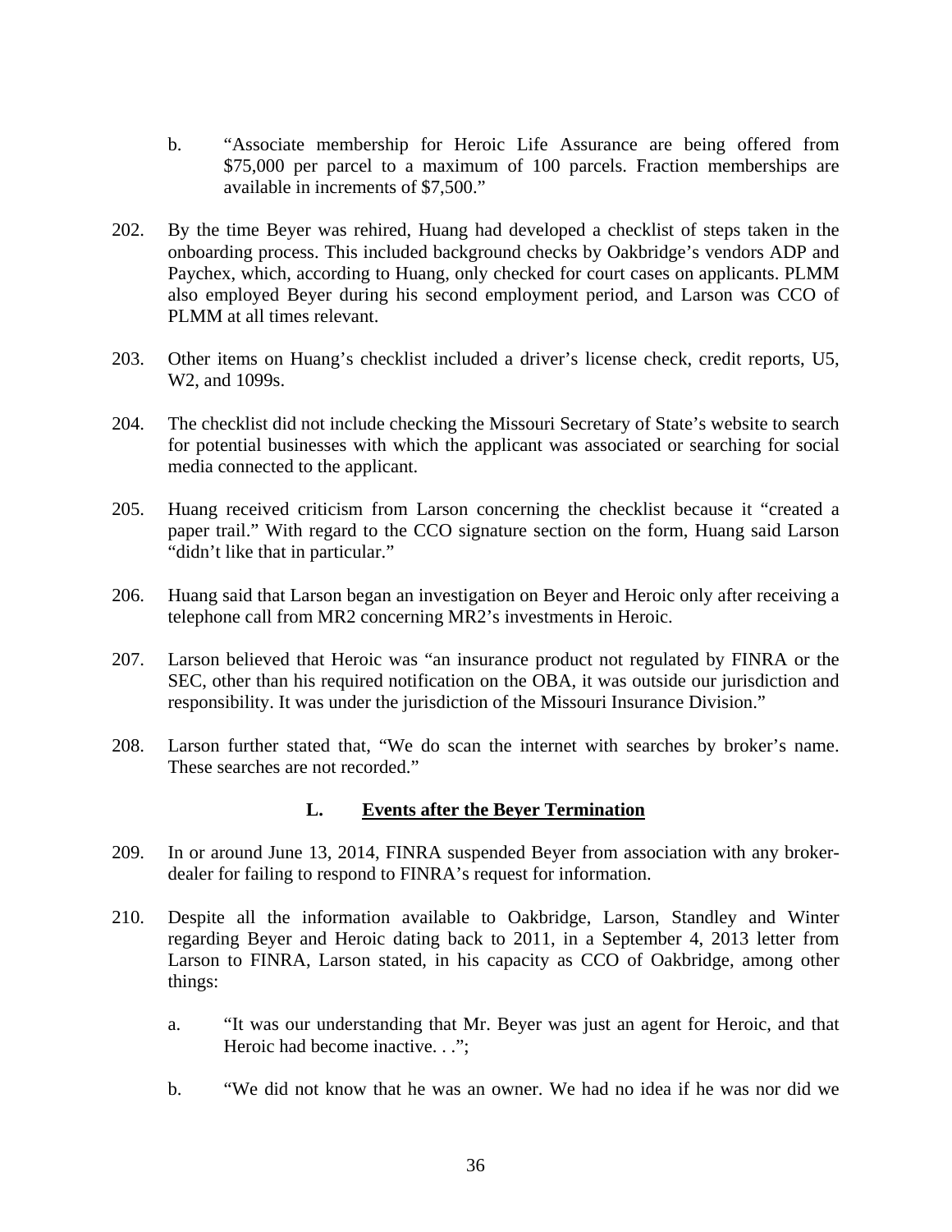b. "Associate membership for Heroic Life Assurance are being offered from $75,000 per parcel to a maximum of 100 parcels. Fraction memberships are available in increments of $7,500."

202. By the time Beyer was rehired, Huang had developed a checklist of steps taken in the onboarding process. This included background checks by Oakbridge's vendors ADP and Paychex, which, according to Huang, only checked for court cases on applicants. PLMM also employed Beyer during his second employment period, and Larson was CCO of PLMM at all times relevant.

203. Other items on Huang's checklist included a driver's license check, credit reports, U5, W2, and 1099s.

204. The checklist did not include checking the Missouri Secretary of State's website to search for potential businesses with which the applicant was associated or searching for social media connected to the applicant.

205. Huang received criticism from Larson concerning the checklist because it "created a paper trail." With regard to the CCO signature section on the form, Huang said Larson "didn't like that in particular."

206. Huang said that Larson began an investigation on Beyer and Heroic only after receiving a telephone call from MR2 concerning MR2's investments in Heroic.

207. Larson believed that Heroic was "an insurance product not regulated by FINRA or the SEC, other than his required notification on the OBA, it was outside our jurisdiction and responsibility. It was under the jurisdiction of the Missouri Insurance Division."

208. Larson further stated that, "We do scan the internet with searches by broker's name. These searches are not recorded."

### L. Events after the Beyer Termination

209. In or around June 13, 2014, FINRA suspended Beyer from association with any broker-dealer for failing to respond to FINRA's request for information.

210. Despite all the information available to Oakbridge, Larson, Standley and Winter regarding Beyer and Heroic dating back to 2011, in a September 4, 2013 letter from Larson to FINRA, Larson stated, in his capacity as CCO of Oakbridge, among other things:

a. "It was our understanding that Mr. Beyer was just an agent for Heroic, and that Heroic had become inactive. . .";

b. "We did not know that he was an owner. We had no idea if he was nor did we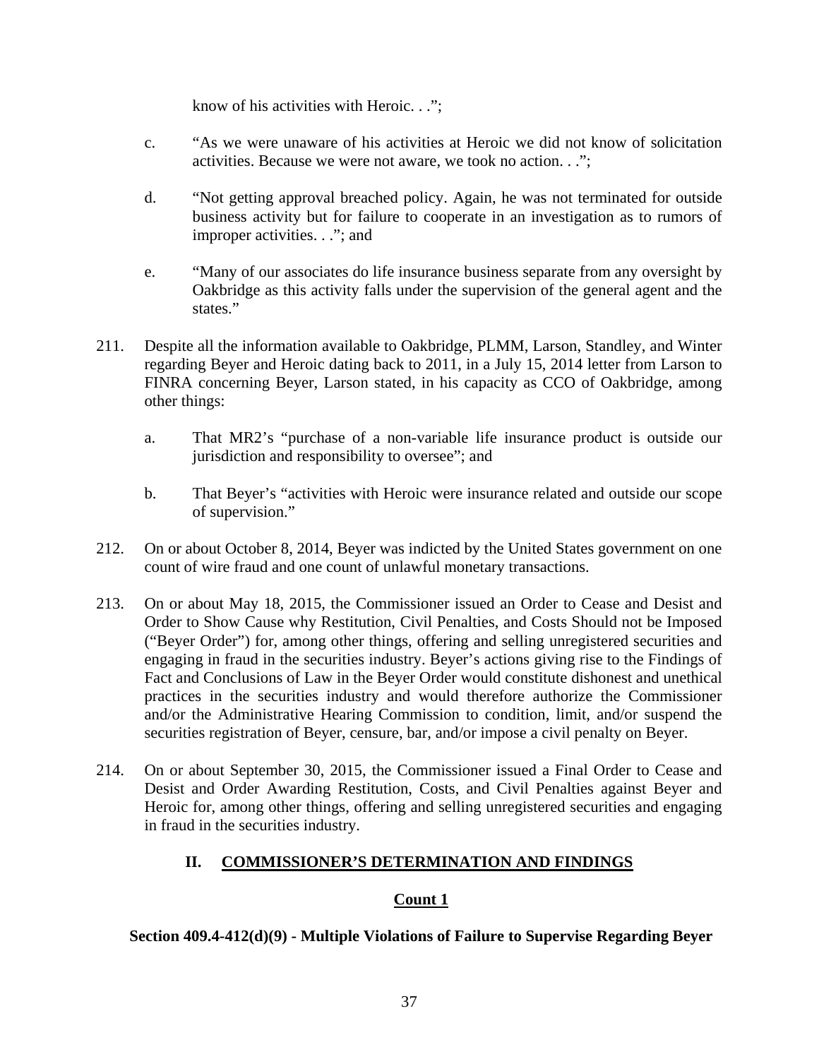know of his activities with Heroic. . .";

c. "As we were unaware of his activities at Heroic we did not know of solicitation activities. Because we were not aware, we took no action. . .";

d. "Not getting approval breached policy. Again, he was not terminated for outside business activity but for failure to cooperate in an investigation as to rumors of improper activities. . ."; and

e. "Many of our associates do life insurance business separate from any oversight by Oakbridge as this activity falls under the supervision of the general agent and the states."

211. Despite all the information available to Oakbridge, PLMM, Larson, Standley, and Winter regarding Beyer and Heroic dating back to 2011, in a July 15, 2014 letter from Larson to FINRA concerning Beyer, Larson stated, in his capacity as CCO of Oakbridge, among other things:

a. That MR2's "purchase of a non-variable life insurance product is outside our jurisdiction and responsibility to oversee"; and

b. That Beyer's "activities with Heroic were insurance related and outside our scope of supervision."

212. On or about October 8, 2014, Beyer was indicted by the United States government on one count of wire fraud and one count of unlawful monetary transactions.

213. On or about May 18, 2015, the Commissioner issued an Order to Cease and Desist and Order to Show Cause why Restitution, Civil Penalties, and Costs Should not be Imposed ("Beyer Order") for, among other things, offering and selling unregistered securities and engaging in fraud in the securities industry. Beyer's actions giving rise to the Findings of Fact and Conclusions of Law in the Beyer Order would constitute dishonest and unethical practices in the securities industry and would therefore authorize the Commissioner and/or the Administrative Hearing Commission to condition, limit, and/or suspend the securities registration of Beyer, censure, bar, and/or impose a civil penalty on Beyer.

214. On or about September 30, 2015, the Commissioner issued a Final Order to Cease and Desist and Order Awarding Restitution, Costs, and Civil Penalties against Beyer and Heroic for, among other things, offering and selling unregistered securities and engaging in fraud in the securities industry.

## II. COMMISSIONER'S DETERMINATION AND FINDINGS

### Count 1

**Section 409.4-412(d)(9) - Multiple Violations of Failure to Supervise Regarding Beyer**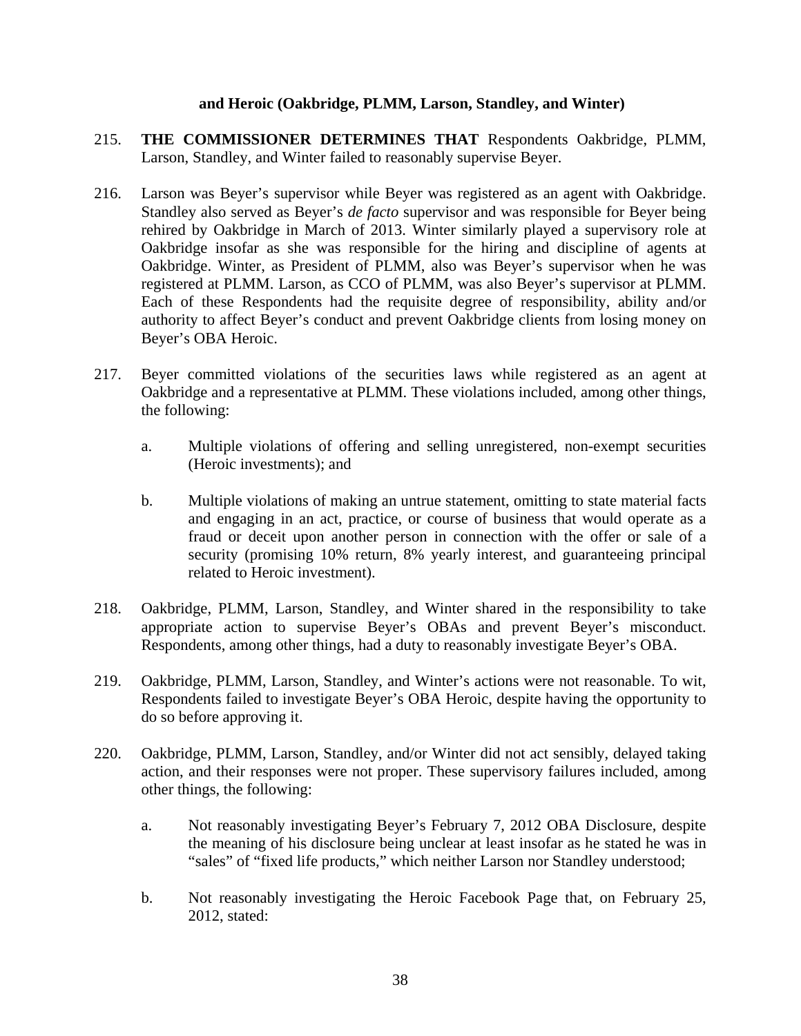**and Heroic (Oakbridge, PLMM, Larson, Standley, and Winter)**

215. **THE COMMISSIONER DETERMINES THAT** Respondents Oakbridge, PLMM, Larson, Standley, and Winter failed to reasonably supervise Beyer.

216. Larson was Beyer's supervisor while Beyer was registered as an agent with Oakbridge. Standley also served as Beyer's *de facto* supervisor and was responsible for Beyer being rehired by Oakbridge in March of 2013. Winter similarly played a supervisory role at Oakbridge insofar as she was responsible for the hiring and discipline of agents at Oakbridge. Winter, as President of PLMM, also was Beyer's supervisor when he was registered at PLMM. Larson, as CCO of PLMM, was also Beyer's supervisor at PLMM. Each of these Respondents had the requisite degree of responsibility, ability and/or authority to affect Beyer's conduct and prevent Oakbridge clients from losing money on Beyer's OBA Heroic.

217. Beyer committed violations of the securities laws while registered as an agent at Oakbridge and a representative at PLMM. These violations included, among other things, the following:

    a. Multiple violations of offering and selling unregistered, non-exempt securities (Heroic investments); and

    b. Multiple violations of making an untrue statement, omitting to state material facts and engaging in an act, practice, or course of business that would operate as a fraud or deceit upon another person in connection with the offer or sale of a security (promising 10% return, 8% yearly interest, and guaranteeing principal related to Heroic investment).

218. Oakbridge, PLMM, Larson, Standley, and Winter shared in the responsibility to take appropriate action to supervise Beyer's OBAs and prevent Beyer's misconduct. Respondents, among other things, had a duty to reasonably investigate Beyer's OBA.

219. Oakbridge, PLMM, Larson, Standley, and Winter's actions were not reasonable. To wit, Respondents failed to investigate Beyer's OBA Heroic, despite having the opportunity to do so before approving it.

220. Oakbridge, PLMM, Larson, Standley, and/or Winter did not act sensibly, delayed taking action, and their responses were not proper. These supervisory failures included, among other things, the following:

    a. Not reasonably investigating Beyer's February 7, 2012 OBA Disclosure, despite the meaning of his disclosure being unclear at least insofar as he stated he was in "sales" of "fixed life products," which neither Larson nor Standley understood;

    b. Not reasonably investigating the Heroic Facebook Page that, on February 25, 2012, stated: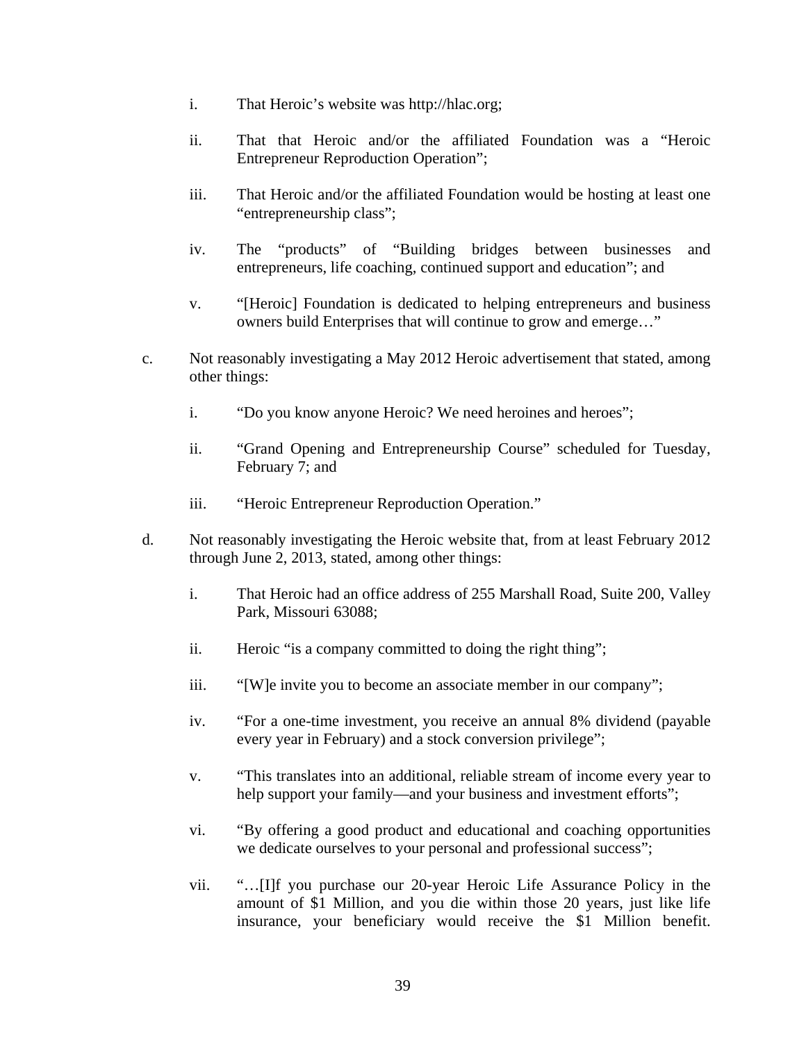i. That Heroic's website was http://hlac.org;

ii. That that Heroic and/or the affiliated Foundation was a "Heroic Entrepreneur Reproduction Operation";

iii. That Heroic and/or the affiliated Foundation would be hosting at least one "entrepreneurship class";

iv. The "products" of "Building bridges between businesses and entrepreneurs, life coaching, continued support and education"; and

v. "[Heroic] Foundation is dedicated to helping entrepreneurs and business owners build Enterprises that will continue to grow and emerge…"

c. Not reasonably investigating a May 2012 Heroic advertisement that stated, among other things:

i. "Do you know anyone Heroic? We need heroines and heroes";

ii. "Grand Opening and Entrepreneurship Course" scheduled for Tuesday, February 7; and

iii. "Heroic Entrepreneur Reproduction Operation."

d. Not reasonably investigating the Heroic website that, from at least February 2012 through June 2, 2013, stated, among other things:

i. That Heroic had an office address of 255 Marshall Road, Suite 200, Valley Park, Missouri 63088;

ii. Heroic "is a company committed to doing the right thing";

iii. "[W]e invite you to become an associate member in our company";

iv. "For a one-time investment, you receive an annual 8% dividend (payable every year in February) and a stock conversion privilege";

v. "This translates into an additional, reliable stream of income every year to help support your family—and your business and investment efforts";

vi. "By offering a good product and educational and coaching opportunities we dedicate ourselves to your personal and professional success";

vii. "…[I]f you purchase our 20-year Heroic Life Assurance Policy in the amount of $1 Million, and you die within those 20 years, just like life insurance, your beneficiary would receive the $1 Million benefit.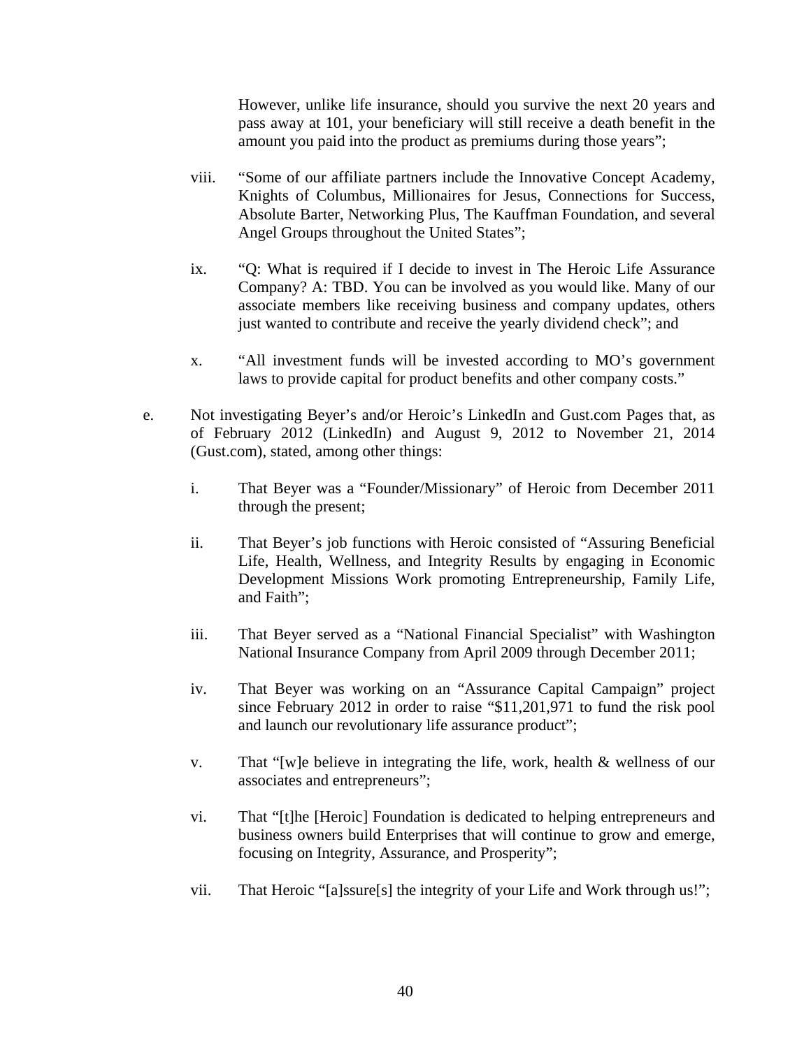However, unlike life insurance, should you survive the next 20 years and pass away at 101, your beneficiary will still receive a death benefit in the amount you paid into the product as premiums during those years";

viii. "Some of our affiliate partners include the Innovative Concept Academy, Knights of Columbus, Millionaires for Jesus, Connections for Success, Absolute Barter, Networking Plus, The Kauffman Foundation, and several Angel Groups throughout the United States";

ix. "Q: What is required if I decide to invest in The Heroic Life Assurance Company? A: TBD. You can be involved as you would like. Many of our associate members like receiving business and company updates, others just wanted to contribute and receive the yearly dividend check"; and

x. "All investment funds will be invested according to MO's government laws to provide capital for product benefits and other company costs."

e. Not investigating Beyer's and/or Heroic's LinkedIn and Gust.com Pages that, as of February 2012 (LinkedIn) and August 9, 2012 to November 21, 2014 (Gust.com), stated, among other things:

i. That Beyer was a "Founder/Missionary" of Heroic from December 2011 through the present;

ii. That Beyer's job functions with Heroic consisted of "Assuring Beneficial Life, Health, Wellness, and Integrity Results by engaging in Economic Development Missions Work promoting Entrepreneurship, Family Life, and Faith";

iii. That Beyer served as a "National Financial Specialist" with Washington National Insurance Company from April 2009 through December 2011;

iv. That Beyer was working on an "Assurance Capital Campaign" project since February 2012 in order to raise "$11,201,971 to fund the risk pool and launch our revolutionary life assurance product";

v. That "[w]e believe in integrating the life, work, health & wellness of our associates and entrepreneurs";

vi. That "[t]he [Heroic] Foundation is dedicated to helping entrepreneurs and business owners build Enterprises that will continue to grow and emerge, focusing on Integrity, Assurance, and Prosperity";

vii. That Heroic "[a]ssure[s] the integrity of your Life and Work through us!";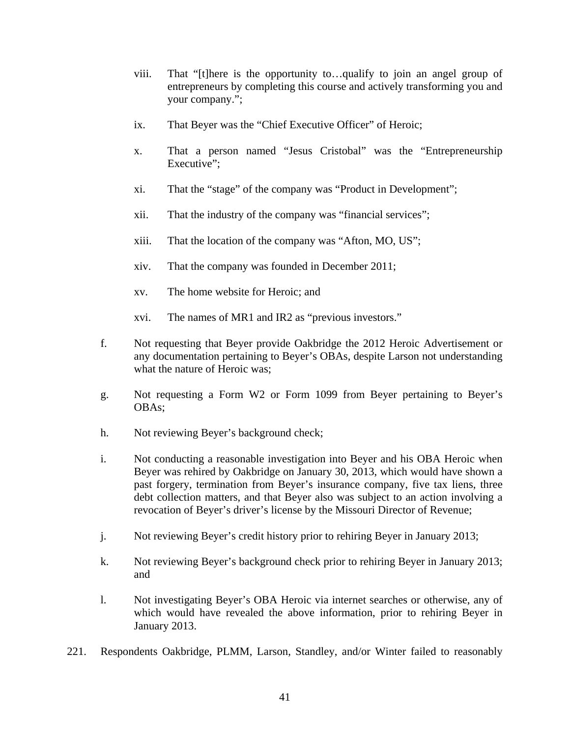viii. That "[t]here is the opportunity to…qualify to join an angel group of entrepreneurs by completing this course and actively transforming you and your company.";

ix. That Beyer was the "Chief Executive Officer" of Heroic;

x. That a person named "Jesus Cristobal" was the "Entrepreneurship Executive";

xi. That the "stage" of the company was "Product in Development";

xii. That the industry of the company was "financial services";

xiii. That the location of the company was "Afton, MO, US";

xiv. That the company was founded in December 2011;

xv. The home website for Heroic; and

xvi. The names of MR1 and IR2 as "previous investors."

f. Not requesting that Beyer provide Oakbridge the 2012 Heroic Advertisement or any documentation pertaining to Beyer's OBAs, despite Larson not understanding what the nature of Heroic was;

g. Not requesting a Form W2 or Form 1099 from Beyer pertaining to Beyer's OBAs;

h. Not reviewing Beyer's background check;

i. Not conducting a reasonable investigation into Beyer and his OBA Heroic when Beyer was rehired by Oakbridge on January 30, 2013, which would have shown a past forgery, termination from Beyer's insurance company, five tax liens, three debt collection matters, and that Beyer also was subject to an action involving a revocation of Beyer's driver's license by the Missouri Director of Revenue;

j. Not reviewing Beyer's credit history prior to rehiring Beyer in January 2013;

k. Not reviewing Beyer's background check prior to rehiring Beyer in January 2013; and

l. Not investigating Beyer's OBA Heroic via internet searches or otherwise, any of which would have revealed the above information, prior to rehiring Beyer in January 2013.

221. Respondents Oakbridge, PLMM, Larson, Standley, and/or Winter failed to reasonably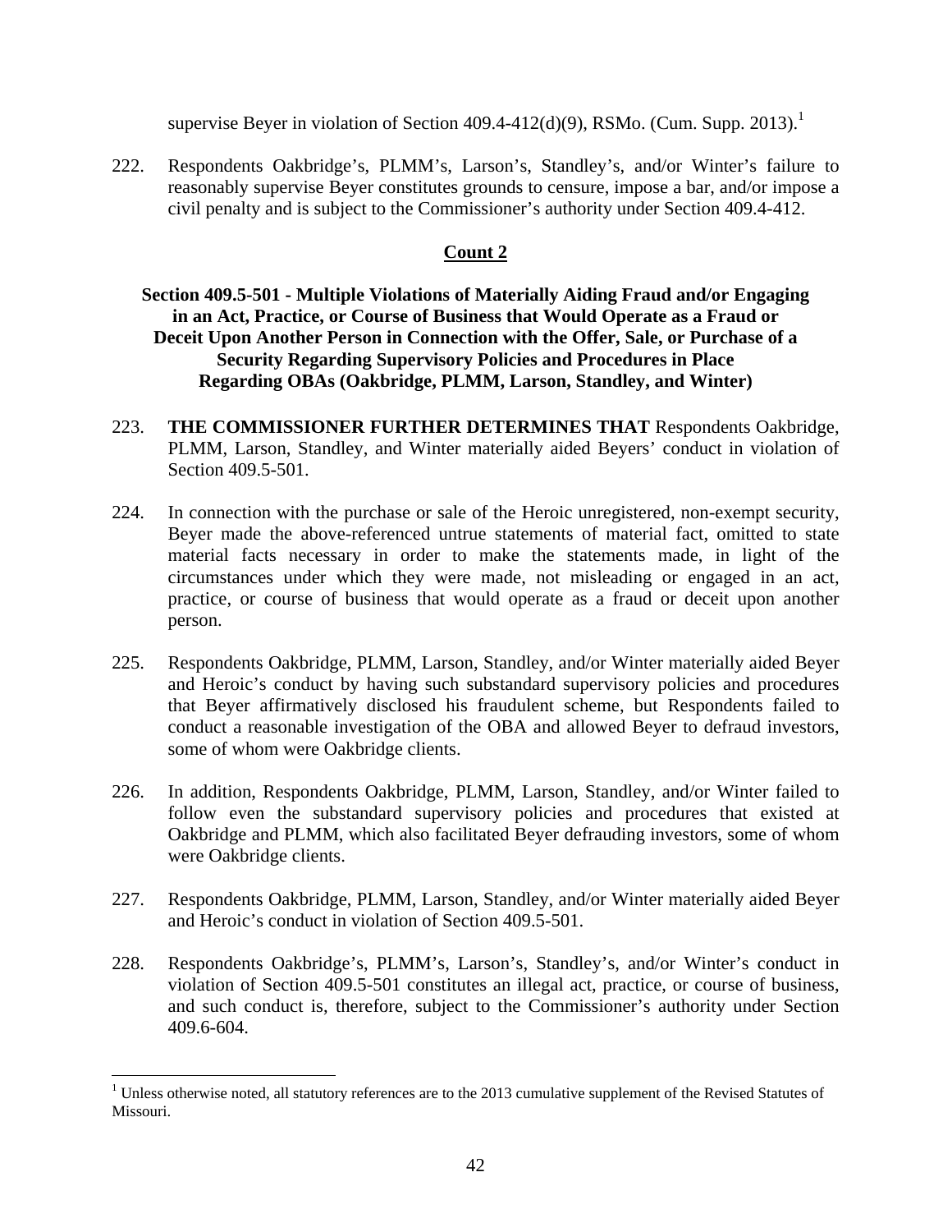supervise Beyer in violation of Section 409.4-412(d)(9), RSMo. (Cum. Supp. 2013).[1]

222. Respondents Oakbridge's, PLMM's, Larson's, Standley's, and/or Winter's failure to reasonably supervise Beyer constitutes grounds to censure, impose a bar, and/or impose a civil penalty and is subject to the Commissioner's authority under Section 409.4-412.

## Count 2

### Section 409.5-501 - Multiple Violations of Materially Aiding Fraud and/or Engaging in an Act, Practice, or Course of Business that Would Operate as a Fraud or Deceit Upon Another Person in Connection with the Offer, Sale, or Purchase of a Security Regarding Supervisory Policies and Procedures in Place Regarding OBAs (Oakbridge, PLMM, Larson, Standley, and Winter)

223. **THE COMMISSIONER FURTHER DETERMINES THAT** Respondents Oakbridge, PLMM, Larson, Standley, and Winter materially aided Beyers' conduct in violation of Section 409.5-501.

224. In connection with the purchase or sale of the Heroic unregistered, non-exempt security, Beyer made the above-referenced untrue statements of material fact, omitted to state material facts necessary in order to make the statements made, in light of the circumstances under which they were made, not misleading or engaged in an act, practice, or course of business that would operate as a fraud or deceit upon another person.

225. Respondents Oakbridge, PLMM, Larson, Standley, and/or Winter materially aided Beyer and Heroic's conduct by having such substandard supervisory policies and procedures that Beyer affirmatively disclosed his fraudulent scheme, but Respondents failed to conduct a reasonable investigation of the OBA and allowed Beyer to defraud investors, some of whom were Oakbridge clients.

226. In addition, Respondents Oakbridge, PLMM, Larson, Standley, and/or Winter failed to follow even the substandard supervisory policies and procedures that existed at Oakbridge and PLMM, which also facilitated Beyer defrauding investors, some of whom were Oakbridge clients.

227. Respondents Oakbridge, PLMM, Larson, Standley, and/or Winter materially aided Beyer and Heroic's conduct in violation of Section 409.5-501.

228. Respondents Oakbridge's, PLMM's, Larson's, Standley's, and/or Winter's conduct in violation of Section 409.5-501 constitutes an illegal act, practice, or course of business, and such conduct is, therefore, subject to the Commissioner's authority under Section 409.6-604.

---

[1] Unless otherwise noted, all statutory references are to the 2013 cumulative supplement of the Revised Statutes of Missouri.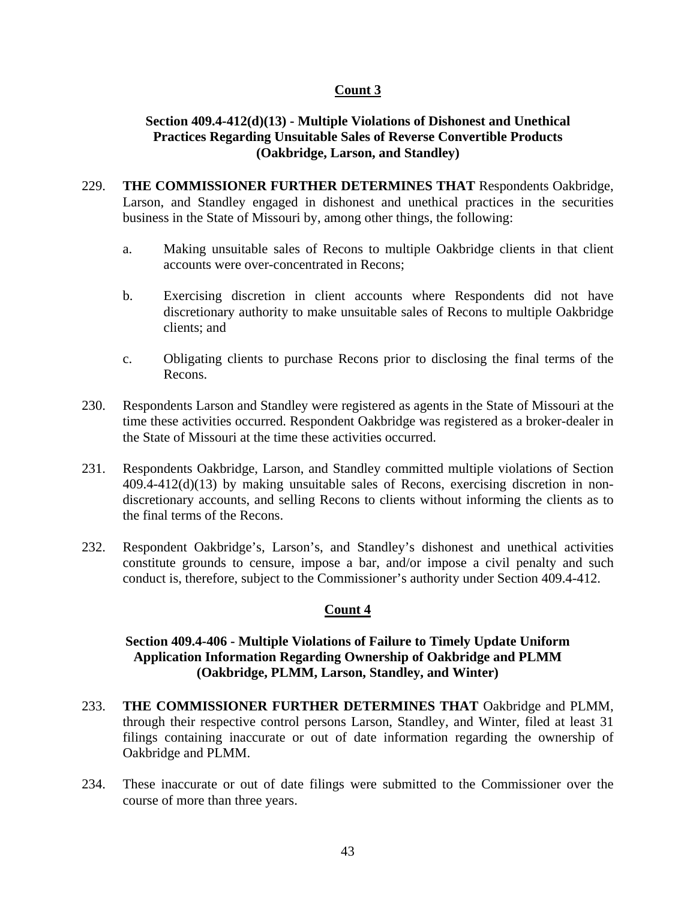## Count 3

### Section 409.4-412(d)(13) - Multiple Violations of Dishonest and Unethical Practices Regarding Unsuitable Sales of Reverse Convertible Products (Oakbridge, Larson, and Standley)

229. **THE COMMISSIONER FURTHER DETERMINES THAT** Respondents Oakbridge, Larson, and Standley engaged in dishonest and unethical practices in the securities business in the State of Missouri by, among other things, the following:

    a. Making unsuitable sales of Recons to multiple Oakbridge clients in that client accounts were over-concentrated in Recons;

    b. Exercising discretion in client accounts where Respondents did not have discretionary authority to make unsuitable sales of Recons to multiple Oakbridge clients; and

    c. Obligating clients to purchase Recons prior to disclosing the final terms of the Recons.

230. Respondents Larson and Standley were registered as agents in the State of Missouri at the time these activities occurred. Respondent Oakbridge was registered as a broker-dealer in the State of Missouri at the time these activities occurred.

231. Respondents Oakbridge, Larson, and Standley committed multiple violations of Section 409.4-412(d)(13) by making unsuitable sales of Recons, exercising discretion in non-discretionary accounts, and selling Recons to clients without informing the clients as to the final terms of the Recons.

232. Respondent Oakbridge's, Larson's, and Standley's dishonest and unethical activities constitute grounds to censure, impose a bar, and/or impose a civil penalty and such conduct is, therefore, subject to the Commissioner's authority under Section 409.4-412.

## Count 4

### Section 409.4-406 - Multiple Violations of Failure to Timely Update Uniform Application Information Regarding Ownership of Oakbridge and PLMM (Oakbridge, PLMM, Larson, Standley, and Winter)

233. **THE COMMISSIONER FURTHER DETERMINES THAT** Oakbridge and PLMM, through their respective control persons Larson, Standley, and Winter, filed at least 31 filings containing inaccurate or out of date information regarding the ownership of Oakbridge and PLMM.

234. These inaccurate or out of date filings were submitted to the Commissioner over the course of more than three years.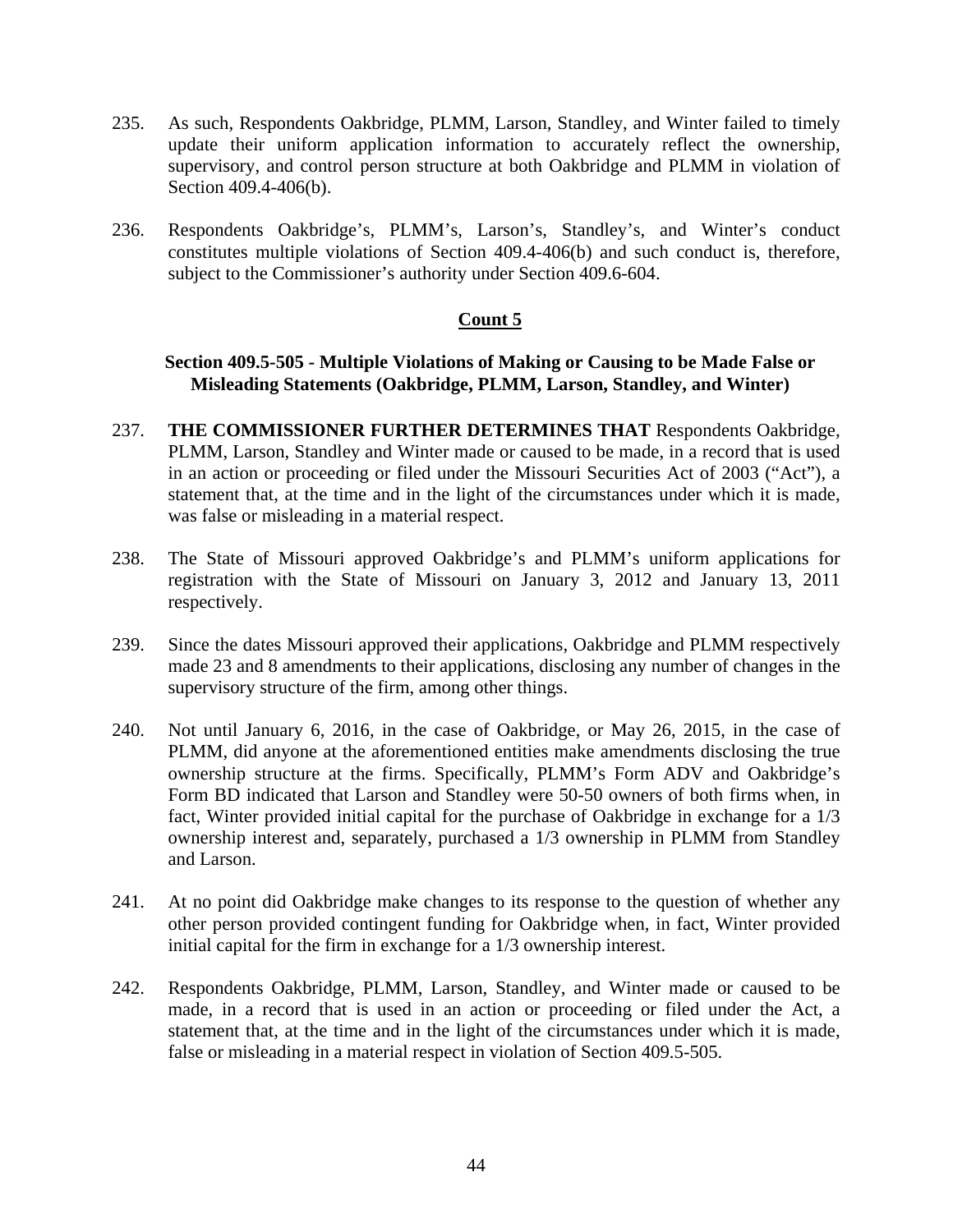235. As such, Respondents Oakbridge, PLMM, Larson, Standley, and Winter failed to timely update their uniform application information to accurately reflect the ownership, supervisory, and control person structure at both Oakbridge and PLMM in violation of Section 409.4-406(b).

236. Respondents Oakbridge's, PLMM's, Larson's, Standley's, and Winter's conduct constitutes multiple violations of Section 409.4-406(b) and such conduct is, therefore, subject to the Commissioner's authority under Section 409.6-604.

## Count 5

### Section 409.5-505 - Multiple Violations of Making or Causing to be Made False or Misleading Statements (Oakbridge, PLMM, Larson, Standley, and Winter)

237. **THE COMMISSIONER FURTHER DETERMINES THAT** Respondents Oakbridge, PLMM, Larson, Standley and Winter made or caused to be made, in a record that is used in an action or proceeding or filed under the Missouri Securities Act of 2003 ("Act"), a statement that, at the time and in the light of the circumstances under which it is made, was false or misleading in a material respect.

238. The State of Missouri approved Oakbridge's and PLMM's uniform applications for registration with the State of Missouri on January 3, 2012 and January 13, 2011 respectively.

239. Since the dates Missouri approved their applications, Oakbridge and PLMM respectively made 23 and 8 amendments to their applications, disclosing any number of changes in the supervisory structure of the firm, among other things.

240. Not until January 6, 2016, in the case of Oakbridge, or May 26, 2015, in the case of PLMM, did anyone at the aforementioned entities make amendments disclosing the true ownership structure at the firms. Specifically, PLMM's Form ADV and Oakbridge's Form BD indicated that Larson and Standley were 50-50 owners of both firms when, in fact, Winter provided initial capital for the purchase of Oakbridge in exchange for a 1/3 ownership interest and, separately, purchased a 1/3 ownership in PLMM from Standley and Larson.

241. At no point did Oakbridge make changes to its response to the question of whether any other person provided contingent funding for Oakbridge when, in fact, Winter provided initial capital for the firm in exchange for a 1/3 ownership interest.

242. Respondents Oakbridge, PLMM, Larson, Standley, and Winter made or caused to be made, in a record that is used in an action or proceeding or filed under the Act, a statement that, at the time and in the light of the circumstances under which it is made, false or misleading in a material respect in violation of Section 409.5-505.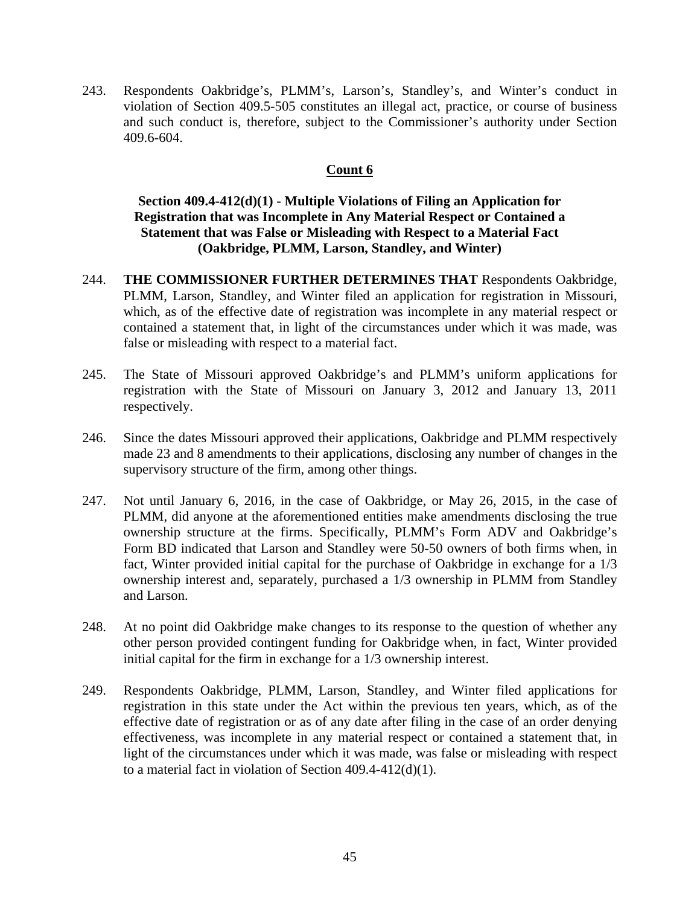243. Respondents Oakbridge's, PLMM's, Larson's, Standley's, and Winter's conduct in violation of Section 409.5-505 constitutes an illegal act, practice, or course of business and such conduct is, therefore, subject to the Commissioner's authority under Section 409.6-604.

## Count 6

### Section 409.4-412(d)(1) - Multiple Violations of Filing an Application for Registration that was Incomplete in Any Material Respect or Contained a Statement that was False or Misleading with Respect to a Material Fact (Oakbridge, PLMM, Larson, Standley, and Winter)

244. **THE COMMISSIONER FURTHER DETERMINES THAT** Respondents Oakbridge, PLMM, Larson, Standley, and Winter filed an application for registration in Missouri, which, as of the effective date of registration was incomplete in any material respect or contained a statement that, in light of the circumstances under which it was made, was false or misleading with respect to a material fact.

245. The State of Missouri approved Oakbridge's and PLMM's uniform applications for registration with the State of Missouri on January 3, 2012 and January 13, 2011 respectively.

246. Since the dates Missouri approved their applications, Oakbridge and PLMM respectively made 23 and 8 amendments to their applications, disclosing any number of changes in the supervisory structure of the firm, among other things.

247. Not until January 6, 2016, in the case of Oakbridge, or May 26, 2015, in the case of PLMM, did anyone at the aforementioned entities make amendments disclosing the true ownership structure at the firms. Specifically, PLMM's Form ADV and Oakbridge's Form BD indicated that Larson and Standley were 50-50 owners of both firms when, in fact, Winter provided initial capital for the purchase of Oakbridge in exchange for a 1/3 ownership interest and, separately, purchased a 1/3 ownership in PLMM from Standley and Larson.

248. At no point did Oakbridge make changes to its response to the question of whether any other person provided contingent funding for Oakbridge when, in fact, Winter provided initial capital for the firm in exchange for a 1/3 ownership interest.

249. Respondents Oakbridge, PLMM, Larson, Standley, and Winter filed applications for registration in this state under the Act within the previous ten years, which, as of the effective date of registration or as of any date after filing in the case of an order denying effectiveness, was incomplete in any material respect or contained a statement that, in light of the circumstances under which it was made, was false or misleading with respect to a material fact in violation of Section 409.4-412(d)(1).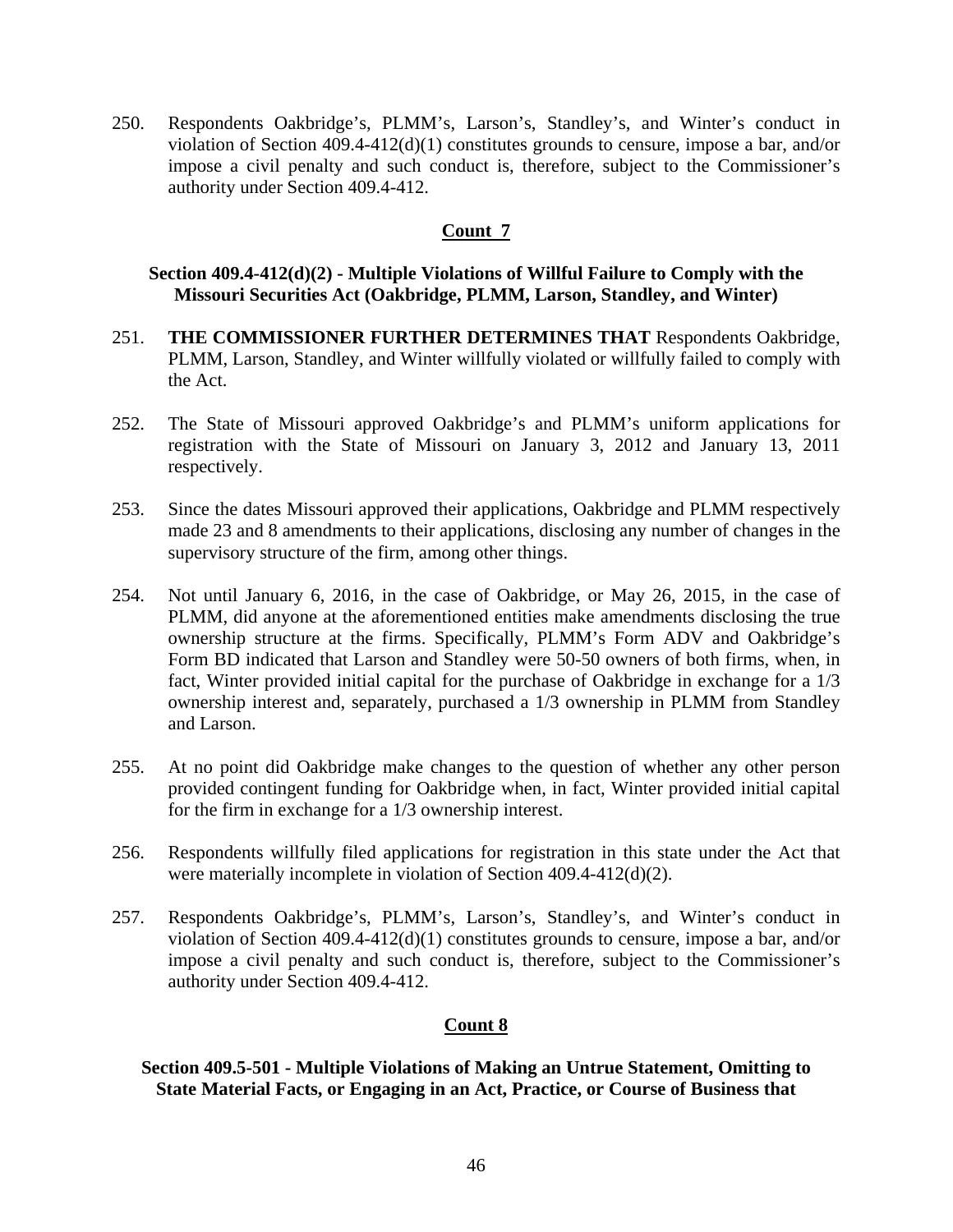250. Respondents Oakbridge's, PLMM's, Larson's, Standley's, and Winter's conduct in violation of Section 409.4-412(d)(1) constitutes grounds to censure, impose a bar, and/or impose a civil penalty and such conduct is, therefore, subject to the Commissioner's authority under Section 409.4-412.

## Count 7

### Section 409.4-412(d)(2) - Multiple Violations of Willful Failure to Comply with the Missouri Securities Act (Oakbridge, PLMM, Larson, Standley, and Winter)

251. **THE COMMISSIONER FURTHER DETERMINES THAT** Respondents Oakbridge, PLMM, Larson, Standley, and Winter willfully violated or willfully failed to comply with the Act.

252. The State of Missouri approved Oakbridge's and PLMM's uniform applications for registration with the State of Missouri on January 3, 2012 and January 13, 2011 respectively.

253. Since the dates Missouri approved their applications, Oakbridge and PLMM respectively made 23 and 8 amendments to their applications, disclosing any number of changes in the supervisory structure of the firm, among other things.

254. Not until January 6, 2016, in the case of Oakbridge, or May 26, 2015, in the case of PLMM, did anyone at the aforementioned entities make amendments disclosing the true ownership structure at the firms. Specifically, PLMM's Form ADV and Oakbridge's Form BD indicated that Larson and Standley were 50-50 owners of both firms, when, in fact, Winter provided initial capital for the purchase of Oakbridge in exchange for a 1/3 ownership interest and, separately, purchased a 1/3 ownership in PLMM from Standley and Larson.

255. At no point did Oakbridge make changes to the question of whether any other person provided contingent funding for Oakbridge when, in fact, Winter provided initial capital for the firm in exchange for a 1/3 ownership interest.

256. Respondents willfully filed applications for registration in this state under the Act that were materially incomplete in violation of Section 409.4-412(d)(2).

257. Respondents Oakbridge's, PLMM's, Larson's, Standley's, and Winter's conduct in violation of Section 409.4-412(d)(1) constitutes grounds to censure, impose a bar, and/or impose a civil penalty and such conduct is, therefore, subject to the Commissioner's authority under Section 409.4-412.

## Count 8

### Section 409.5-501 - Multiple Violations of Making an Untrue Statement, Omitting to State Material Facts, or Engaging in an Act, Practice, or Course of Business that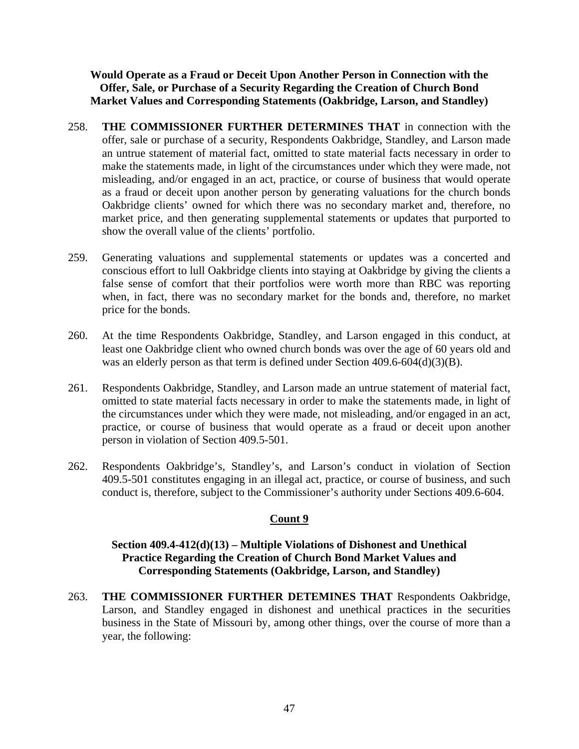**Would Operate as a Fraud or Deceit Upon Another Person in Connection with the Offer, Sale, or Purchase of a Security Regarding the Creation of Church Bond Market Values and Corresponding Statements (Oakbridge, Larson, and Standley)**

258. **THE COMMISSIONER FURTHER DETERMINES THAT** in connection with the offer, sale or purchase of a security, Respondents Oakbridge, Standley, and Larson made an untrue statement of material fact, omitted to state material facts necessary in order to make the statements made, in light of the circumstances under which they were made, not misleading, and/or engaged in an act, practice, or course of business that would operate as a fraud or deceit upon another person by generating valuations for the church bonds Oakbridge clients' owned for which there was no secondary market and, therefore, no market price, and then generating supplemental statements or updates that purported to show the overall value of the clients' portfolio.

259. Generating valuations and supplemental statements or updates was a concerted and conscious effort to lull Oakbridge clients into staying at Oakbridge by giving the clients a false sense of comfort that their portfolios were worth more than RBC was reporting when, in fact, there was no secondary market for the bonds and, therefore, no market price for the bonds.

260. At the time Respondents Oakbridge, Standley, and Larson engaged in this conduct, at least one Oakbridge client who owned church bonds was over the age of 60 years old and was an elderly person as that term is defined under Section 409.6-604(d)(3)(B).

261. Respondents Oakbridge, Standley, and Larson made an untrue statement of material fact, omitted to state material facts necessary in order to make the statements made, in light of the circumstances under which they were made, not misleading, and/or engaged in an act, practice, or course of business that would operate as a fraud or deceit upon another person in violation of Section 409.5-501.

262. Respondents Oakbridge's, Standley's, and Larson's conduct in violation of Section 409.5-501 constitutes engaging in an illegal act, practice, or course of business, and such conduct is, therefore, subject to the Commissioner's authority under Sections 409.6-604.

## Count 9

**Section 409.4-412(d)(13) – Multiple Violations of Dishonest and Unethical Practice Regarding the Creation of Church Bond Market Values and Corresponding Statements (Oakbridge, Larson, and Standley)**

263. **THE COMMISSIONER FURTHER DETEMINES THAT** Respondents Oakbridge, Larson, and Standley engaged in dishonest and unethical practices in the securities business in the State of Missouri by, among other things, over the course of more than a year, the following: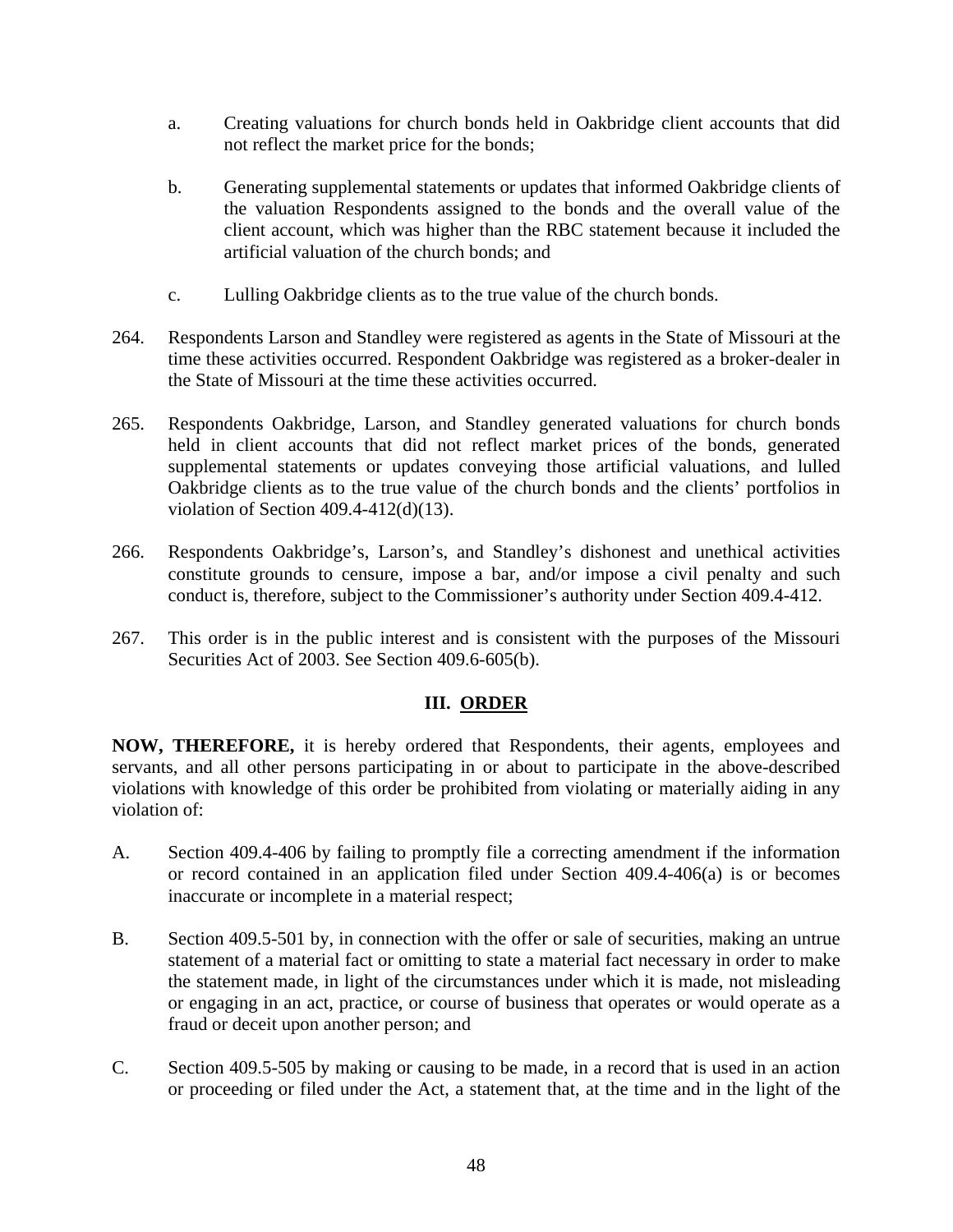a. Creating valuations for church bonds held in Oakbridge client accounts that did not reflect the market price for the bonds;

b. Generating supplemental statements or updates that informed Oakbridge clients of the valuation Respondents assigned to the bonds and the overall value of the client account, which was higher than the RBC statement because it included the artificial valuation of the church bonds; and

c. Lulling Oakbridge clients as to the true value of the church bonds.

264. Respondents Larson and Standley were registered as agents in the State of Missouri at the time these activities occurred. Respondent Oakbridge was registered as a broker-dealer in the State of Missouri at the time these activities occurred.

265. Respondents Oakbridge, Larson, and Standley generated valuations for church bonds held in client accounts that did not reflect market prices of the bonds, generated supplemental statements or updates conveying those artificial valuations, and lulled Oakbridge clients as to the true value of the church bonds and the clients' portfolios in violation of Section 409.4-412(d)(13).

266. Respondents Oakbridge's, Larson's, and Standley's dishonest and unethical activities constitute grounds to censure, impose a bar, and/or impose a civil penalty and such conduct is, therefore, subject to the Commissioner's authority under Section 409.4-412.

267. This order is in the public interest and is consistent with the purposes of the Missouri Securities Act of 2003. See Section 409.6-605(b).

## III. ORDER

**NOW, THEREFORE,** it is hereby ordered that Respondents, their agents, employees and servants, and all other persons participating in or about to participate in the above-described violations with knowledge of this order be prohibited from violating or materially aiding in any violation of:

A. Section 409.4-406 by failing to promptly file a correcting amendment if the information or record contained in an application filed under Section 409.4-406(a) is or becomes inaccurate or incomplete in a material respect;

B. Section 409.5-501 by, in connection with the offer or sale of securities, making an untrue statement of a material fact or omitting to state a material fact necessary in order to make the statement made, in light of the circumstances under which it is made, not misleading or engaging in an act, practice, or course of business that operates or would operate as a fraud or deceit upon another person; and

C. Section 409.5-505 by making or causing to be made, in a record that is used in an action or proceeding or filed under the Act, a statement that, at the time and in the light of the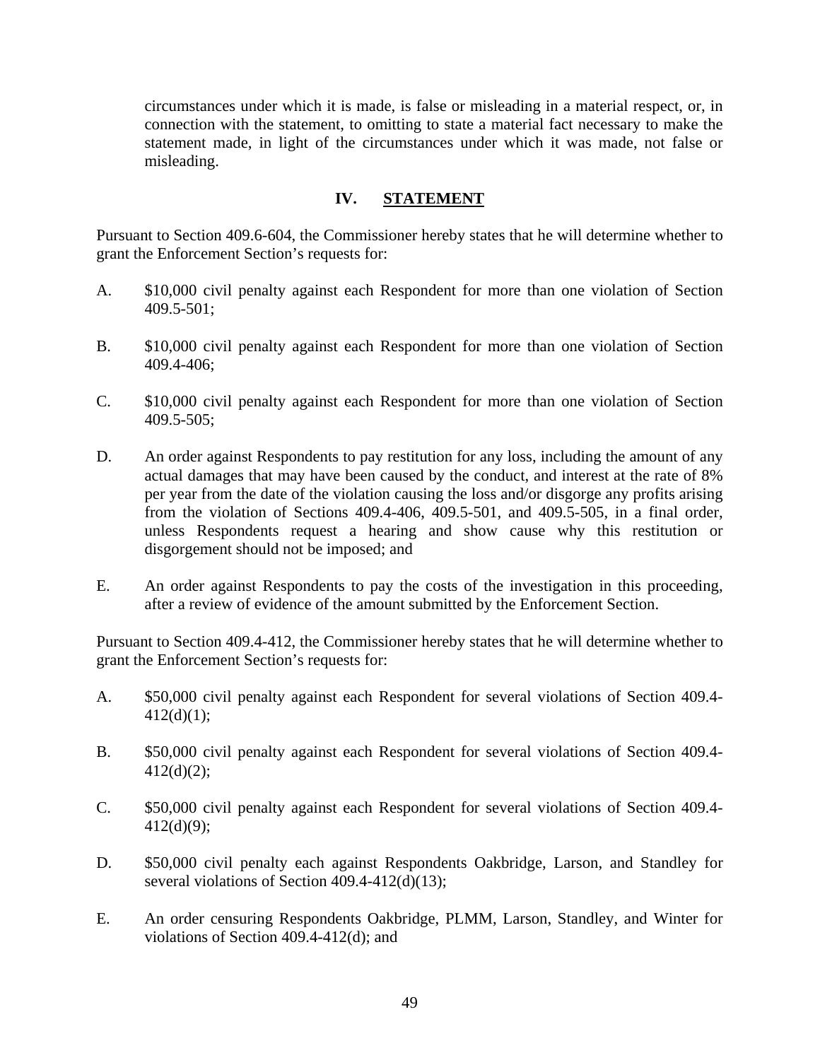circumstances under which it is made, is false or misleading in a material respect, or, in connection with the statement, to omitting to state a material fact necessary to make the statement made, in light of the circumstances under which it was made, not false or misleading.

## IV. STATEMENT

Pursuant to Section 409.6-604, the Commissioner hereby states that he will determine whether to grant the Enforcement Section's requests for:

A. $10,000 civil penalty against each Respondent for more than one violation of Section 409.5-501;

B. $10,000 civil penalty against each Respondent for more than one violation of Section 409.4-406;

C. $10,000 civil penalty against each Respondent for more than one violation of Section 409.5-505;

D. An order against Respondents to pay restitution for any loss, including the amount of any actual damages that may have been caused by the conduct, and interest at the rate of 8% per year from the date of the violation causing the loss and/or disgorge any profits arising from the violation of Sections 409.4-406, 409.5-501, and 409.5-505, in a final order, unless Respondents request a hearing and show cause why this restitution or disgorgement should not be imposed; and

E. An order against Respondents to pay the costs of the investigation in this proceeding, after a review of evidence of the amount submitted by the Enforcement Section.

Pursuant to Section 409.4-412, the Commissioner hereby states that he will determine whether to grant the Enforcement Section's requests for:

A. $50,000 civil penalty against each Respondent for several violations of Section 409.4-412(d)(1);

B. $50,000 civil penalty against each Respondent for several violations of Section 409.4-412(d)(2);

C. $50,000 civil penalty against each Respondent for several violations of Section 409.4-412(d)(9);

D. $50,000 civil penalty each against Respondents Oakbridge, Larson, and Standley for several violations of Section 409.4-412(d)(13);

E. An order censuring Respondents Oakbridge, PLMM, Larson, Standley, and Winter for violations of Section 409.4-412(d); and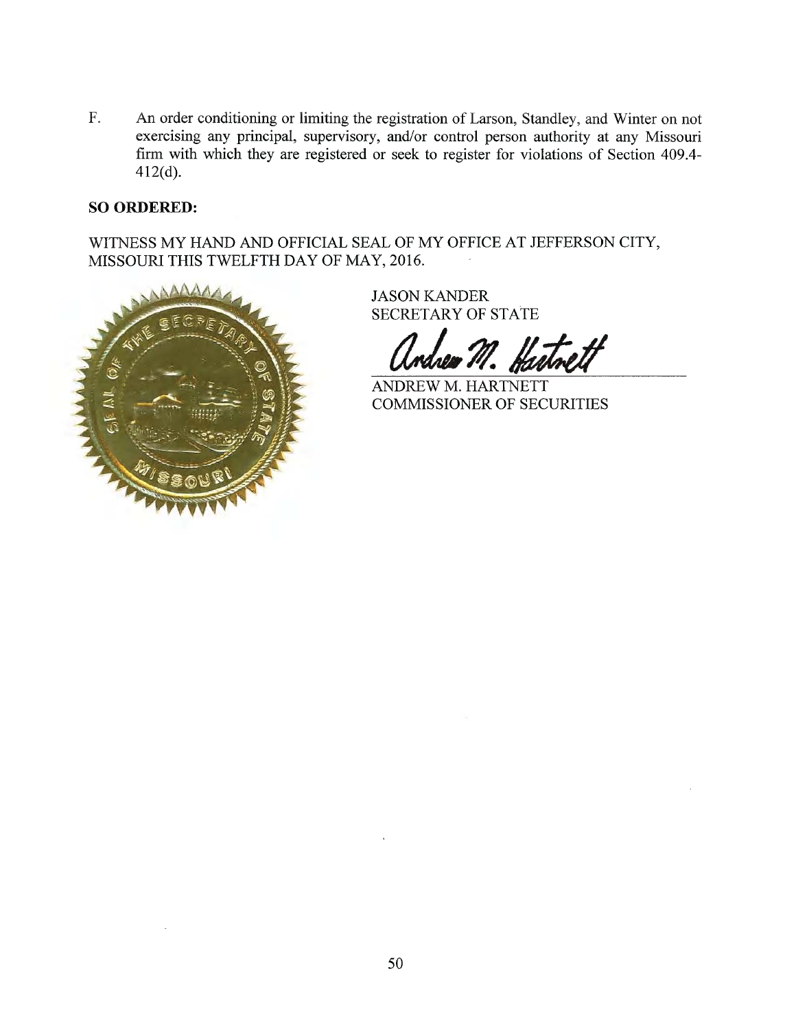F. An order conditioning or limiting the registration of Larson, Standley, and Winter on not exercising any principal, supervisory, and/or control person authority at any Missouri firm with which they are registered or seek to register for violations of Section 409.4-412(d).

**SO ORDERED:**

WITNESS MY HAND AND OFFICIAL SEAL OF MY OFFICE AT JEFFERSON CITY, MISSOURI THIS TWELFTH DAY OF MAY, 2016.

JASON KANDER
SECRETARY OF STATE

Andrew M. Hartnett

ANDREW M. HARTNETT
COMMISSIONER OF SECURITIES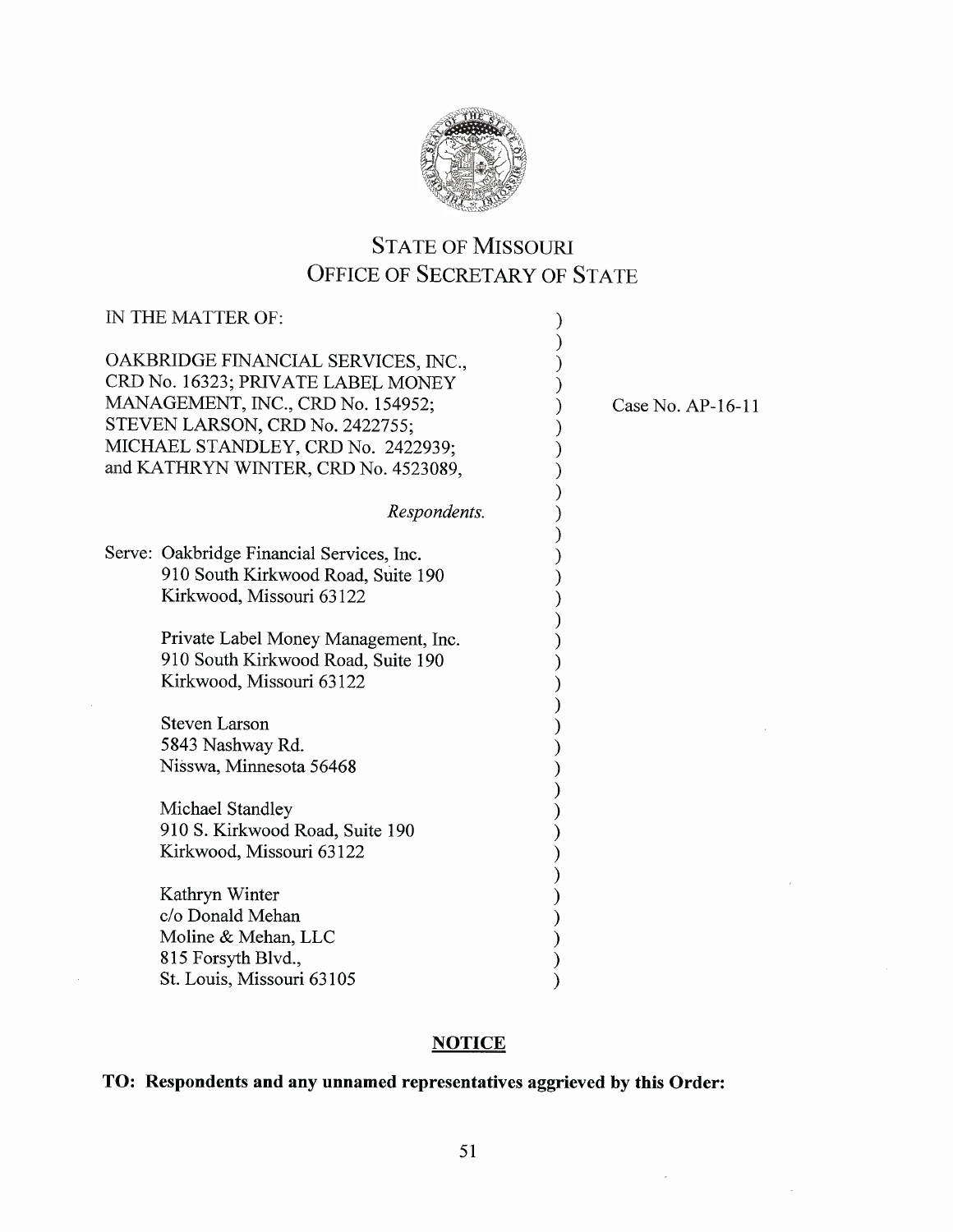# STATE OF MISSOURI
# OFFICE OF SECRETARY OF STATE

IN THE MATTER OF:

OAKBRIDGE FINANCIAL SERVICES, INC., CRD No. 16323; PRIVATE LABEL MONEY MANAGEMENT, INC., CRD No. 154952; STEVEN LARSON, CRD No. 2422755; MICHAEL STANDLEY, CRD No. 2422939; and KATHRYN WINTER, CRD No. 4523089,

*Respondents.*

Case No. AP-16-11

Serve: Oakbridge Financial Services, Inc.
910 South Kirkwood Road, Suite 190
Kirkwood, Missouri 63122

Private Label Money Management, Inc.
910 South Kirkwood Road, Suite 190
Kirkwood, Missouri 63122

Steven Larson
5843 Nashway Rd.
Nisswa, Minnesota 56468

Michael Standley
910 S. Kirkwood Road, Suite 190
Kirkwood, Missouri 63122

Kathryn Winter
c/o Donald Mehan
Moline & Mehan, LLC
815 Forsyth Blvd.,
St. Louis, Missouri 63105

## NOTICE

**TO: Respondents and any unnamed representatives aggrieved by this Order:**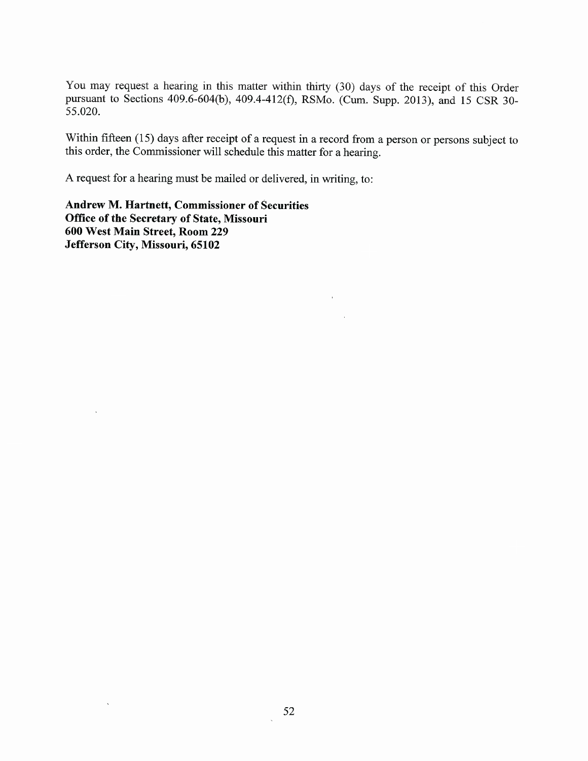You may request a hearing in this matter within thirty (30) days of the receipt of this Order pursuant to Sections 409.6-604(b), 409.4-412(f), RSMo. (Cum. Supp. 2013), and 15 CSR 30-55.020.

Within fifteen (15) days after receipt of a request in a record from a person or persons subject to this order, the Commissioner will schedule this matter for a hearing.

A request for a hearing must be mailed or delivered, in writing, to:

**Andrew M. Hartnett, Commissioner of Securities**
**Office of the Secretary of State, Missouri**
**600 West Main Street, Room 229**
**Jefferson City, Missouri, 65102**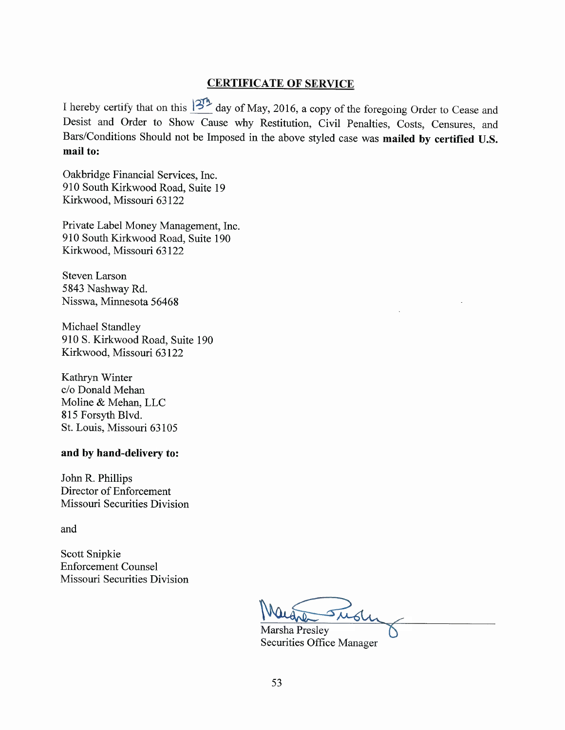## CERTIFICATE OF SERVICE

I hereby certify that on this 13th day of May, 2016, a copy of the foregoing Order to Cease and Desist and Order to Show Cause why Restitution, Civil Penalties, Costs, Censures, and Bars/Conditions Should not be Imposed in the above styled case was **mailed by certified U.S. mail to:**

Oakbridge Financial Services, Inc.
910 South Kirkwood Road, Suite 19
Kirkwood, Missouri 63122

Private Label Money Management, Inc.
910 South Kirkwood Road, Suite 190
Kirkwood, Missouri 63122

Steven Larson
5843 Nashway Rd.
Nisswa, Minnesota 56468

Michael Standley
910 S. Kirkwood Road, Suite 190
Kirkwood, Missouri 63122

Kathryn Winter
c/o Donald Mehan
Moline & Mehan, LLC
815 Forsyth Blvd.
St. Louis, Missouri 63105

**and by hand-delivery to:**

John R. Phillips
Director of Enforcement
Missouri Securities Division

and

Scott Snipkie
Enforcement Counsel
Missouri Securities Division

Marsha Presley
Securities Office Manager